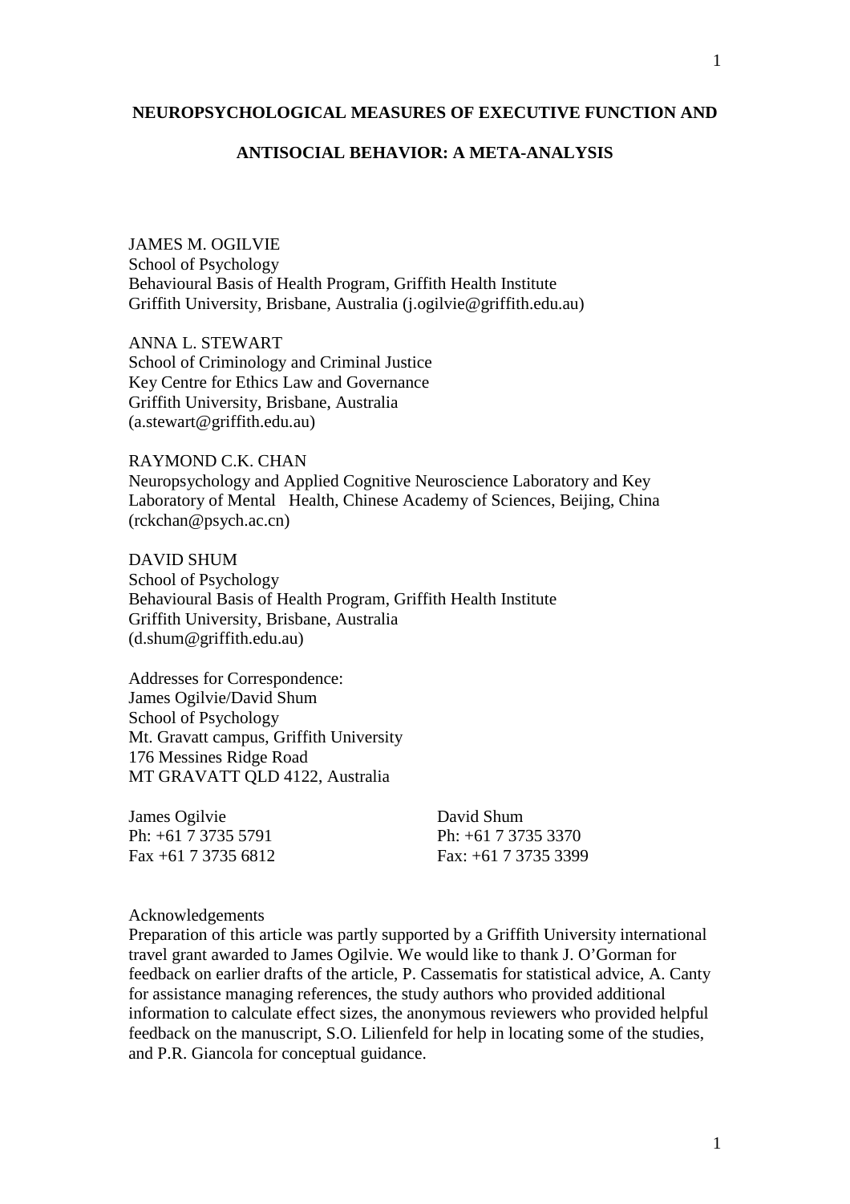# NEUROPSYCHOLOGICAL MEASURES OF EXECUTIVE FUNCTION AND ANTISOCIAL BEHAVIOR: A META-ANALYSIS

JAMES M. OGILVIE
School of Psychology
Behavioural Basis of Health Program, Griffith Health Institute
Griffith University, Brisbane, Australia (j.ogilvie@griffith.edu.au)

ANNA L. STEWART
School of Criminology and Criminal Justice
Key Centre for Ethics Law and Governance
Griffith University, Brisbane, Australia
(a.stewart@griffith.edu.au)

RAYMOND C.K. CHAN
Neuropsychology and Applied Cognitive Neuroscience Laboratory and Key Laboratory of Mental Health, Chinese Academy of Sciences, Beijing, China
(rckchan@psych.ac.cn)

DAVID SHUM
School of Psychology
Behavioural Basis of Health Program, Griffith Health Institute
Griffith University, Brisbane, Australia
(d.shum@griffith.edu.au)

Addresses for Correspondence:
James Ogilvie/David Shum
School of Psychology
Mt. Gravatt campus, Griffith University
176 Messines Ridge Road
MT GRAVATT QLD 4122, Australia

| James Ogilvie | David Shum |
|---|---|
| Ph: +61 7 3735 5791 | Ph: +61 7 3735 3370 |
| Fax +61 7 3735 6812 | Fax: +61 7 3735 3399 |

Acknowledgements

Preparation of this article was partly supported by a Griffith University international travel grant awarded to James Ogilvie. We would like to thank J. O'Gorman for feedback on earlier drafts of the article, P. Cassematis for statistical advice, A. Canty for assistance managing references, the study authors who provided additional information to calculate effect sizes, the anonymous reviewers who provided helpful feedback on the manuscript, S.O. Lilienfeld for help in locating some of the studies, and P.R. Giancola for conceptual guidance.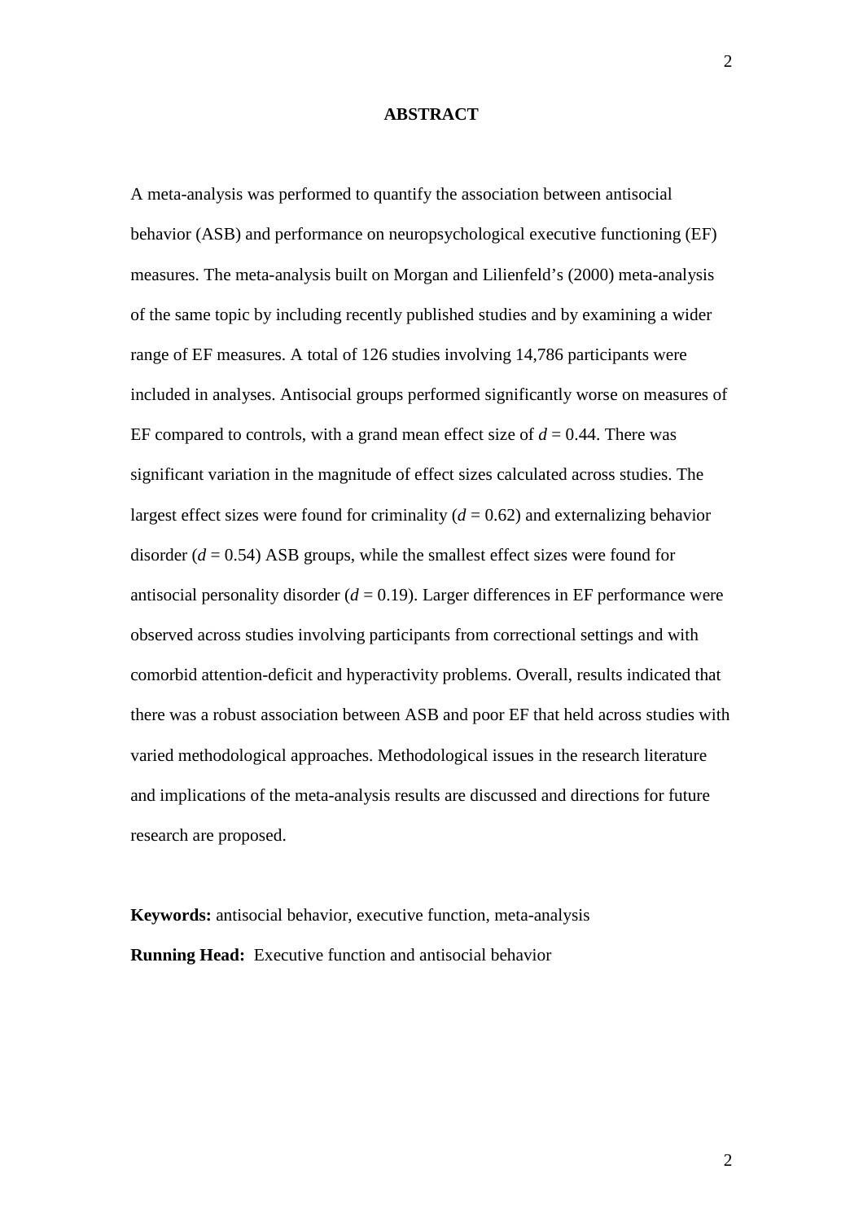## ABSTRACT

A meta-analysis was performed to quantify the association between antisocial behavior (ASB) and performance on neuropsychological executive functioning (EF) measures. The meta-analysis built on Morgan and Lilienfeld's (2000) meta-analysis of the same topic by including recently published studies and by examining a wider range of EF measures. A total of 126 studies involving 14,786 participants were included in analyses. Antisocial groups performed significantly worse on measures of EF compared to controls, with a grand mean effect size of $d = 0.44$. There was significant variation in the magnitude of effect sizes calculated across studies. The largest effect sizes were found for criminality ($d = 0.62$) and externalizing behavior disorder ($d = 0.54$) ASB groups, while the smallest effect sizes were found for antisocial personality disorder ($d = 0.19$). Larger differences in EF performance were observed across studies involving participants from correctional settings and with comorbid attention-deficit and hyperactivity problems. Overall, results indicated that there was a robust association between ASB and poor EF that held across studies with varied methodological approaches. Methodological issues in the research literature and implications of the meta-analysis results are discussed and directions for future research are proposed.

**Keywords:** antisocial behavior, executive function, meta-analysis

**Running Head:** Executive function and antisocial behavior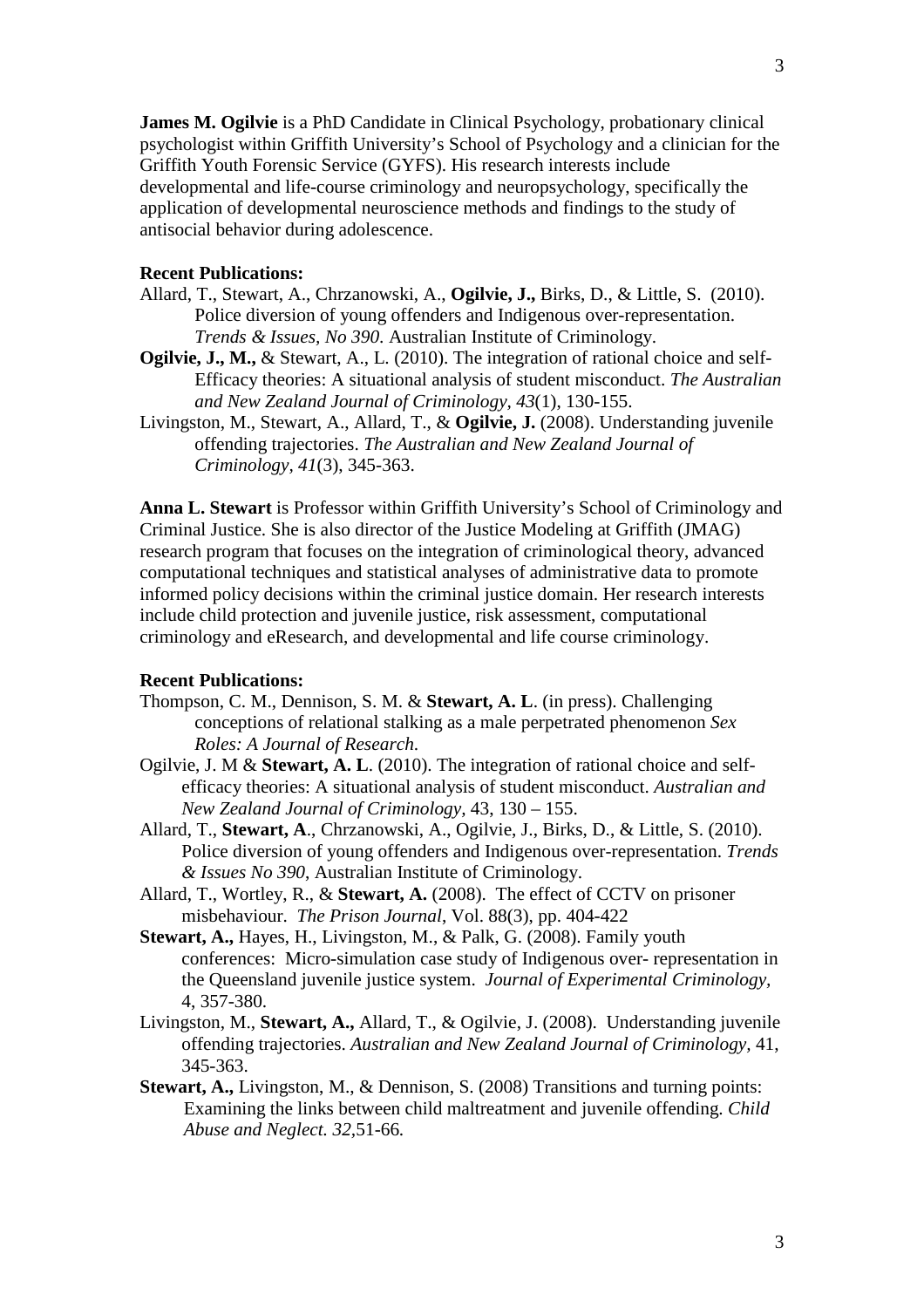**James M. Ogilvie** is a PhD Candidate in Clinical Psychology, probationary clinical psychologist within Griffith University's School of Psychology and a clinician for the Griffith Youth Forensic Service (GYFS). His research interests include developmental and life-course criminology and neuropsychology, specifically the application of developmental neuroscience methods and findings to the study of antisocial behavior during adolescence.

**Recent Publications:**

Allard, T., Stewart, A., Chrzanowski, A., **Ogilvie, J.,** Birks, D., & Little, S. (2010). Police diversion of young offenders and Indigenous over-representation. *Trends & Issues, No 390.* Australian Institute of Criminology.

**Ogilvie, J., M.,** & Stewart, A., L. (2010). The integration of rational choice and self-Efficacy theories: A situational analysis of student misconduct. *The Australian and New Zealand Journal of Criminology, 43*(1), 130-155.

Livingston, M., Stewart, A., Allard, T., & **Ogilvie, J.** (2008). Understanding juvenile offending trajectories. *The Australian and New Zealand Journal of Criminology, 41*(3), 345-363.

**Anna L. Stewart** is Professor within Griffith University's School of Criminology and Criminal Justice. She is also director of the Justice Modeling at Griffith (JMAG) research program that focuses on the integration of criminological theory, advanced computational techniques and statistical analyses of administrative data to promote informed policy decisions within the criminal justice domain. Her research interests include child protection and juvenile justice, risk assessment, computational criminology and eResearch, and developmental and life course criminology.

**Recent Publications:**

Thompson, C. M., Dennison, S. M. & **Stewart, A. L**. (in press). Challenging conceptions of relational stalking as a male perpetrated phenomenon *Sex Roles: A Journal of Research.*

Ogilvie, J. M & **Stewart, A. L**. (2010). The integration of rational choice and self-efficacy theories: A situational analysis of student misconduct. *Australian and New Zealand Journal of Criminology,* 43, 130 – 155.

Allard, T., **Stewart, A**., Chrzanowski, A., Ogilvie, J., Birks, D., & Little, S. (2010). Police diversion of young offenders and Indigenous over-representation. *Trends & Issues No 390,* Australian Institute of Criminology.

Allard, T., Wortley, R., & **Stewart, A.** (2008). The effect of CCTV on prisoner misbehaviour. *The Prison Journal*, Vol. 88(3), pp. 404-422

**Stewart, A.,** Hayes, H., Livingston, M., & Palk, G. (2008). Family youth conferences: Micro-simulation case study of Indigenous over- representation in the Queensland juvenile justice system. *Journal of Experimental Criminology,* 4, 357-380.

Livingston, M., **Stewart, A.,** Allard, T., & Ogilvie, J. (2008). Understanding juvenile offending trajectories. *Australian and New Zealand Journal of Criminology,* 41, 345-363.

**Stewart, A.,** Livingston, M., & Dennison, S. (2008) Transitions and turning points: Examining the links between child maltreatment and juvenile offending. *Child Abuse and Neglect. 32,*51-66.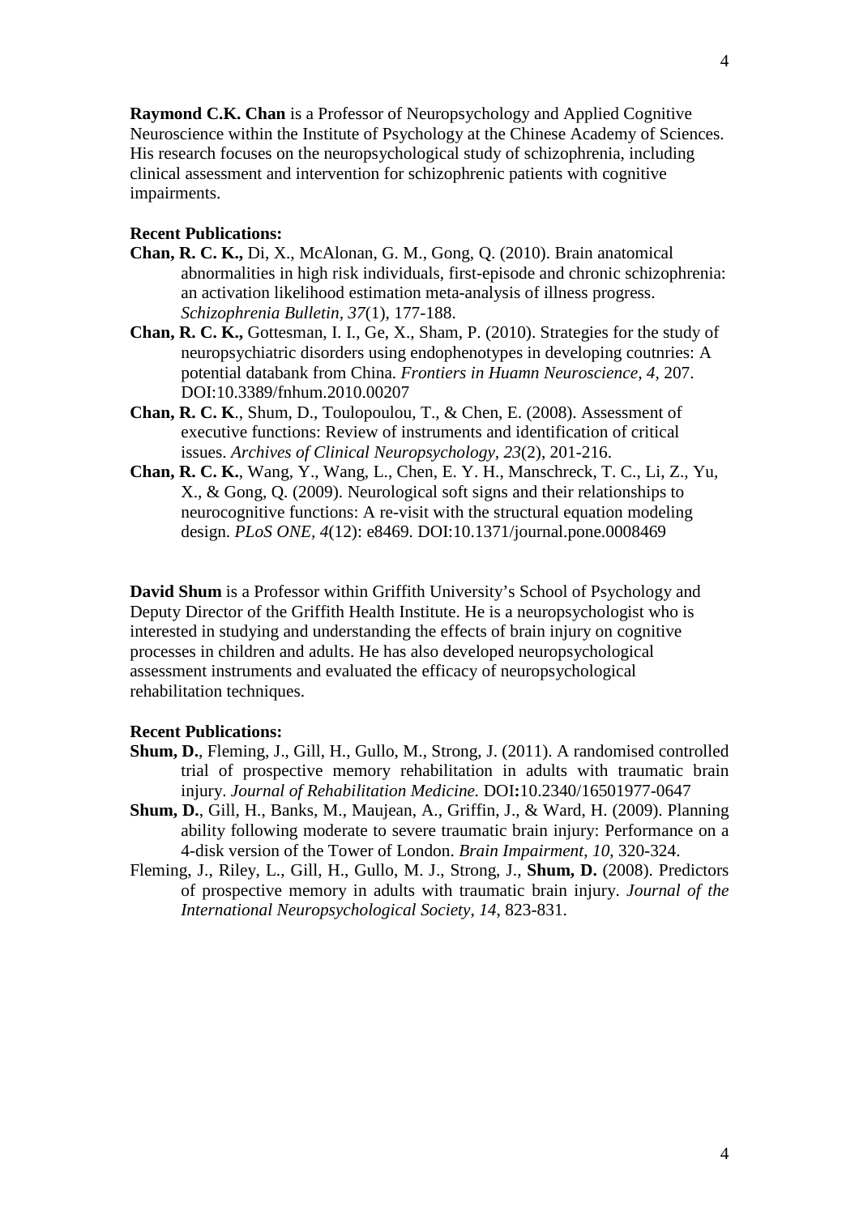**Raymond C.K. Chan** is a Professor of Neuropsychology and Applied Cognitive Neuroscience within the Institute of Psychology at the Chinese Academy of Sciences. His research focuses on the neuropsychological study of schizophrenia, including clinical assessment and intervention for schizophrenic patients with cognitive impairments.

**Recent Publications:**

**Chan, R. C. K.,** Di, X., McAlonan, G. M., Gong, Q. (2010). Brain anatomical abnormalities in high risk individuals, first-episode and chronic schizophrenia: an activation likelihood estimation meta-analysis of illness progress. *Schizophrenia Bulletin, 37*(1), 177-188.

**Chan, R. C. K.,** Gottesman, I. I., Ge, X., Sham, P. (2010). Strategies for the study of neuropsychiatric disorders using endophenotypes in developing coutnries: A potential databank from China. *Frontiers in Huamn Neuroscience, 4*, 207. DOI:10.3389/fnhum.2010.00207

**Chan, R. C. K**., Shum, D., Toulopoulou, T., & Chen, E. (2008). Assessment of executive functions: Review of instruments and identification of critical issues. *Archives of Clinical Neuropsychology, 23*(2), 201-216.

**Chan, R. C. K.**, Wang, Y., Wang, L., Chen, E. Y. H., Manschreck, T. C., Li, Z., Yu, X., & Gong, Q. (2009). Neurological soft signs and their relationships to neurocognitive functions: A re-visit with the structural equation modeling design. *PLoS ONE, 4*(12): e8469. DOI:10.1371/journal.pone.0008469

**David Shum** is a Professor within Griffith University's School of Psychology and Deputy Director of the Griffith Health Institute. He is a neuropsychologist who is interested in studying and understanding the effects of brain injury on cognitive processes in children and adults. He has also developed neuropsychological assessment instruments and evaluated the efficacy of neuropsychological rehabilitation techniques.

**Recent Publications:**

**Shum, D.**, Fleming, J., Gill, H., Gullo, M., Strong, J. (2011). A randomised controlled trial of prospective memory rehabilitation in adults with traumatic brain injury. *Journal of Rehabilitation Medicine.* DOI**:**10.2340/16501977-0647

**Shum, D.**, Gill, H., Banks, M., Maujean, A., Griffin, J., & Ward, H. (2009). Planning ability following moderate to severe traumatic brain injury: Performance on a 4-disk version of the Tower of London. *Brain Impairment*, *10*, 320-324.

Fleming, J., Riley, L., Gill, H., Gullo, M. J., Strong, J., **Shum, D.** (2008). Predictors of prospective memory in adults with traumatic brain injury. *Journal of the International Neuropsychological Society*, *14*, 823-831.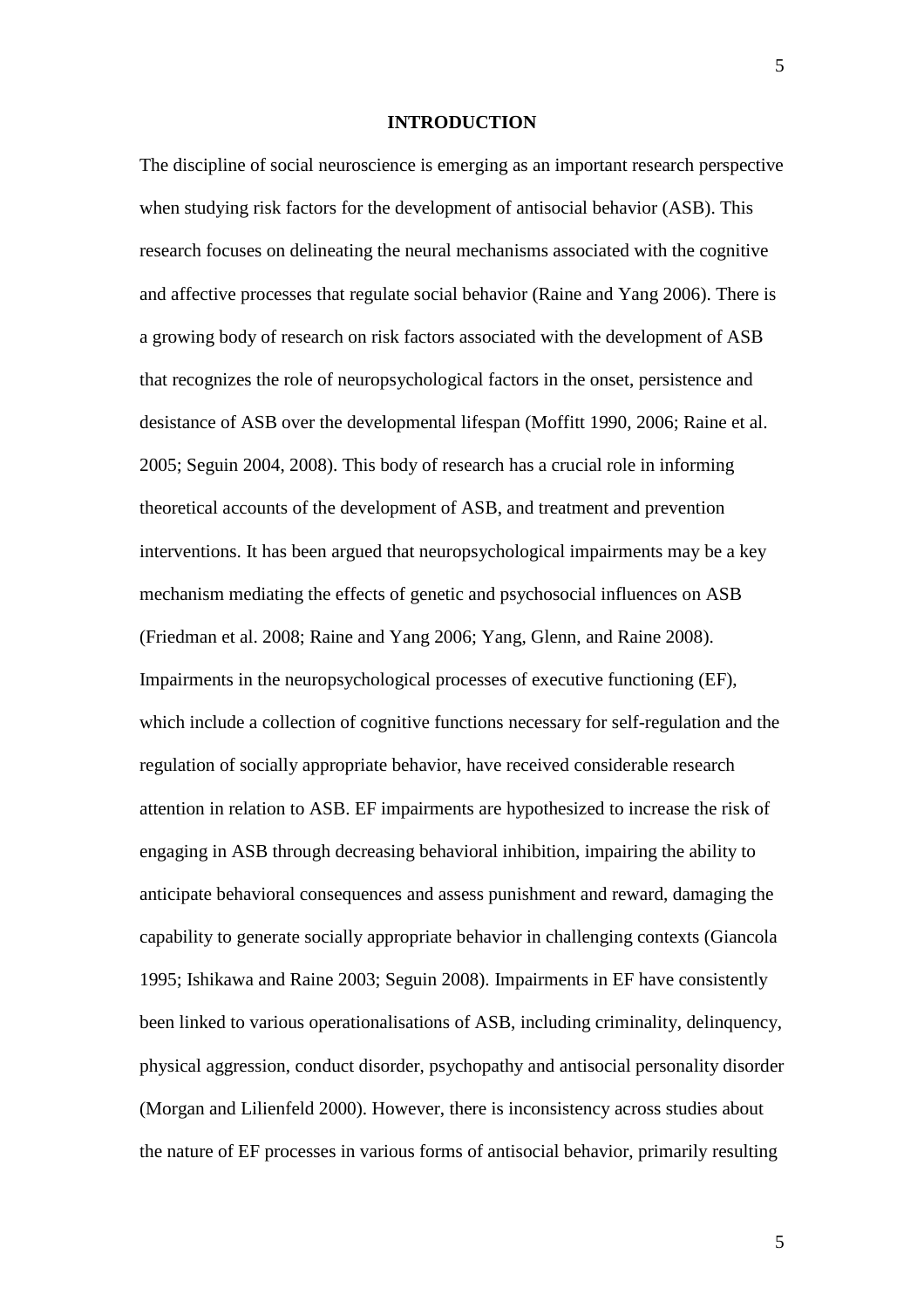# INTRODUCTION

The discipline of social neuroscience is emerging as an important research perspective when studying risk factors for the development of antisocial behavior (ASB). This research focuses on delineating the neural mechanisms associated with the cognitive and affective processes that regulate social behavior (Raine and Yang 2006). There is a growing body of research on risk factors associated with the development of ASB that recognizes the role of neuropsychological factors in the onset, persistence and desistance of ASB over the developmental lifespan (Moffitt 1990, 2006; Raine et al. 2005; Seguin 2004, 2008). This body of research has a crucial role in informing theoretical accounts of the development of ASB, and treatment and prevention interventions. It has been argued that neuropsychological impairments may be a key mechanism mediating the effects of genetic and psychosocial influences on ASB (Friedman et al. 2008; Raine and Yang 2006; Yang, Glenn, and Raine 2008). Impairments in the neuropsychological processes of executive functioning (EF), which include a collection of cognitive functions necessary for self-regulation and the regulation of socially appropriate behavior, have received considerable research attention in relation to ASB. EF impairments are hypothesized to increase the risk of engaging in ASB through decreasing behavioral inhibition, impairing the ability to anticipate behavioral consequences and assess punishment and reward, damaging the capability to generate socially appropriate behavior in challenging contexts (Giancola 1995; Ishikawa and Raine 2003; Seguin 2008). Impairments in EF have consistently been linked to various operationalisations of ASB, including criminality, delinquency, physical aggression, conduct disorder, psychopathy and antisocial personality disorder (Morgan and Lilienfeld 2000). However, there is inconsistency across studies about the nature of EF processes in various forms of antisocial behavior, primarily resulting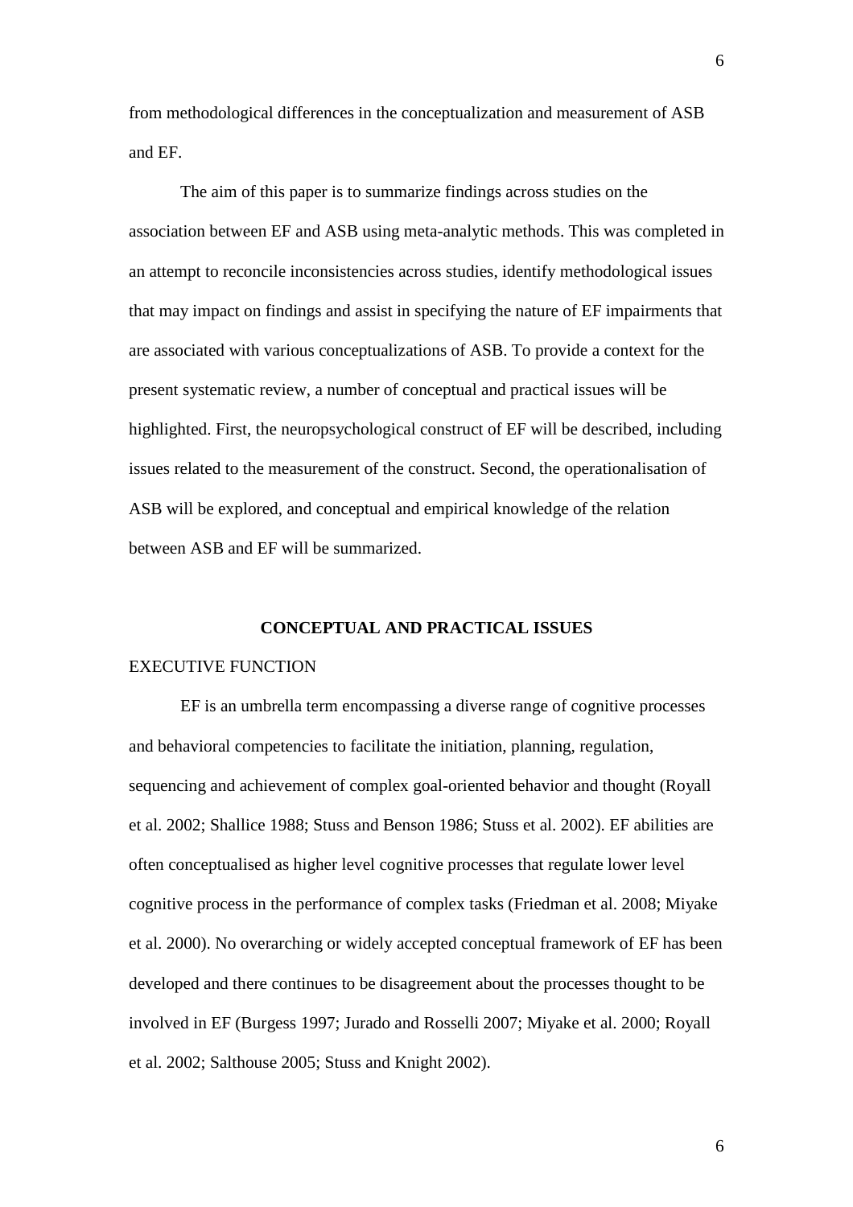from methodological differences in the conceptualization and measurement of ASB and EF.

The aim of this paper is to summarize findings across studies on the association between EF and ASB using meta-analytic methods. This was completed in an attempt to reconcile inconsistencies across studies, identify methodological issues that may impact on findings and assist in specifying the nature of EF impairments that are associated with various conceptualizations of ASB. To provide a context for the present systematic review, a number of conceptual and practical issues will be highlighted. First, the neuropsychological construct of EF will be described, including issues related to the measurement of the construct. Second, the operationalisation of ASB will be explored, and conceptual and empirical knowledge of the relation between ASB and EF will be summarized.

## CONCEPTUAL AND PRACTICAL ISSUES

### EXECUTIVE FUNCTION

EF is an umbrella term encompassing a diverse range of cognitive processes and behavioral competencies to facilitate the initiation, planning, regulation, sequencing and achievement of complex goal-oriented behavior and thought (Royall et al. 2002; Shallice 1988; Stuss and Benson 1986; Stuss et al. 2002). EF abilities are often conceptualised as higher level cognitive processes that regulate lower level cognitive process in the performance of complex tasks (Friedman et al. 2008; Miyake et al. 2000). No overarching or widely accepted conceptual framework of EF has been developed and there continues to be disagreement about the processes thought to be involved in EF (Burgess 1997; Jurado and Rosselli 2007; Miyake et al. 2000; Royall et al. 2002; Salthouse 2005; Stuss and Knight 2002).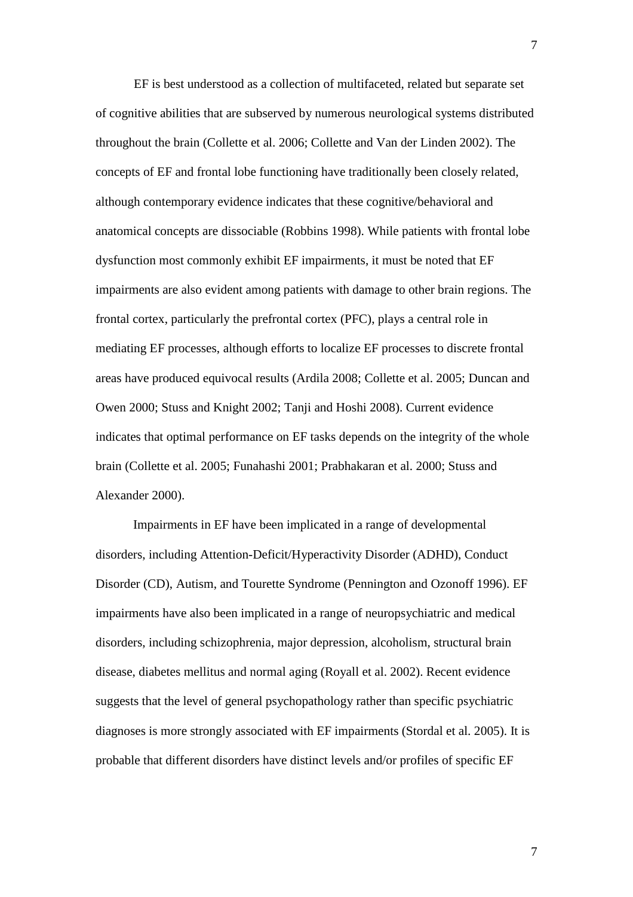EF is best understood as a collection of multifaceted, related but separate set of cognitive abilities that are subserved by numerous neurological systems distributed throughout the brain (Collette et al. 2006; Collette and Van der Linden 2002). The concepts of EF and frontal lobe functioning have traditionally been closely related, although contemporary evidence indicates that these cognitive/behavioral and anatomical concepts are dissociable (Robbins 1998). While patients with frontal lobe dysfunction most commonly exhibit EF impairments, it must be noted that EF impairments are also evident among patients with damage to other brain regions. The frontal cortex, particularly the prefrontal cortex (PFC), plays a central role in mediating EF processes, although efforts to localize EF processes to discrete frontal areas have produced equivocal results (Ardila 2008; Collette et al. 2005; Duncan and Owen 2000; Stuss and Knight 2002; Tanji and Hoshi 2008). Current evidence indicates that optimal performance on EF tasks depends on the integrity of the whole brain (Collette et al. 2005; Funahashi 2001; Prabhakaran et al. 2000; Stuss and Alexander 2000).

Impairments in EF have been implicated in a range of developmental disorders, including Attention-Deficit/Hyperactivity Disorder (ADHD), Conduct Disorder (CD), Autism, and Tourette Syndrome (Pennington and Ozonoff 1996). EF impairments have also been implicated in a range of neuropsychiatric and medical disorders, including schizophrenia, major depression, alcoholism, structural brain disease, diabetes mellitus and normal aging (Royall et al. 2002). Recent evidence suggests that the level of general psychopathology rather than specific psychiatric diagnoses is more strongly associated with EF impairments (Stordal et al. 2005). It is probable that different disorders have distinct levels and/or profiles of specific EF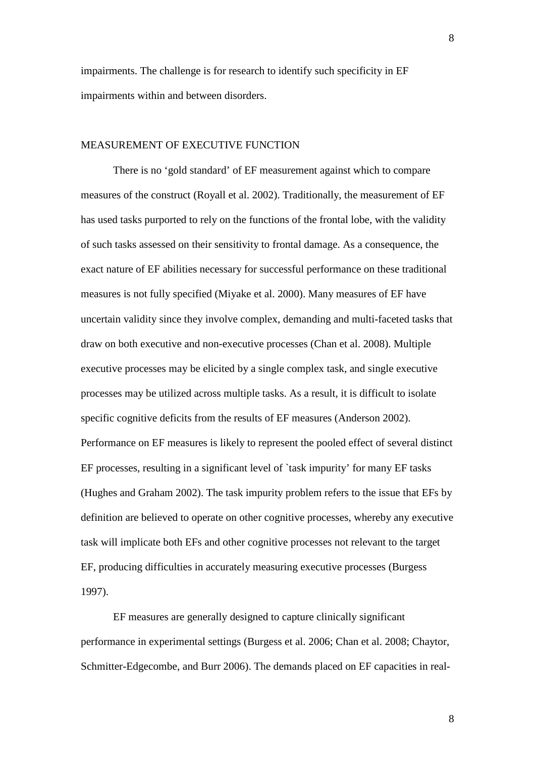impairments. The challenge is for research to identify such specificity in EF impairments within and between disorders.

## MEASUREMENT OF EXECUTIVE FUNCTION

There is no 'gold standard' of EF measurement against which to compare measures of the construct (Royall et al. 2002). Traditionally, the measurement of EF has used tasks purported to rely on the functions of the frontal lobe, with the validity of such tasks assessed on their sensitivity to frontal damage. As a consequence, the exact nature of EF abilities necessary for successful performance on these traditional measures is not fully specified (Miyake et al. 2000). Many measures of EF have uncertain validity since they involve complex, demanding and multi-faceted tasks that draw on both executive and non-executive processes (Chan et al. 2008). Multiple executive processes may be elicited by a single complex task, and single executive processes may be utilized across multiple tasks. As a result, it is difficult to isolate specific cognitive deficits from the results of EF measures (Anderson 2002). Performance on EF measures is likely to represent the pooled effect of several distinct EF processes, resulting in a significant level of `task impurity' for many EF tasks (Hughes and Graham 2002). The task impurity problem refers to the issue that EFs by definition are believed to operate on other cognitive processes, whereby any executive task will implicate both EFs and other cognitive processes not relevant to the target EF, producing difficulties in accurately measuring executive processes (Burgess 1997).

EF measures are generally designed to capture clinically significant performance in experimental settings (Burgess et al. 2006; Chan et al. 2008; Chaytor, Schmitter-Edgecombe, and Burr 2006). The demands placed on EF capacities in real-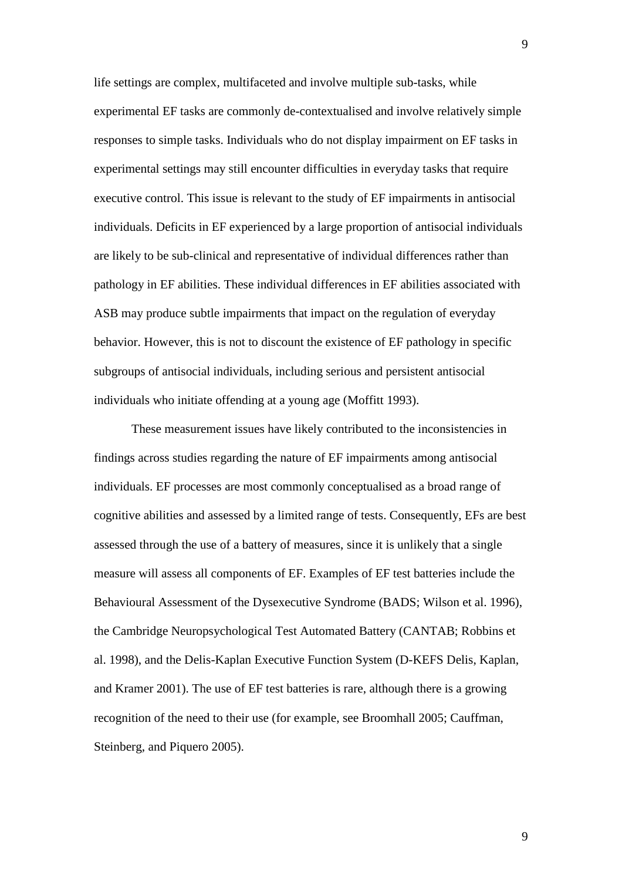life settings are complex, multifaceted and involve multiple sub-tasks, while experimental EF tasks are commonly de-contextualised and involve relatively simple responses to simple tasks. Individuals who do not display impairment on EF tasks in experimental settings may still encounter difficulties in everyday tasks that require executive control. This issue is relevant to the study of EF impairments in antisocial individuals. Deficits in EF experienced by a large proportion of antisocial individuals are likely to be sub-clinical and representative of individual differences rather than pathology in EF abilities. These individual differences in EF abilities associated with ASB may produce subtle impairments that impact on the regulation of everyday behavior. However, this is not to discount the existence of EF pathology in specific subgroups of antisocial individuals, including serious and persistent antisocial individuals who initiate offending at a young age (Moffitt 1993).

These measurement issues have likely contributed to the inconsistencies in findings across studies regarding the nature of EF impairments among antisocial individuals. EF processes are most commonly conceptualised as a broad range of cognitive abilities and assessed by a limited range of tests. Consequently, EFs are best assessed through the use of a battery of measures, since it is unlikely that a single measure will assess all components of EF. Examples of EF test batteries include the Behavioural Assessment of the Dysexecutive Syndrome (BADS; Wilson et al. 1996), the Cambridge Neuropsychological Test Automated Battery (CANTAB; Robbins et al. 1998), and the Delis-Kaplan Executive Function System (D-KEFS Delis, Kaplan, and Kramer 2001). The use of EF test batteries is rare, although there is a growing recognition of the need to their use (for example, see Broomhall 2005; Cauffman, Steinberg, and Piquero 2005).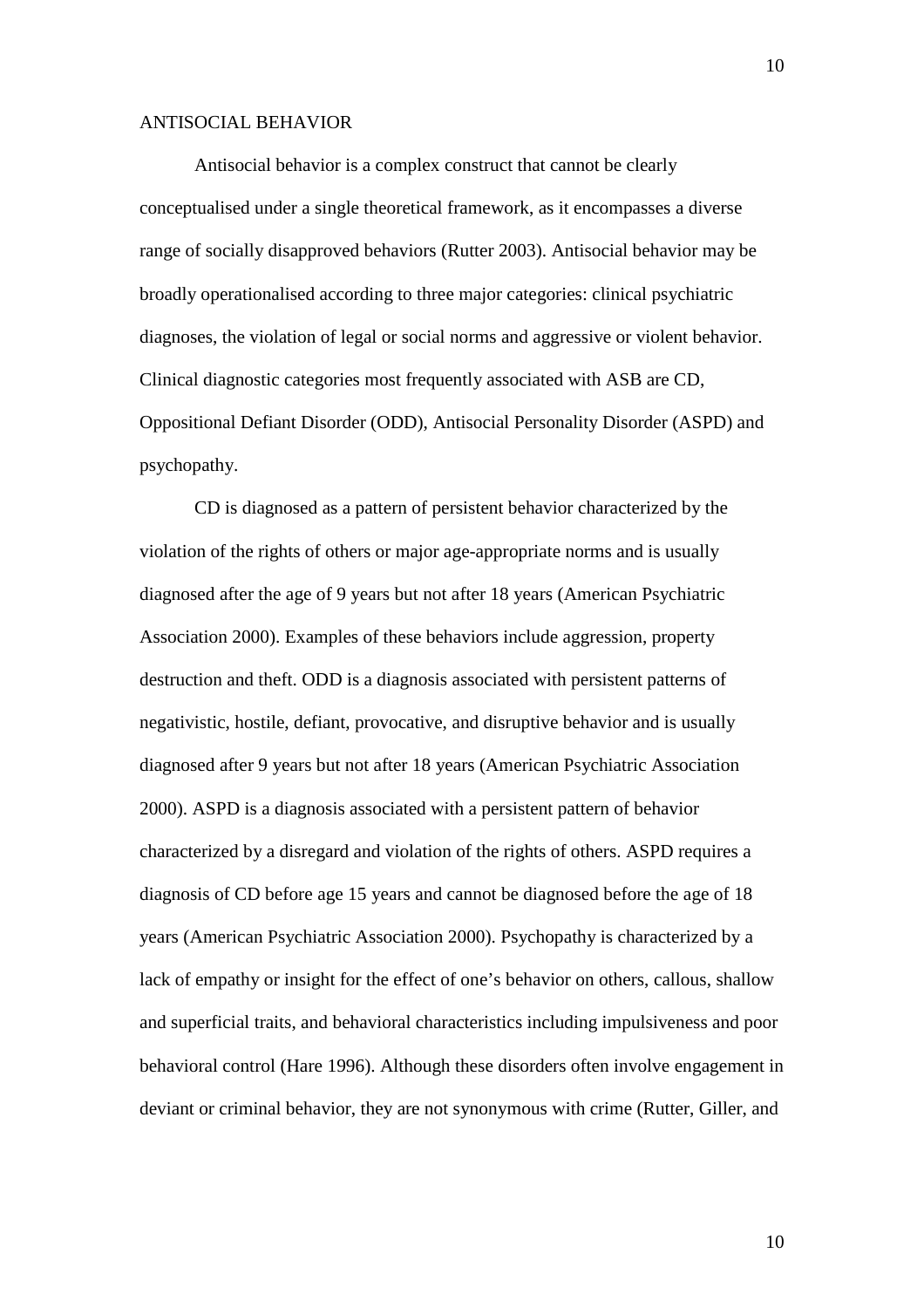## ANTISOCIAL BEHAVIOR

Antisocial behavior is a complex construct that cannot be clearly conceptualised under a single theoretical framework, as it encompasses a diverse range of socially disapproved behaviors (Rutter 2003). Antisocial behavior may be broadly operationalised according to three major categories: clinical psychiatric diagnoses, the violation of legal or social norms and aggressive or violent behavior. Clinical diagnostic categories most frequently associated with ASB are CD, Oppositional Defiant Disorder (ODD), Antisocial Personality Disorder (ASPD) and psychopathy.

CD is diagnosed as a pattern of persistent behavior characterized by the violation of the rights of others or major age-appropriate norms and is usually diagnosed after the age of 9 years but not after 18 years (American Psychiatric Association 2000). Examples of these behaviors include aggression, property destruction and theft. ODD is a diagnosis associated with persistent patterns of negativistic, hostile, defiant, provocative, and disruptive behavior and is usually diagnosed after 9 years but not after 18 years (American Psychiatric Association 2000). ASPD is a diagnosis associated with a persistent pattern of behavior characterized by a disregard and violation of the rights of others. ASPD requires a diagnosis of CD before age 15 years and cannot be diagnosed before the age of 18 years (American Psychiatric Association 2000). Psychopathy is characterized by a lack of empathy or insight for the effect of one's behavior on others, callous, shallow and superficial traits, and behavioral characteristics including impulsiveness and poor behavioral control (Hare 1996). Although these disorders often involve engagement in deviant or criminal behavior, they are not synonymous with crime (Rutter, Giller, and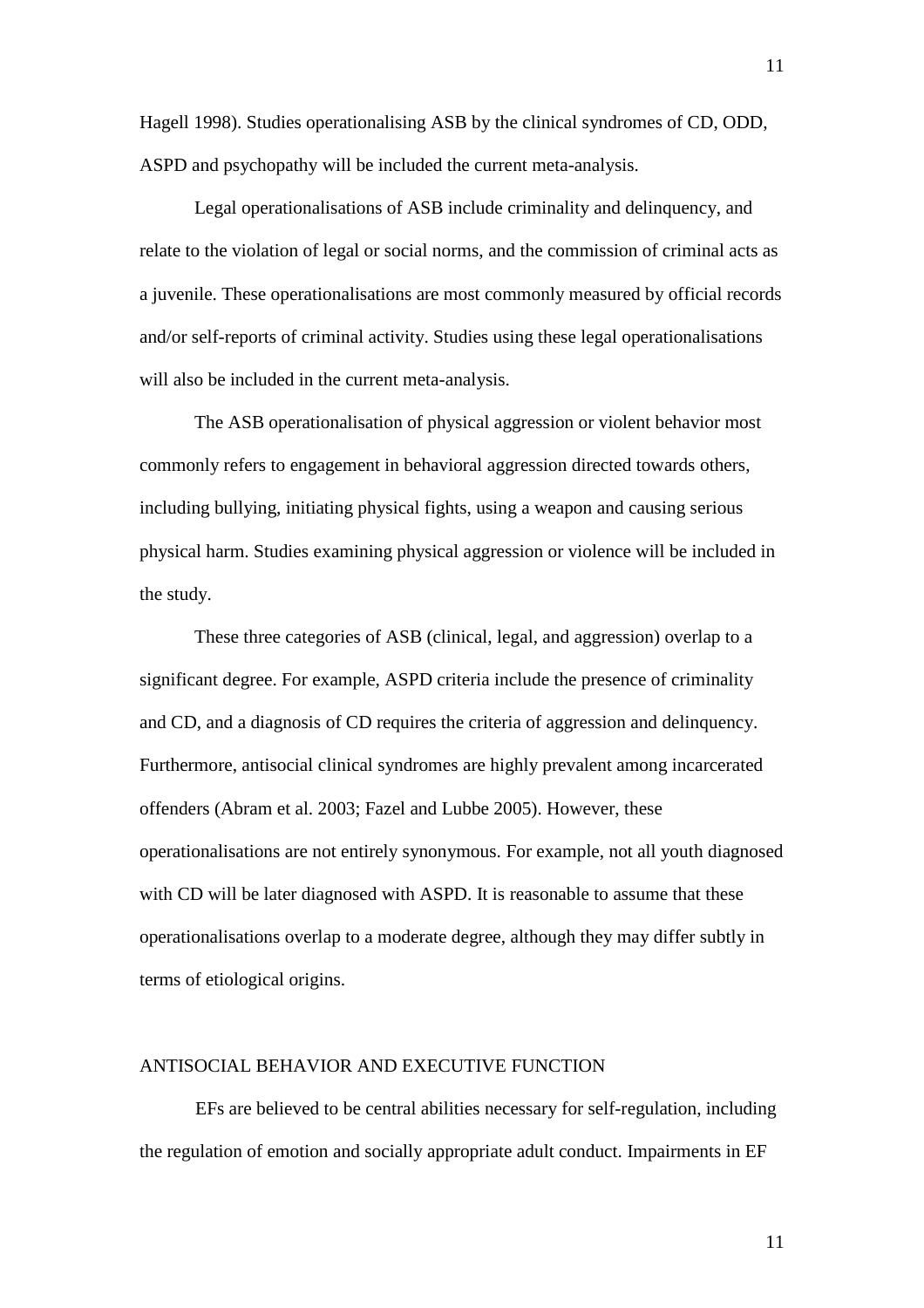Hagell 1998). Studies operationalising ASB by the clinical syndromes of CD, ODD, ASPD and psychopathy will be included the current meta-analysis.

Legal operationalisations of ASB include criminality and delinquency, and relate to the violation of legal or social norms, and the commission of criminal acts as a juvenile. These operationalisations are most commonly measured by official records and/or self-reports of criminal activity. Studies using these legal operationalisations will also be included in the current meta-analysis.

The ASB operationalisation of physical aggression or violent behavior most commonly refers to engagement in behavioral aggression directed towards others, including bullying, initiating physical fights, using a weapon and causing serious physical harm. Studies examining physical aggression or violence will be included in the study.

These three categories of ASB (clinical, legal, and aggression) overlap to a significant degree. For example, ASPD criteria include the presence of criminality and CD, and a diagnosis of CD requires the criteria of aggression and delinquency. Furthermore, antisocial clinical syndromes are highly prevalent among incarcerated offenders (Abram et al. 2003; Fazel and Lubbe 2005). However, these operationalisations are not entirely synonymous. For example, not all youth diagnosed with CD will be later diagnosed with ASPD. It is reasonable to assume that these operationalisations overlap to a moderate degree, although they may differ subtly in terms of etiological origins.

## ANTISOCIAL BEHAVIOR AND EXECUTIVE FUNCTION

EFs are believed to be central abilities necessary for self-regulation, including the regulation of emotion and socially appropriate adult conduct. Impairments in EF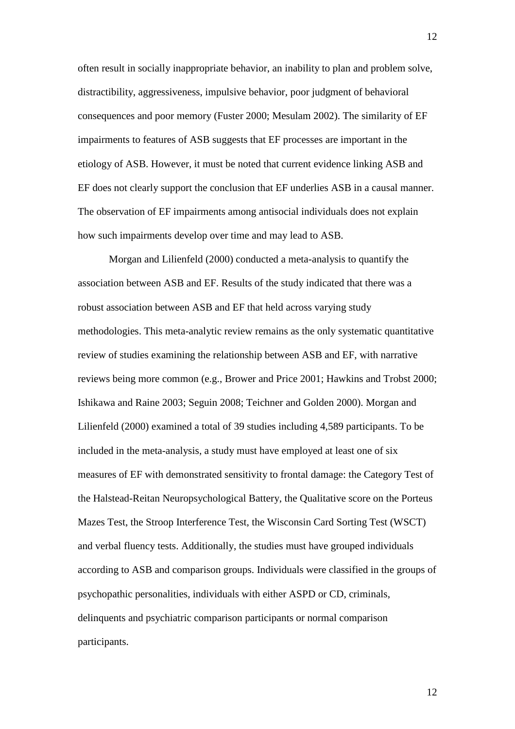often result in socially inappropriate behavior, an inability to plan and problem solve, distractibility, aggressiveness, impulsive behavior, poor judgment of behavioral consequences and poor memory (Fuster 2000; Mesulam 2002). The similarity of EF impairments to features of ASB suggests that EF processes are important in the etiology of ASB. However, it must be noted that current evidence linking ASB and EF does not clearly support the conclusion that EF underlies ASB in a causal manner. The observation of EF impairments among antisocial individuals does not explain how such impairments develop over time and may lead to ASB.

Morgan and Lilienfeld (2000) conducted a meta-analysis to quantify the association between ASB and EF. Results of the study indicated that there was a robust association between ASB and EF that held across varying study methodologies. This meta-analytic review remains as the only systematic quantitative review of studies examining the relationship between ASB and EF, with narrative reviews being more common (e.g., Brower and Price 2001; Hawkins and Trobst 2000; Ishikawa and Raine 2003; Seguin 2008; Teichner and Golden 2000). Morgan and Lilienfeld (2000) examined a total of 39 studies including 4,589 participants. To be included in the meta-analysis, a study must have employed at least one of six measures of EF with demonstrated sensitivity to frontal damage: the Category Test of the Halstead-Reitan Neuropsychological Battery, the Qualitative score on the Porteus Mazes Test, the Stroop Interference Test, the Wisconsin Card Sorting Test (WSCT) and verbal fluency tests. Additionally, the studies must have grouped individuals according to ASB and comparison groups. Individuals were classified in the groups of psychopathic personalities, individuals with either ASPD or CD, criminals, delinquents and psychiatric comparison participants or normal comparison participants.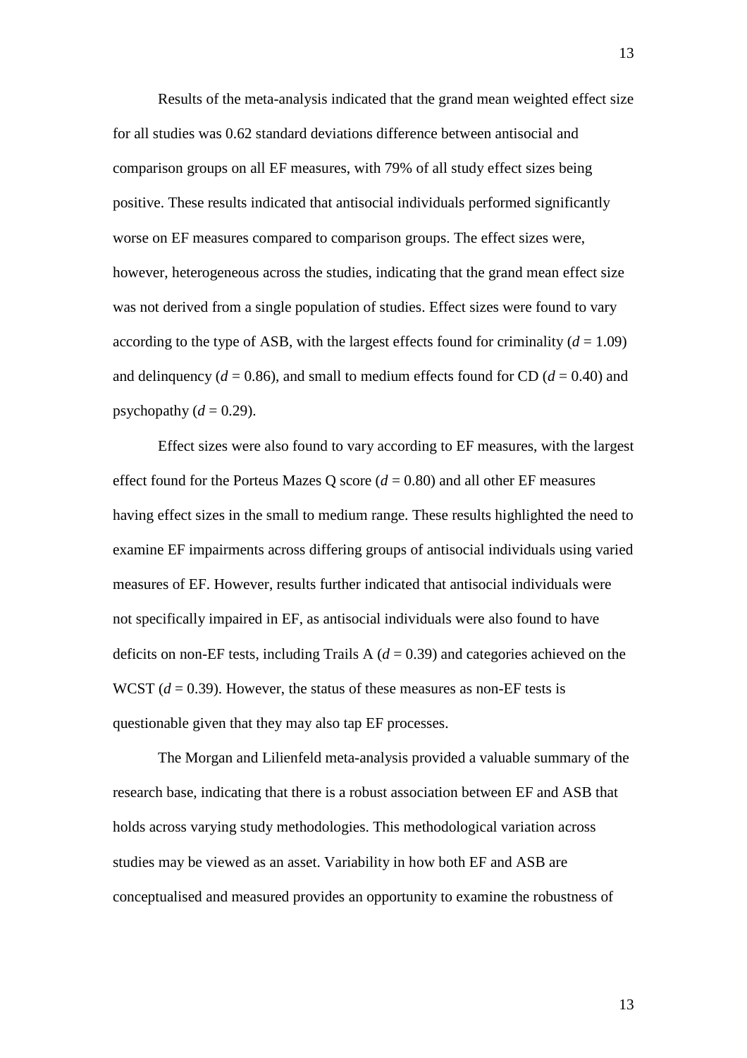Results of the meta-analysis indicated that the grand mean weighted effect size for all studies was 0.62 standard deviations difference between antisocial and comparison groups on all EF measures, with 79% of all study effect sizes being positive. These results indicated that antisocial individuals performed significantly worse on EF measures compared to comparison groups. The effect sizes were, however, heterogeneous across the studies, indicating that the grand mean effect size was not derived from a single population of studies. Effect sizes were found to vary according to the type of ASB, with the largest effects found for criminality ($d$ = 1.09) and delinquency ($d$ = 0.86), and small to medium effects found for CD ($d$ = 0.40) and psychopathy ($d$ = 0.29).

Effect sizes were also found to vary according to EF measures, with the largest effect found for the Porteus Mazes Q score ($d$ = 0.80) and all other EF measures having effect sizes in the small to medium range. These results highlighted the need to examine EF impairments across differing groups of antisocial individuals using varied measures of EF. However, results further indicated that antisocial individuals were not specifically impaired in EF, as antisocial individuals were also found to have deficits on non-EF tests, including Trails A ($d$ = 0.39) and categories achieved on the WCST ($d$ = 0.39). However, the status of these measures as non-EF tests is questionable given that they may also tap EF processes.

The Morgan and Lilienfeld meta-analysis provided a valuable summary of the research base, indicating that there is a robust association between EF and ASB that holds across varying study methodologies. This methodological variation across studies may be viewed as an asset. Variability in how both EF and ASB are conceptualised and measured provides an opportunity to examine the robustness of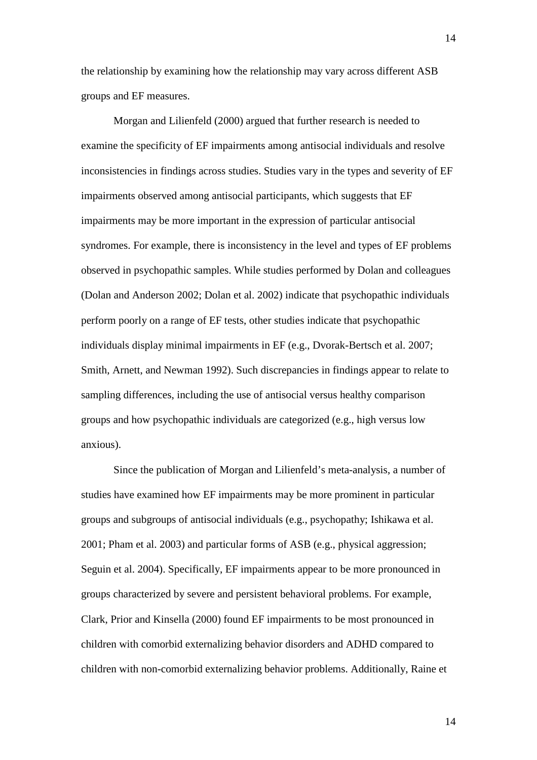the relationship by examining how the relationship may vary across different ASB groups and EF measures.

Morgan and Lilienfeld (2000) argued that further research is needed to examine the specificity of EF impairments among antisocial individuals and resolve inconsistencies in findings across studies. Studies vary in the types and severity of EF impairments observed among antisocial participants, which suggests that EF impairments may be more important in the expression of particular antisocial syndromes. For example, there is inconsistency in the level and types of EF problems observed in psychopathic samples. While studies performed by Dolan and colleagues (Dolan and Anderson 2002; Dolan et al. 2002) indicate that psychopathic individuals perform poorly on a range of EF tests, other studies indicate that psychopathic individuals display minimal impairments in EF (e.g., Dvorak-Bertsch et al. 2007; Smith, Arnett, and Newman 1992). Such discrepancies in findings appear to relate to sampling differences, including the use of antisocial versus healthy comparison groups and how psychopathic individuals are categorized (e.g., high versus low anxious).

Since the publication of Morgan and Lilienfeld's meta-analysis, a number of studies have examined how EF impairments may be more prominent in particular groups and subgroups of antisocial individuals (e.g., psychopathy; Ishikawa et al. 2001; Pham et al. 2003) and particular forms of ASB (e.g., physical aggression; Seguin et al. 2004). Specifically, EF impairments appear to be more pronounced in groups characterized by severe and persistent behavioral problems. For example, Clark, Prior and Kinsella (2000) found EF impairments to be most pronounced in children with comorbid externalizing behavior disorders and ADHD compared to children with non-comorbid externalizing behavior problems. Additionally, Raine et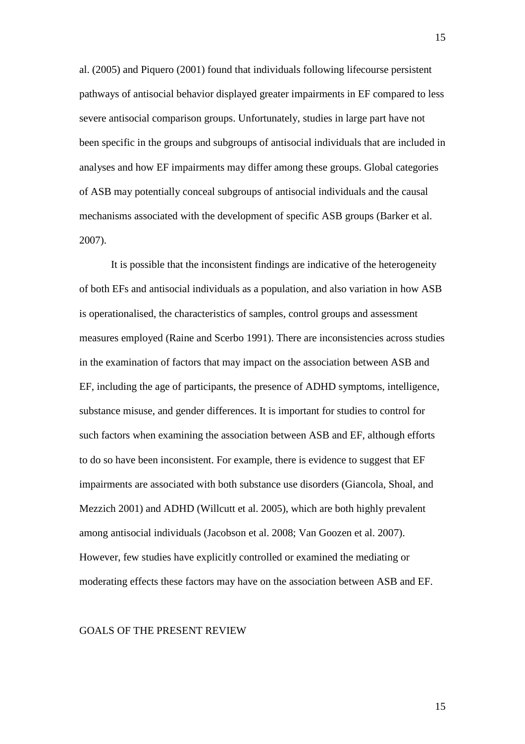al. (2005) and Piquero (2001) found that individuals following lifecourse persistent pathways of antisocial behavior displayed greater impairments in EF compared to less severe antisocial comparison groups. Unfortunately, studies in large part have not been specific in the groups and subgroups of antisocial individuals that are included in analyses and how EF impairments may differ among these groups. Global categories of ASB may potentially conceal subgroups of antisocial individuals and the causal mechanisms associated with the development of specific ASB groups (Barker et al. 2007).

It is possible that the inconsistent findings are indicative of the heterogeneity of both EFs and antisocial individuals as a population, and also variation in how ASB is operationalised, the characteristics of samples, control groups and assessment measures employed (Raine and Scerbo 1991). There are inconsistencies across studies in the examination of factors that may impact on the association between ASB and EF, including the age of participants, the presence of ADHD symptoms, intelligence, substance misuse, and gender differences. It is important for studies to control for such factors when examining the association between ASB and EF, although efforts to do so have been inconsistent. For example, there is evidence to suggest that EF impairments are associated with both substance use disorders (Giancola, Shoal, and Mezzich 2001) and ADHD (Willcutt et al. 2005), which are both highly prevalent among antisocial individuals (Jacobson et al. 2008; Van Goozen et al. 2007). However, few studies have explicitly controlled or examined the mediating or moderating effects these factors may have on the association between ASB and EF.

## GOALS OF THE PRESENT REVIEW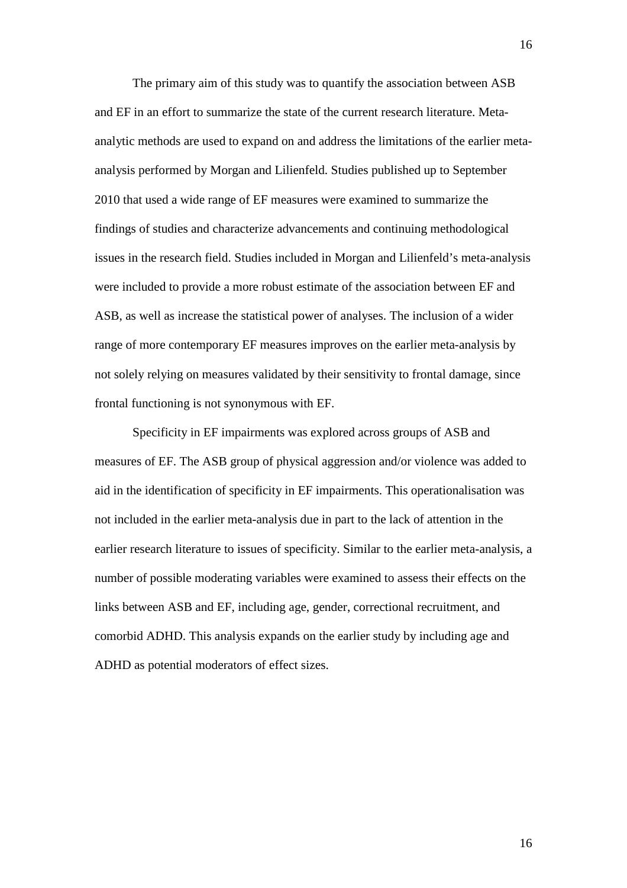The primary aim of this study was to quantify the association between ASB and EF in an effort to summarize the state of the current research literature. Meta-analytic methods are used to expand on and address the limitations of the earlier meta-analysis performed by Morgan and Lilienfeld. Studies published up to September 2010 that used a wide range of EF measures were examined to summarize the findings of studies and characterize advancements and continuing methodological issues in the research field. Studies included in Morgan and Lilienfeld's meta-analysis were included to provide a more robust estimate of the association between EF and ASB, as well as increase the statistical power of analyses. The inclusion of a wider range of more contemporary EF measures improves on the earlier meta-analysis by not solely relying on measures validated by their sensitivity to frontal damage, since frontal functioning is not synonymous with EF.

Specificity in EF impairments was explored across groups of ASB and measures of EF. The ASB group of physical aggression and/or violence was added to aid in the identification of specificity in EF impairments. This operationalisation was not included in the earlier meta-analysis due in part to the lack of attention in the earlier research literature to issues of specificity. Similar to the earlier meta-analysis, a number of possible moderating variables were examined to assess their effects on the links between ASB and EF, including age, gender, correctional recruitment, and comorbid ADHD. This analysis expands on the earlier study by including age and ADHD as potential moderators of effect sizes.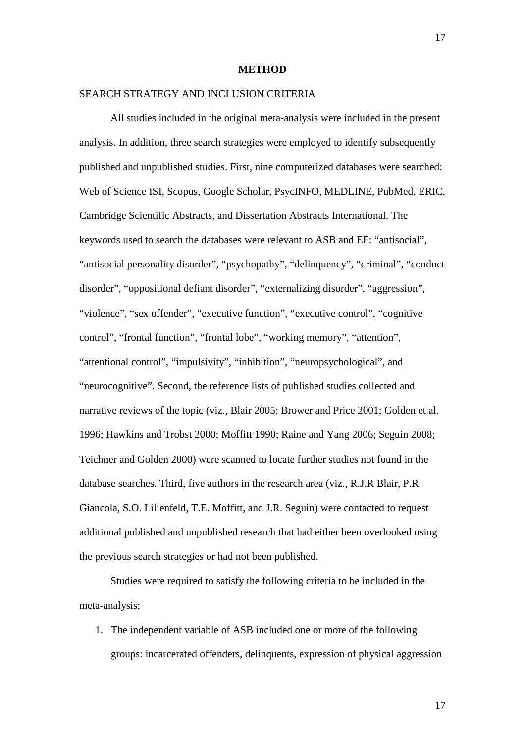# METHOD

## SEARCH STRATEGY AND INCLUSION CRITERIA

All studies included in the original meta-analysis were included in the present analysis. In addition, three search strategies were employed to identify subsequently published and unpublished studies. First, nine computerized databases were searched: Web of Science ISI, Scopus, Google Scholar, PsycINFO, MEDLINE, PubMed, ERIC, Cambridge Scientific Abstracts, and Dissertation Abstracts International. The keywords used to search the databases were relevant to ASB and EF: "antisocial", "antisocial personality disorder", "psychopathy", "delinquency", "criminal", "conduct disorder", "oppositional defiant disorder", "externalizing disorder", "aggression", "violence", "sex offender", "executive function", "executive control", "cognitive control", "frontal function", "frontal lobe", "working memory", "attention", "attentional control", "impulsivity", "inhibition", "neuropsychological", and "neurocognitive". Second, the reference lists of published studies collected and narrative reviews of the topic (viz., Blair 2005; Brower and Price 2001; Golden et al. 1996; Hawkins and Trobst 2000; Moffitt 1990; Raine and Yang 2006; Seguin 2008; Teichner and Golden 2000) were scanned to locate further studies not found in the database searches. Third, five authors in the research area (viz., R.J.R Blair, P.R. Giancola, S.O. Lilienfeld, T.E. Moffitt, and J.R. Seguin) were contacted to request additional published and unpublished research that had either been overlooked using the previous search strategies or had not been published.

Studies were required to satisfy the following criteria to be included in the meta-analysis:

1. The independent variable of ASB included one or more of the following groups: incarcerated offenders, delinquents, expression of physical aggression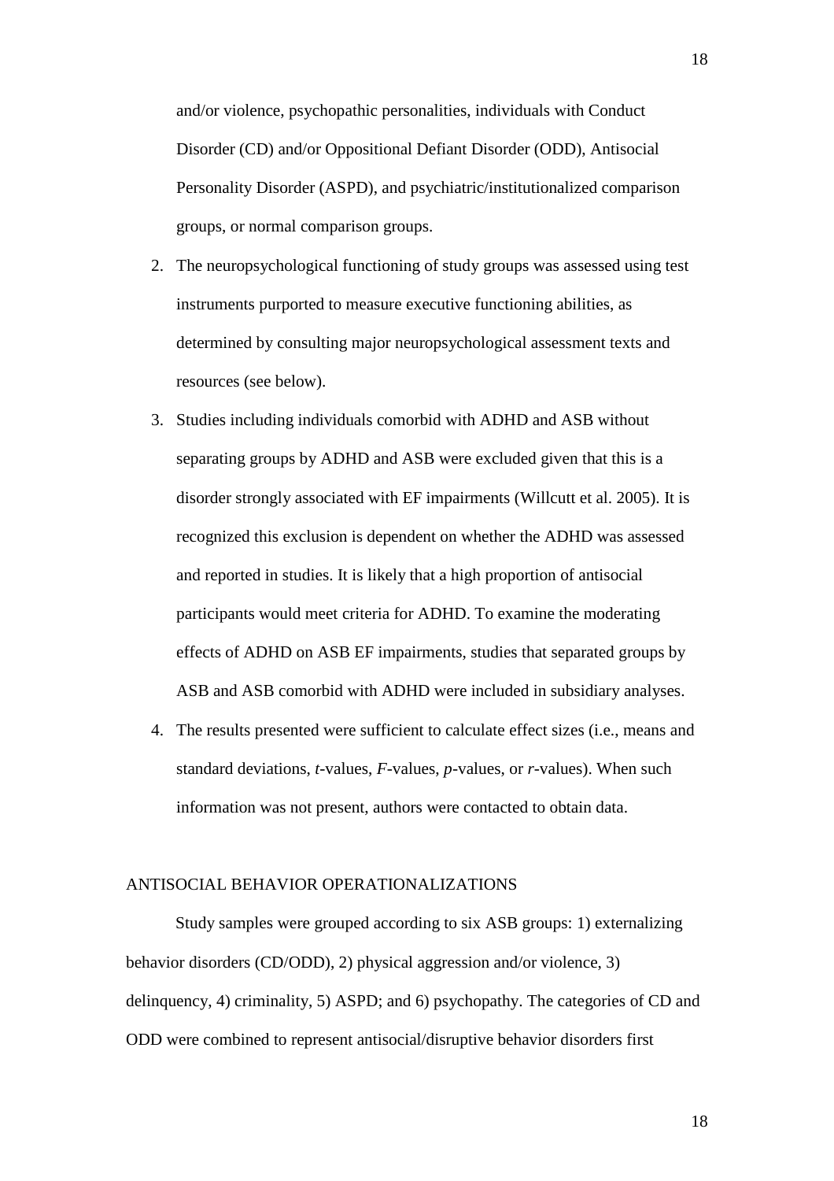and/or violence, psychopathic personalities, individuals with Conduct Disorder (CD) and/or Oppositional Defiant Disorder (ODD), Antisocial Personality Disorder (ASPD), and psychiatric/institutionalized comparison groups, or normal comparison groups.

2. The neuropsychological functioning of study groups was assessed using test instruments purported to measure executive functioning abilities, as determined by consulting major neuropsychological assessment texts and resources (see below).
3. Studies including individuals comorbid with ADHD and ASB without separating groups by ADHD and ASB were excluded given that this is a disorder strongly associated with EF impairments (Willcutt et al. 2005). It is recognized this exclusion is dependent on whether the ADHD was assessed and reported in studies. It is likely that a high proportion of antisocial participants would meet criteria for ADHD. To examine the moderating effects of ADHD on ASB EF impairments, studies that separated groups by ASB and ASB comorbid with ADHD were included in subsidiary analyses.
4. The results presented were sufficient to calculate effect sizes (i.e., means and standard deviations, *t*-values, *F*-values, *p*-values, or *r*-values). When such information was not present, authors were contacted to obtain data.

## ANTISOCIAL BEHAVIOR OPERATIONALIZATIONS

Study samples were grouped according to six ASB groups: 1) externalizing behavior disorders (CD/ODD), 2) physical aggression and/or violence, 3) delinquency, 4) criminality, 5) ASPD; and 6) psychopathy. The categories of CD and ODD were combined to represent antisocial/disruptive behavior disorders first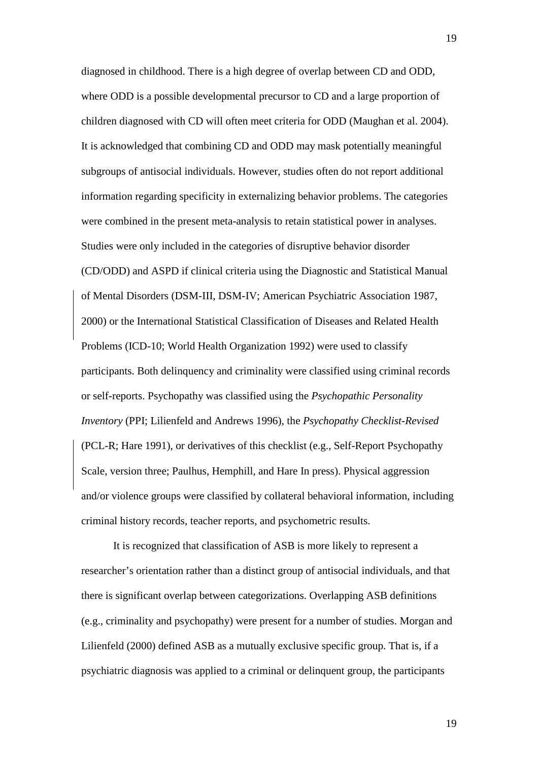diagnosed in childhood. There is a high degree of overlap between CD and ODD, where ODD is a possible developmental precursor to CD and a large proportion of children diagnosed with CD will often meet criteria for ODD (Maughan et al. 2004). It is acknowledged that combining CD and ODD may mask potentially meaningful subgroups of antisocial individuals. However, studies often do not report additional information regarding specificity in externalizing behavior problems. The categories were combined in the present meta-analysis to retain statistical power in analyses. Studies were only included in the categories of disruptive behavior disorder (CD/ODD) and ASPD if clinical criteria using the Diagnostic and Statistical Manual of Mental Disorders (DSM-III, DSM-IV; American Psychiatric Association 1987, 2000) or the International Statistical Classification of Diseases and Related Health Problems (ICD-10; World Health Organization 1992) were used to classify participants. Both delinquency and criminality were classified using criminal records or self-reports. Psychopathy was classified using the *Psychopathic Personality Inventory* (PPI; Lilienfeld and Andrews 1996), the *Psychopathy Checklist-Revised* (PCL-R; Hare 1991), or derivatives of this checklist (e.g., Self-Report Psychopathy Scale, version three; Paulhus, Hemphill, and Hare In press). Physical aggression and/or violence groups were classified by collateral behavioral information, including criminal history records, teacher reports, and psychometric results.

It is recognized that classification of ASB is more likely to represent a researcher's orientation rather than a distinct group of antisocial individuals, and that there is significant overlap between categorizations. Overlapping ASB definitions (e.g., criminality and psychopathy) were present for a number of studies. Morgan and Lilienfeld (2000) defined ASB as a mutually exclusive specific group. That is, if a psychiatric diagnosis was applied to a criminal or delinquent group, the participants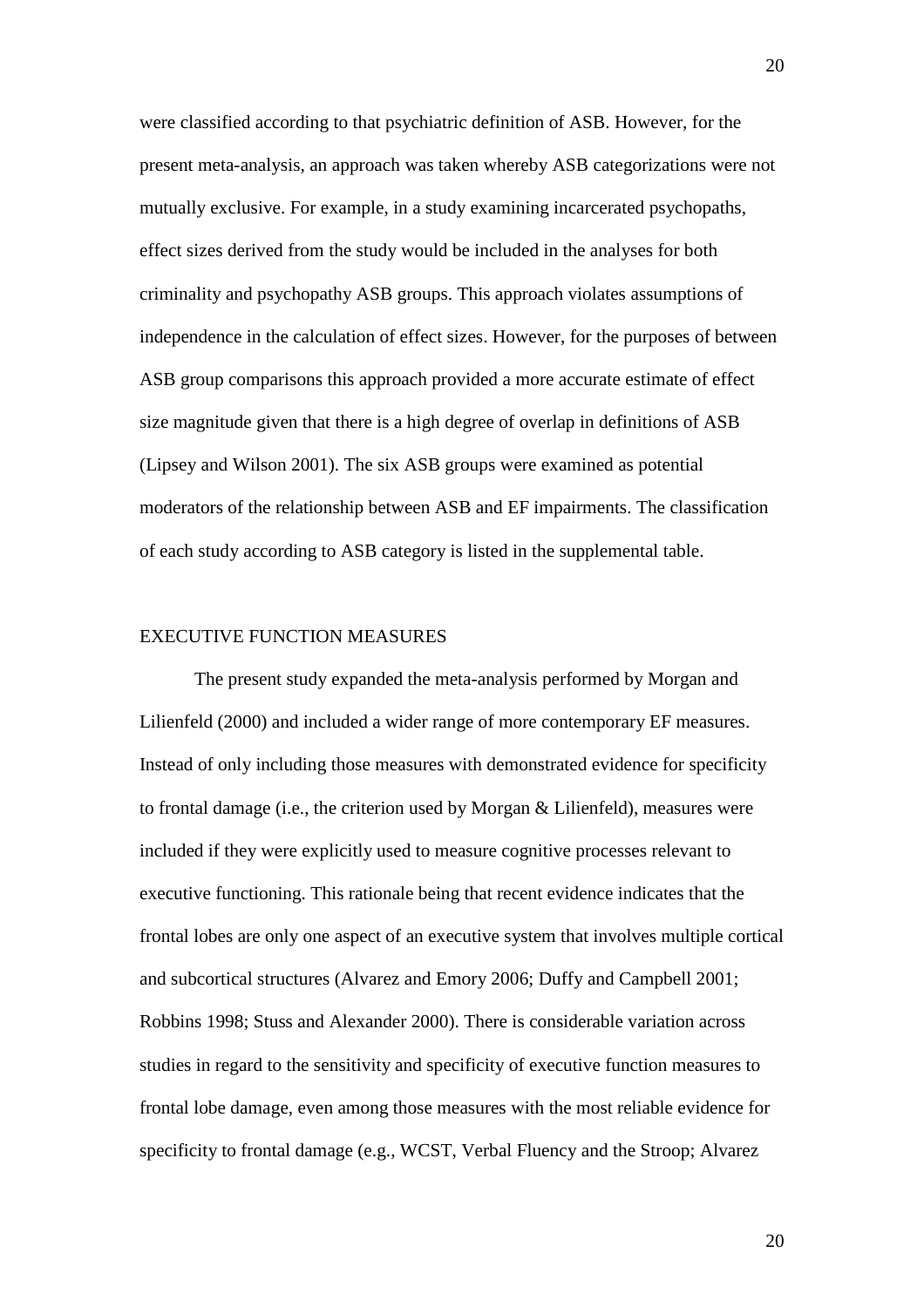were classified according to that psychiatric definition of ASB. However, for the present meta-analysis, an approach was taken whereby ASB categorizations were not mutually exclusive. For example, in a study examining incarcerated psychopaths, effect sizes derived from the study would be included in the analyses for both criminality and psychopathy ASB groups. This approach violates assumptions of independence in the calculation of effect sizes. However, for the purposes of between ASB group comparisons this approach provided a more accurate estimate of effect size magnitude given that there is a high degree of overlap in definitions of ASB (Lipsey and Wilson 2001). The six ASB groups were examined as potential moderators of the relationship between ASB and EF impairments. The classification of each study according to ASB category is listed in the supplemental table.

## EXECUTIVE FUNCTION MEASURES

The present study expanded the meta-analysis performed by Morgan and Lilienfeld (2000) and included a wider range of more contemporary EF measures. Instead of only including those measures with demonstrated evidence for specificity to frontal damage (i.e., the criterion used by Morgan & Lilienfeld), measures were included if they were explicitly used to measure cognitive processes relevant to executive functioning. This rationale being that recent evidence indicates that the frontal lobes are only one aspect of an executive system that involves multiple cortical and subcortical structures (Alvarez and Emory 2006; Duffy and Campbell 2001; Robbins 1998; Stuss and Alexander 2000). There is considerable variation across studies in regard to the sensitivity and specificity of executive function measures to frontal lobe damage, even among those measures with the most reliable evidence for specificity to frontal damage (e.g., WCST, Verbal Fluency and the Stroop; Alvarez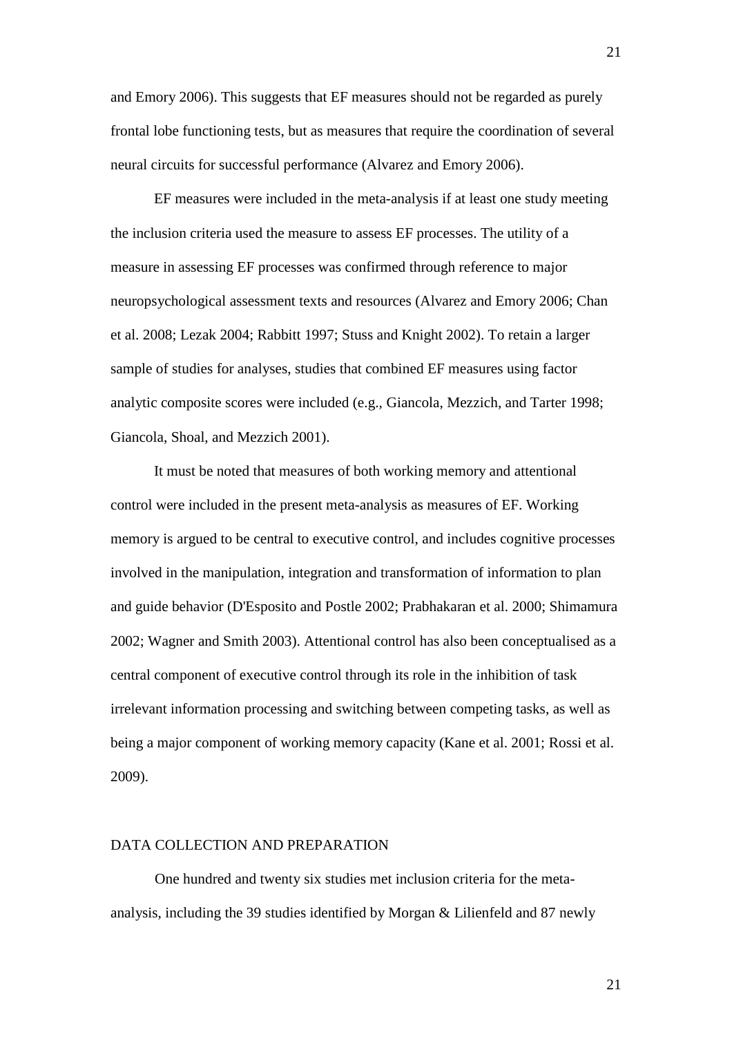and Emory 2006). This suggests that EF measures should not be regarded as purely frontal lobe functioning tests, but as measures that require the coordination of several neural circuits for successful performance (Alvarez and Emory 2006).

EF measures were included in the meta-analysis if at least one study meeting the inclusion criteria used the measure to assess EF processes. The utility of a measure in assessing EF processes was confirmed through reference to major neuropsychological assessment texts and resources (Alvarez and Emory 2006; Chan et al. 2008; Lezak 2004; Rabbitt 1997; Stuss and Knight 2002). To retain a larger sample of studies for analyses, studies that combined EF measures using factor analytic composite scores were included (e.g., Giancola, Mezzich, and Tarter 1998; Giancola, Shoal, and Mezzich 2001).

It must be noted that measures of both working memory and attentional control were included in the present meta-analysis as measures of EF. Working memory is argued to be central to executive control, and includes cognitive processes involved in the manipulation, integration and transformation of information to plan and guide behavior (D'Esposito and Postle 2002; Prabhakaran et al. 2000; Shimamura 2002; Wagner and Smith 2003). Attentional control has also been conceptualised as a central component of executive control through its role in the inhibition of task irrelevant information processing and switching between competing tasks, as well as being a major component of working memory capacity (Kane et al. 2001; Rossi et al. 2009).

## DATA COLLECTION AND PREPARATION

One hundred and twenty six studies met inclusion criteria for the meta-analysis, including the 39 studies identified by Morgan & Lilienfeld and 87 newly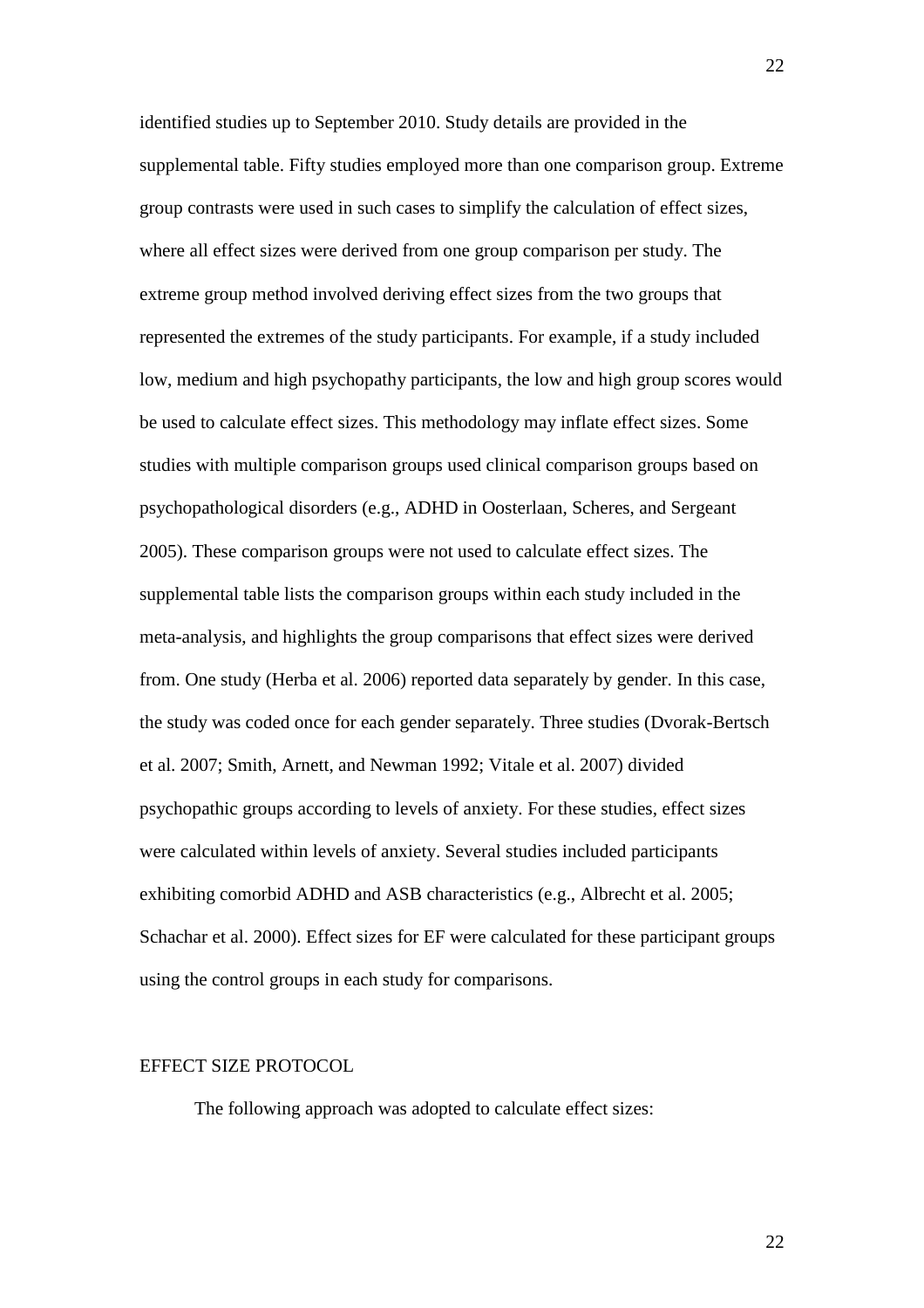identified studies up to September 2010. Study details are provided in the supplemental table. Fifty studies employed more than one comparison group. Extreme group contrasts were used in such cases to simplify the calculation of effect sizes, where all effect sizes were derived from one group comparison per study. The extreme group method involved deriving effect sizes from the two groups that represented the extremes of the study participants. For example, if a study included low, medium and high psychopathy participants, the low and high group scores would be used to calculate effect sizes. This methodology may inflate effect sizes. Some studies with multiple comparison groups used clinical comparison groups based on psychopathological disorders (e.g., ADHD in Oosterlaan, Scheres, and Sergeant 2005). These comparison groups were not used to calculate effect sizes. The supplemental table lists the comparison groups within each study included in the meta-analysis, and highlights the group comparisons that effect sizes were derived from. One study (Herba et al. 2006) reported data separately by gender. In this case, the study was coded once for each gender separately. Three studies (Dvorak-Bertsch et al. 2007; Smith, Arnett, and Newman 1992; Vitale et al. 2007) divided psychopathic groups according to levels of anxiety. For these studies, effect sizes were calculated within levels of anxiety. Several studies included participants exhibiting comorbid ADHD and ASB characteristics (e.g., Albrecht et al. 2005; Schachar et al. 2000). Effect sizes for EF were calculated for these participant groups using the control groups in each study for comparisons.

## EFFECT SIZE PROTOCOL

The following approach was adopted to calculate effect sizes: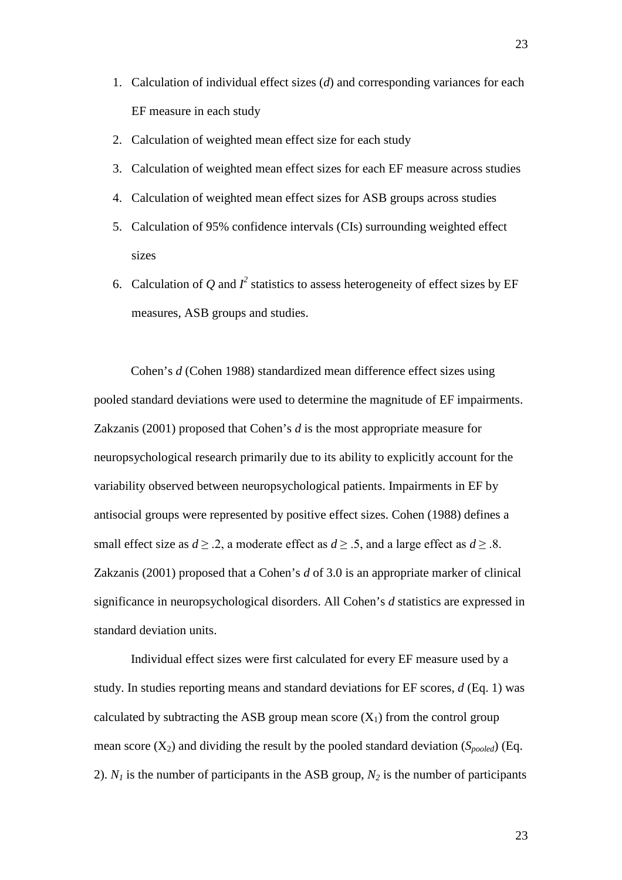1. Calculation of individual effect sizes (*d*) and corresponding variances for each EF measure in each study
2. Calculation of weighted mean effect size for each study
3. Calculation of weighted mean effect sizes for each EF measure across studies
4. Calculation of weighted mean effect sizes for ASB groups across studies
5. Calculation of 95% confidence intervals (CIs) surrounding weighted effect sizes
6. Calculation of $Q$ and $I^2$ statistics to assess heterogeneity of effect sizes by EF measures, ASB groups and studies.

Cohen's *d* (Cohen 1988) standardized mean difference effect sizes using pooled standard deviations were used to determine the magnitude of EF impairments. Zakzanis (2001) proposed that Cohen's *d* is the most appropriate measure for neuropsychological research primarily due to its ability to explicitly account for the variability observed between neuropsychological patients. Impairments in EF by antisocial groups were represented by positive effect sizes. Cohen (1988) defines a small effect size as $d \geq .2$, a moderate effect as $d \geq .5$, and a large effect as $d \geq .8$. Zakzanis (2001) proposed that a Cohen's *d* of 3.0 is an appropriate marker of clinical significance in neuropsychological disorders. All Cohen's *d* statistics are expressed in standard deviation units.

Individual effect sizes were first calculated for every EF measure used by a study. In studies reporting means and standard deviations for EF scores, *d* (Eq. 1) was calculated by subtracting the ASB group mean score ($X_1$) from the control group mean score ($X_2$) and dividing the result by the pooled standard deviation ($S_{pooled}$) (Eq. 2). $N_1$ is the number of participants in the ASB group, $N_2$ is the number of participants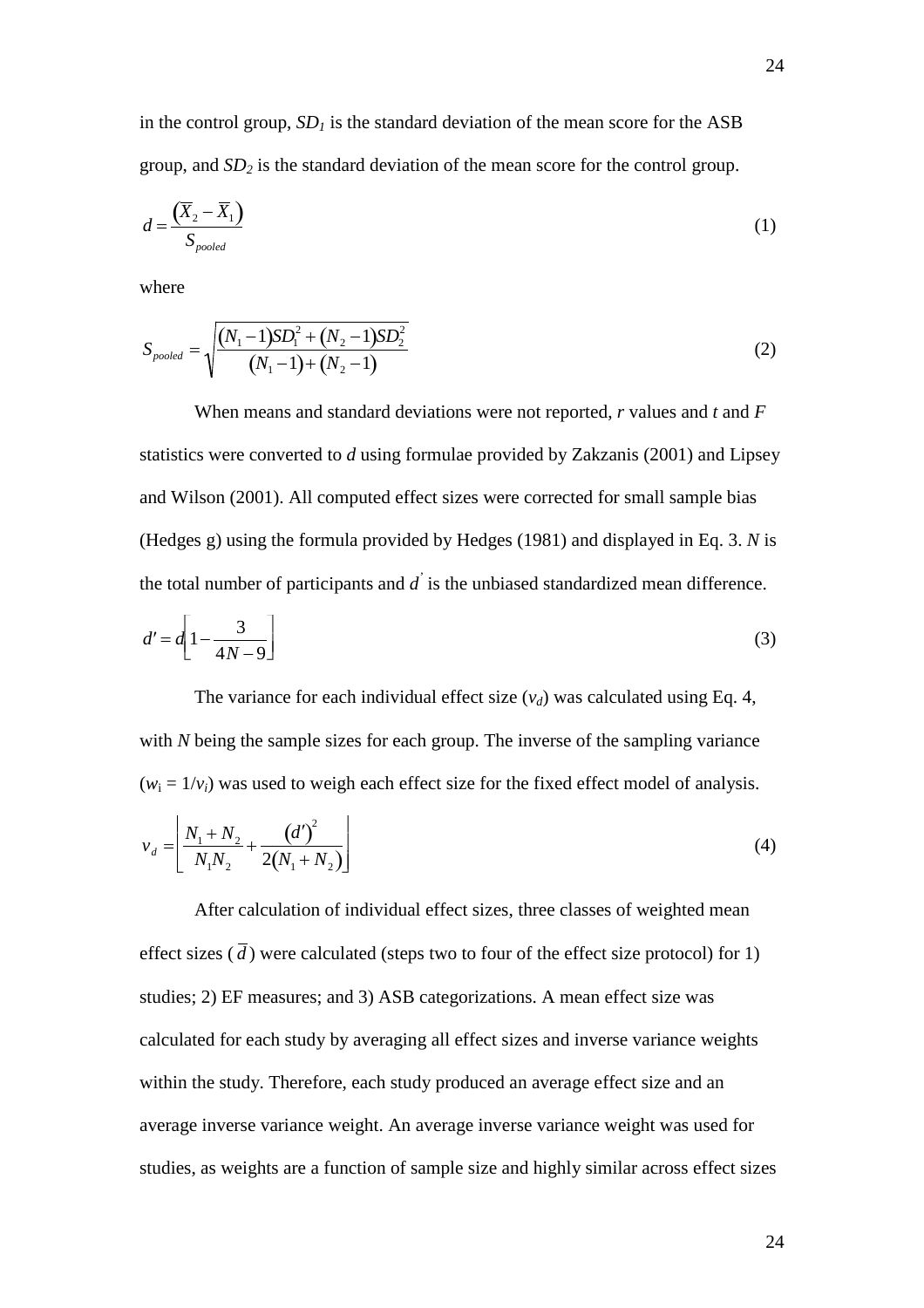in the control group, $SD_1$ is the standard deviation of the mean score for the ASB group, and $SD_2$ is the standard deviation of the mean score for the control group.

$$d = \frac{\left(\overline{X}_2 - \overline{X}_1\right)}{S_{pooled}} \tag{1}$$

where

$$S_{pooled} = \sqrt{\frac{(N_1 - 1)SD_1^2 + (N_2 - 1)SD_2^2}{(N_1 - 1) + (N_2 - 1)}} \tag{2}$$

When means and standard deviations were not reported, *r* values and *t* and *F* statistics were converted to *d* using formulae provided by Zakzanis (2001) and Lipsey and Wilson (2001). All computed effect sizes were corrected for small sample bias (Hedges g) using the formula provided by Hedges (1981) and displayed in Eq. 3. *N* is the total number of participants and $d'$ is the unbiased standardized mean difference.

$$d' = d\left[1 - \frac{3}{4N - 9}\right] \tag{3}$$

The variance for each individual effect size ($v_d$) was calculated using Eq. 4, with *N* being the sample sizes for each group. The inverse of the sampling variance ($w_i = 1/v_i$) was used to weigh each effect size for the fixed effect model of analysis.

$$v_d = \left[\frac{N_1 + N_2}{N_1 N_2} + \frac{(d')^2}{2(N_1 + N_2)}\right] \tag{4}$$

After calculation of individual effect sizes, three classes of weighted mean effect sizes ($\overline{d}$) were calculated (steps two to four of the effect size protocol) for 1) studies; 2) EF measures; and 3) ASB categorizations. A mean effect size was calculated for each study by averaging all effect sizes and inverse variance weights within the study. Therefore, each study produced an average effect size and an average inverse variance weight. An average inverse variance weight was used for studies, as weights are a function of sample size and highly similar across effect sizes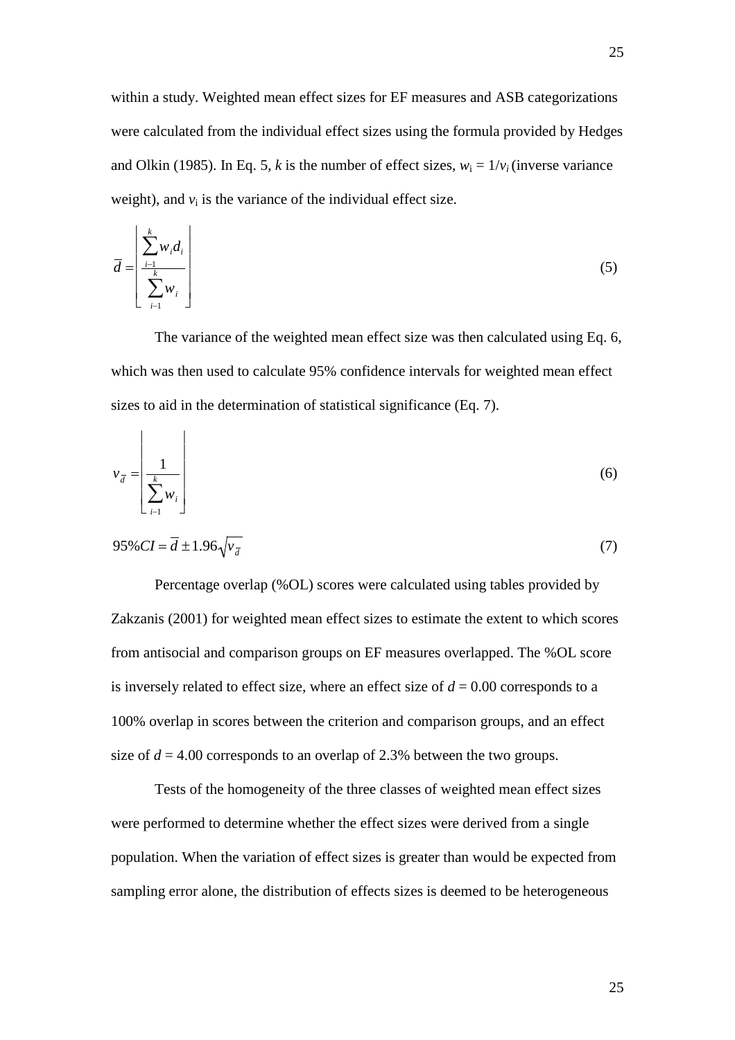within a study. Weighted mean effect sizes for EF measures and ASB categorizations were calculated from the individual effect sizes using the formula provided by Hedges and Olkin (1985). In Eq. 5, $k$ is the number of effect sizes, $w_i = 1/v_i$ (inverse variance weight), and $v_i$ is the variance of the individual effect size.

$$\bar{d} = \left[ \frac{\sum_{i-1}^{k} w_i d_i}{\sum_{i-1}^{k} w_i} \right] \tag{5}$$

The variance of the weighted mean effect size was then calculated using Eq. 6, which was then used to calculate 95% confidence intervals for weighted mean effect sizes to aid in the determination of statistical significance (Eq. 7).

$$v_{\bar{d}} = \left[ \frac{1}{\sum_{i-1}^{k} w_i} \right] \tag{6}$$

$$95\%CI = \bar{d} \pm 1.96\sqrt{v_{\bar{d}}} \tag{7}$$

Percentage overlap (%OL) scores were calculated using tables provided by Zakzanis (2001) for weighted mean effect sizes to estimate the extent to which scores from antisocial and comparison groups on EF measures overlapped. The %OL score is inversely related to effect size, where an effect size of $d = 0.00$ corresponds to a 100% overlap in scores between the criterion and comparison groups, and an effect size of $d = 4.00$ corresponds to an overlap of 2.3% between the two groups.

Tests of the homogeneity of the three classes of weighted mean effect sizes were performed to determine whether the effect sizes were derived from a single population. When the variation of effect sizes is greater than would be expected from sampling error alone, the distribution of effects sizes is deemed to be heterogeneous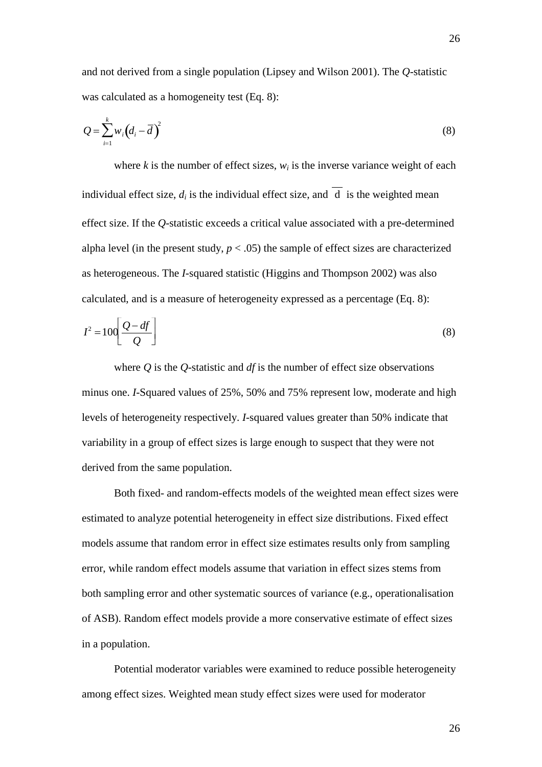and not derived from a single population (Lipsey and Wilson 2001). The *Q*-statistic was calculated as a homogeneity test (Eq. 8):

$$Q = \sum_{i=1}^{k} w_i \left(d_i - \bar{d}\right)^2 \tag{8}$$

where $k$ is the number of effect sizes, $w_i$ is the inverse variance weight of each individual effect size, $d_i$ is the individual effect size, and $\bar{d}$ is the weighted mean effect size. If the *Q*-statistic exceeds a critical value associated with a pre-determined alpha level (in the present study, $p < .05$) the sample of effect sizes are characterized as heterogeneous. The *I*-squared statistic (Higgins and Thompson 2002) was also calculated, and is a measure of heterogeneity expressed as a percentage (Eq. 8):

$$I^2 = 100\left[\frac{Q - df}{Q}\right] \tag{8}$$

where $Q$ is the *Q*-statistic and $df$ is the number of effect size observations minus one. *I*-Squared values of 25%, 50% and 75% represent low, moderate and high levels of heterogeneity respectively. *I*-squared values greater than 50% indicate that variability in a group of effect sizes is large enough to suspect that they were not derived from the same population.

Both fixed- and random-effects models of the weighted mean effect sizes were estimated to analyze potential heterogeneity in effect size distributions. Fixed effect models assume that random error in effect size estimates results only from sampling error, while random effect models assume that variation in effect sizes stems from both sampling error and other systematic sources of variance (e.g., operationalisation of ASB). Random effect models provide a more conservative estimate of effect sizes in a population.

Potential moderator variables were examined to reduce possible heterogeneity among effect sizes. Weighted mean study effect sizes were used for moderator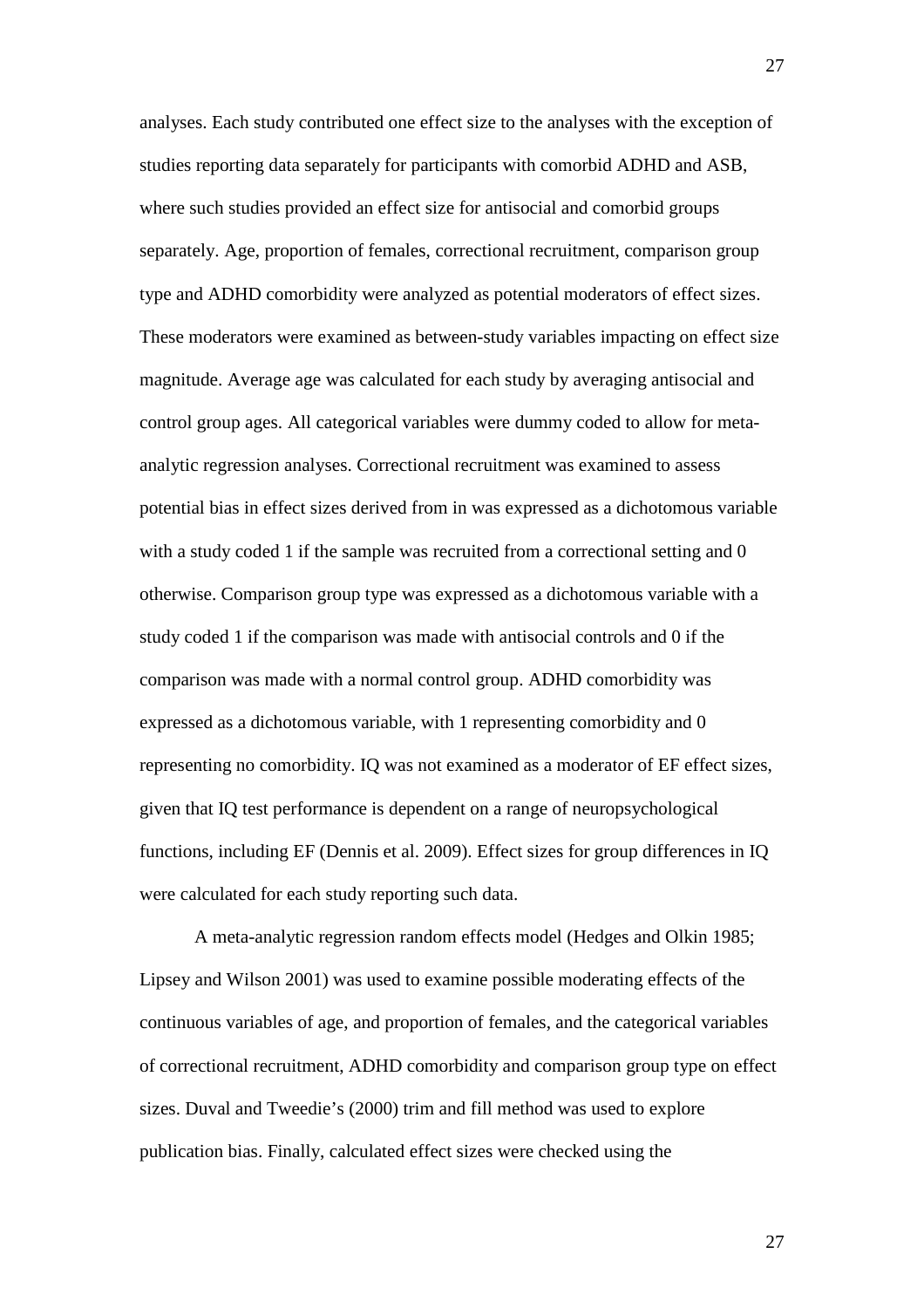analyses. Each study contributed one effect size to the analyses with the exception of studies reporting data separately for participants with comorbid ADHD and ASB, where such studies provided an effect size for antisocial and comorbid groups separately. Age, proportion of females, correctional recruitment, comparison group type and ADHD comorbidity were analyzed as potential moderators of effect sizes. These moderators were examined as between-study variables impacting on effect size magnitude. Average age was calculated for each study by averaging antisocial and control group ages. All categorical variables were dummy coded to allow for meta-analytic regression analyses. Correctional recruitment was examined to assess potential bias in effect sizes derived from in was expressed as a dichotomous variable with a study coded 1 if the sample was recruited from a correctional setting and 0 otherwise. Comparison group type was expressed as a dichotomous variable with a study coded 1 if the comparison was made with antisocial controls and 0 if the comparison was made with a normal control group. ADHD comorbidity was expressed as a dichotomous variable, with 1 representing comorbidity and 0 representing no comorbidity. IQ was not examined as a moderator of EF effect sizes, given that IQ test performance is dependent on a range of neuropsychological functions, including EF (Dennis et al. 2009). Effect sizes for group differences in IQ were calculated for each study reporting such data.

A meta-analytic regression random effects model (Hedges and Olkin 1985; Lipsey and Wilson 2001) was used to examine possible moderating effects of the continuous variables of age, and proportion of females, and the categorical variables of correctional recruitment, ADHD comorbidity and comparison group type on effect sizes. Duval and Tweedie's (2000) trim and fill method was used to explore publication bias. Finally, calculated effect sizes were checked using the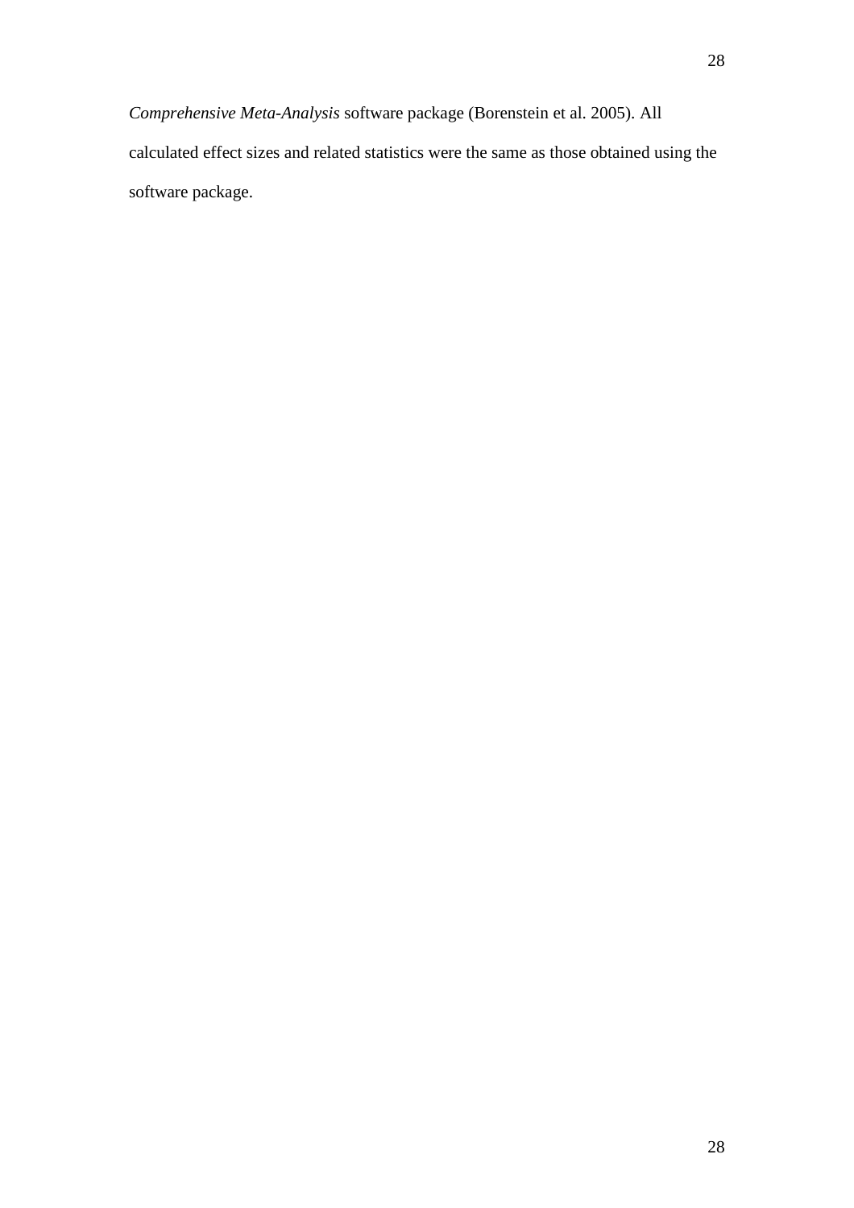*Comprehensive Meta-Analysis* software package (Borenstein et al. 2005). All calculated effect sizes and related statistics were the same as those obtained using the software package.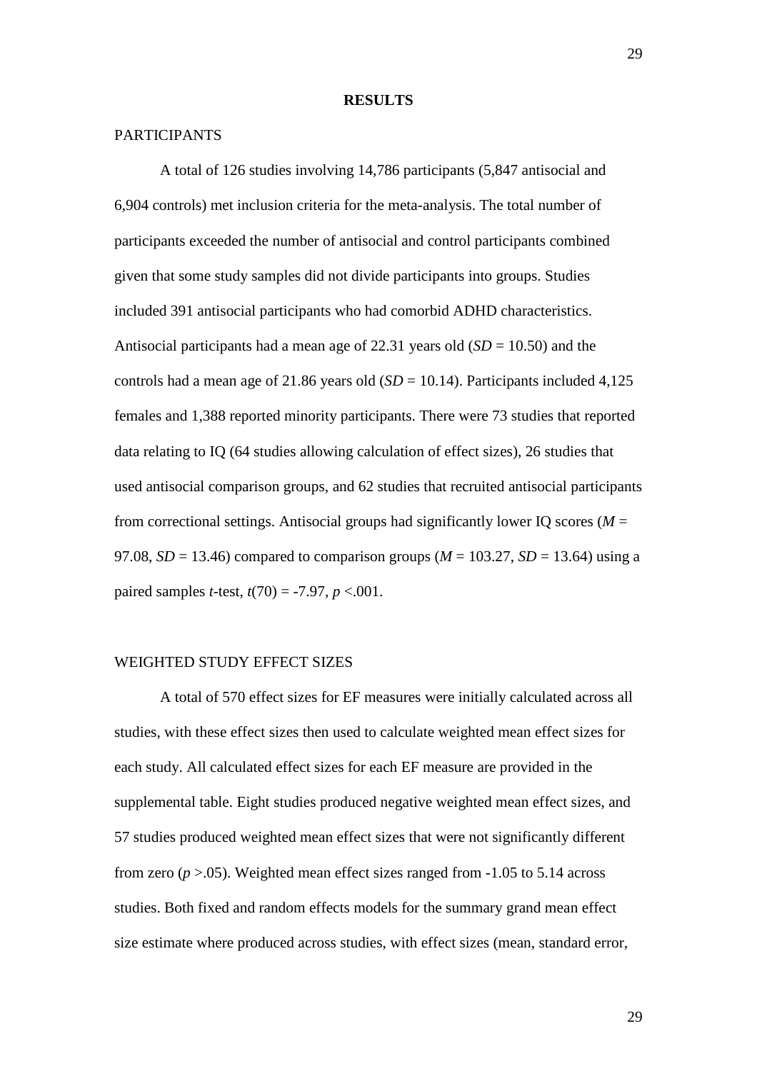# RESULTS

## PARTICIPANTS

A total of 126 studies involving 14,786 participants (5,847 antisocial and 6,904 controls) met inclusion criteria for the meta-analysis. The total number of participants exceeded the number of antisocial and control participants combined given that some study samples did not divide participants into groups. Studies included 391 antisocial participants who had comorbid ADHD characteristics. Antisocial participants had a mean age of 22.31 years old ($SD$ = 10.50) and the controls had a mean age of 21.86 years old ($SD$ = 10.14). Participants included 4,125 females and 1,388 reported minority participants. There were 73 studies that reported data relating to IQ (64 studies allowing calculation of effect sizes), 26 studies that used antisocial comparison groups, and 62 studies that recruited antisocial participants from correctional settings. Antisocial groups had significantly lower IQ scores ($M$ = 97.08, $SD$ = 13.46) compared to comparison groups ($M$ = 103.27, $SD$ = 13.64) using a paired samples $t$-test, $t(70) = -7.97$, $p < .001$.

## WEIGHTED STUDY EFFECT SIZES

A total of 570 effect sizes for EF measures were initially calculated across all studies, with these effect sizes then used to calculate weighted mean effect sizes for each study. All calculated effect sizes for each EF measure are provided in the supplemental table. Eight studies produced negative weighted mean effect sizes, and 57 studies produced weighted mean effect sizes that were not significantly different from zero ($p > .05$). Weighted mean effect sizes ranged from -1.05 to 5.14 across studies. Both fixed and random effects models for the summary grand mean effect size estimate where produced across studies, with effect sizes (mean, standard error,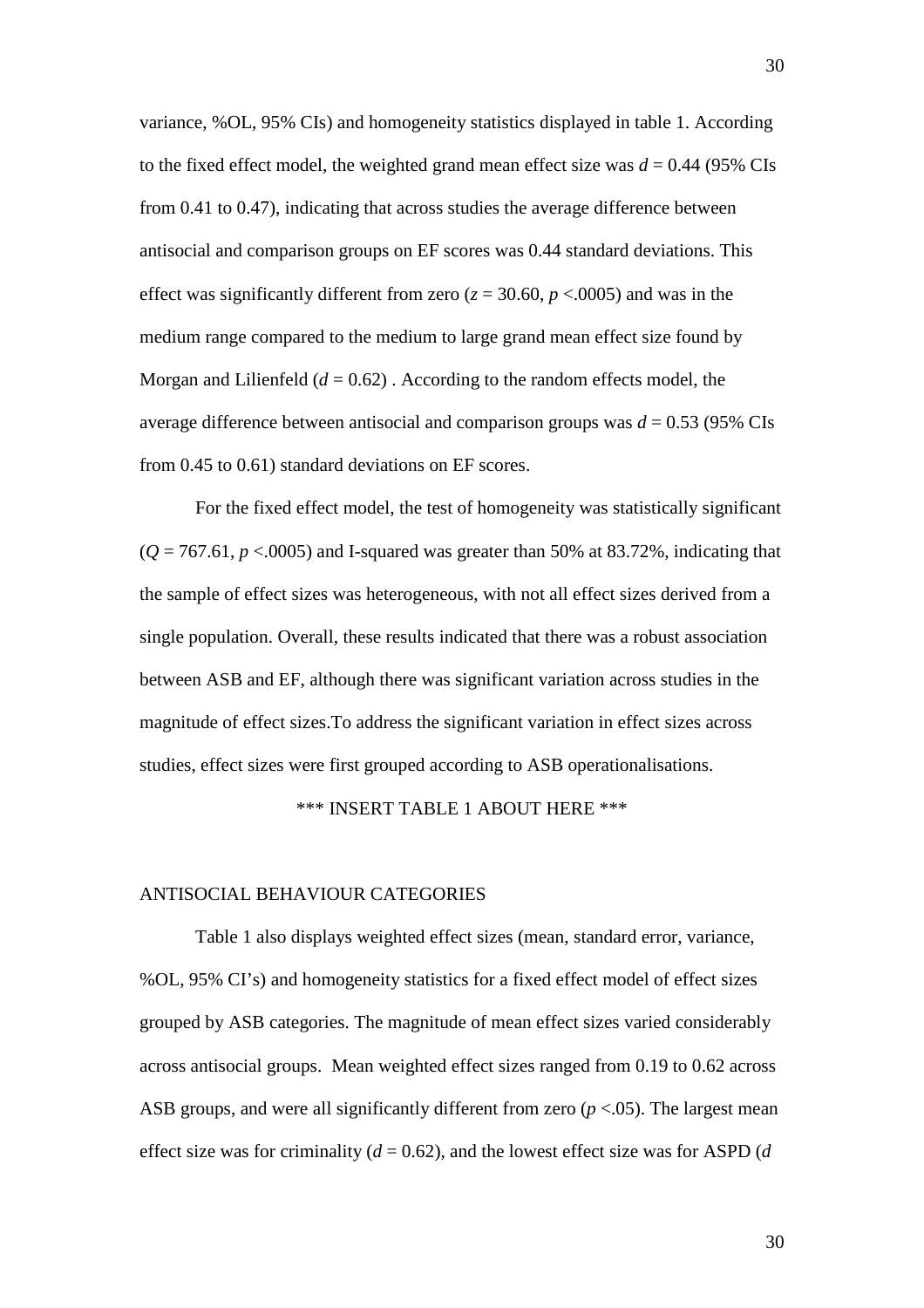variance, %OL, 95% CIs) and homogeneity statistics displayed in table 1. According to the fixed effect model, the weighted grand mean effect size was $d = 0.44$ (95% CIs from 0.41 to 0.47), indicating that across studies the average difference between antisocial and comparison groups on EF scores was 0.44 standard deviations. This effect was significantly different from zero ($z = 30.60$, $p < .0005$) and was in the medium range compared to the medium to large grand mean effect size found by Morgan and Lilienfeld ($d = 0.62$) . According to the random effects model, the average difference between antisocial and comparison groups was $d = 0.53$ (95% CIs from 0.45 to 0.61) standard deviations on EF scores.

For the fixed effect model, the test of homogeneity was statistically significant ($Q = 767.61$, $p < .0005$) and I-squared was greater than 50% at 83.72%, indicating that the sample of effect sizes was heterogeneous, with not all effect sizes derived from a single population. Overall, these results indicated that there was a robust association between ASB and EF, although there was significant variation across studies in the magnitude of effect sizes.To address the significant variation in effect sizes across studies, effect sizes were first grouped according to ASB operationalisations.

*** INSERT TABLE 1 ABOUT HERE ***

## ANTISOCIAL BEHAVIOUR CATEGORIES

Table 1 also displays weighted effect sizes (mean, standard error, variance, %OL, 95% CI's) and homogeneity statistics for a fixed effect model of effect sizes grouped by ASB categories. The magnitude of mean effect sizes varied considerably across antisocial groups. Mean weighted effect sizes ranged from 0.19 to 0.62 across ASB groups, and were all significantly different from zero ($p < .05$). The largest mean effect size was for criminality ($d = 0.62$), and the lowest effect size was for ASPD ($d$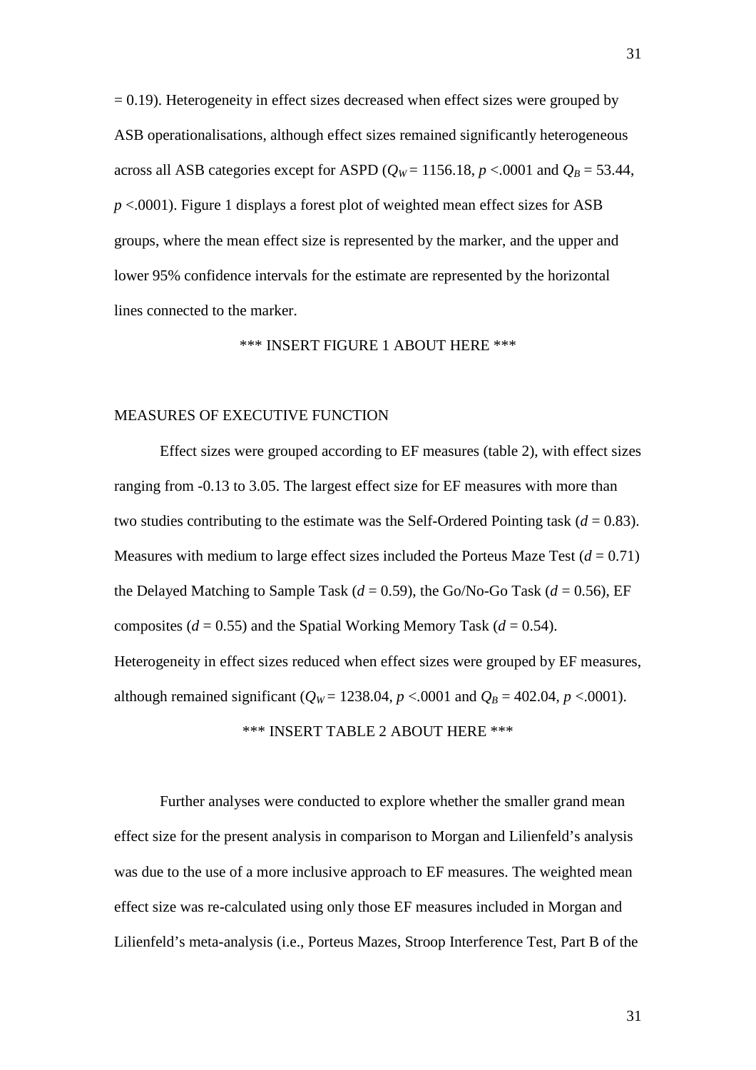= 0.19). Heterogeneity in effect sizes decreased when effect sizes were grouped by ASB operationalisations, although effect sizes remained significantly heterogeneous across all ASB categories except for ASPD ($Q_W$ = 1156.18, $p$ <.0001 and $Q_B$ = 53.44, $p$ <.0001). Figure 1 displays a forest plot of weighted mean effect sizes for ASB groups, where the mean effect size is represented by the marker, and the upper and lower 95% confidence intervals for the estimate are represented by the horizontal lines connected to the marker.

*** INSERT FIGURE 1 ABOUT HERE ***

## MEASURES OF EXECUTIVE FUNCTION

Effect sizes were grouped according to EF measures (table 2), with effect sizes ranging from -0.13 to 3.05. The largest effect size for EF measures with more than two studies contributing to the estimate was the Self-Ordered Pointing task ($d$ = 0.83). Measures with medium to large effect sizes included the Porteus Maze Test ($d$ = 0.71) the Delayed Matching to Sample Task ($d$ = 0.59), the Go/No-Go Task ($d$ = 0.56), EF composites ($d$ = 0.55) and the Spatial Working Memory Task ($d$ = 0.54). Heterogeneity in effect sizes reduced when effect sizes were grouped by EF measures, although remained significant ($Q_W$ = 1238.04, $p$ <.0001 and $Q_B$ = 402.04, $p$ <.0001).

*** INSERT TABLE 2 ABOUT HERE ***

Further analyses were conducted to explore whether the smaller grand mean effect size for the present analysis in comparison to Morgan and Lilienfeld's analysis was due to the use of a more inclusive approach to EF measures. The weighted mean effect size was re-calculated using only those EF measures included in Morgan and Lilienfeld's meta-analysis (i.e., Porteus Mazes, Stroop Interference Test, Part B of the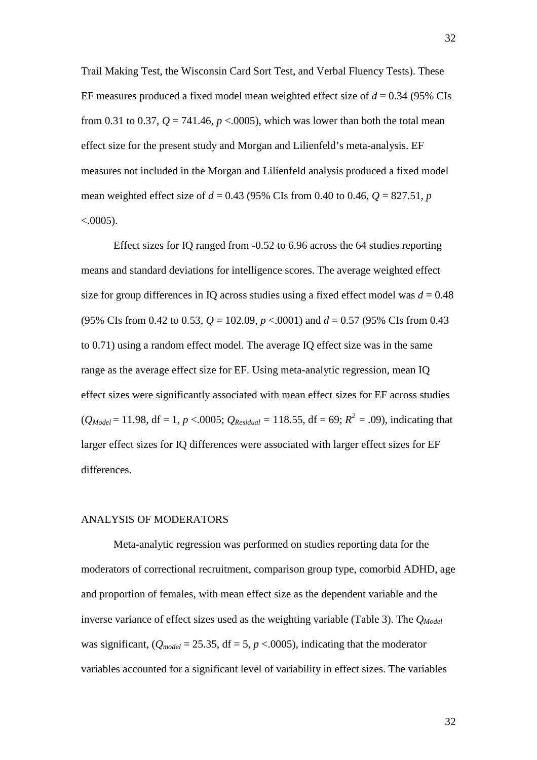Trail Making Test, the Wisconsin Card Sort Test, and Verbal Fluency Tests). These EF measures produced a fixed model mean weighted effect size of $d$ = 0.34 (95% CIs from 0.31 to 0.37, $Q$ = 741.46, $p$ <.0005), which was lower than both the total mean effect size for the present study and Morgan and Lilienfeld's meta-analysis. EF measures not included in the Morgan and Lilienfeld analysis produced a fixed model mean weighted effect size of $d$ = 0.43 (95% CIs from 0.40 to 0.46, $Q$ = 827.51, $p$ <.0005).

Effect sizes for IQ ranged from -0.52 to 6.96 across the 64 studies reporting means and standard deviations for intelligence scores. The average weighted effect size for group differences in IQ across studies using a fixed effect model was $d$ = 0.48 (95% CIs from 0.42 to 0.53, $Q$ = 102.09, $p$ <.0001) and $d$ = 0.57 (95% CIs from 0.43 to 0.71) using a random effect model. The average IQ effect size was in the same range as the average effect size for EF. Using meta-analytic regression, mean IQ effect sizes were significantly associated with mean effect sizes for EF across studies ($Q_{Model}$ = 11.98, df = 1, $p$ <.0005; $Q_{Residual}$ = 118.55, df = 69; $R^2$ = .09), indicating that larger effect sizes for IQ differences were associated with larger effect sizes for EF differences.

## ANALYSIS OF MODERATORS

Meta-analytic regression was performed on studies reporting data for the moderators of correctional recruitment, comparison group type, comorbid ADHD, age and proportion of females, with mean effect size as the dependent variable and the inverse variance of effect sizes used as the weighting variable (Table 3). The $Q_{Model}$ was significant, ($Q_{model}$ = 25.35, df = 5, $p$ <.0005), indicating that the moderator variables accounted for a significant level of variability in effect sizes. The variables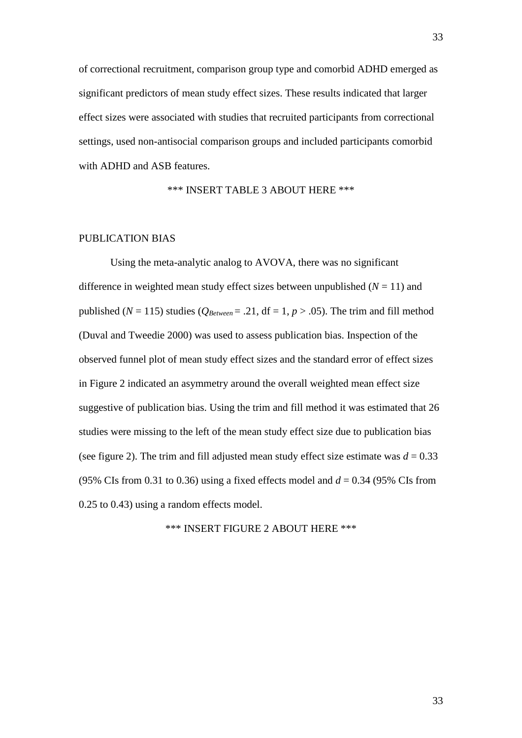of correctional recruitment, comparison group type and comorbid ADHD emerged as significant predictors of mean study effect sizes. These results indicated that larger effect sizes were associated with studies that recruited participants from correctional settings, used non-antisocial comparison groups and included participants comorbid with ADHD and ASB features.

\*\*\* INSERT TABLE 3 ABOUT HERE \*\*\*

## PUBLICATION BIAS

Using the meta-analytic analog to AVOVA, there was no significant difference in weighted mean study effect sizes between unpublished ($N$ = 11) and published ($N$ = 115) studies ($Q_{Between}$ = .21, df = 1, $p$ > .05). The trim and fill method (Duval and Tweedie 2000) was used to assess publication bias. Inspection of the observed funnel plot of mean study effect sizes and the standard error of effect sizes in Figure 2 indicated an asymmetry around the overall weighted mean effect size suggestive of publication bias. Using the trim and fill method it was estimated that 26 studies were missing to the left of the mean study effect size due to publication bias (see figure 2). The trim and fill adjusted mean study effect size estimate was $d$ = 0.33 (95% CIs from 0.31 to 0.36) using a fixed effects model and $d$ = 0.34 (95% CIs from 0.25 to 0.43) using a random effects model.

\*\*\* INSERT FIGURE 2 ABOUT HERE \*\*\*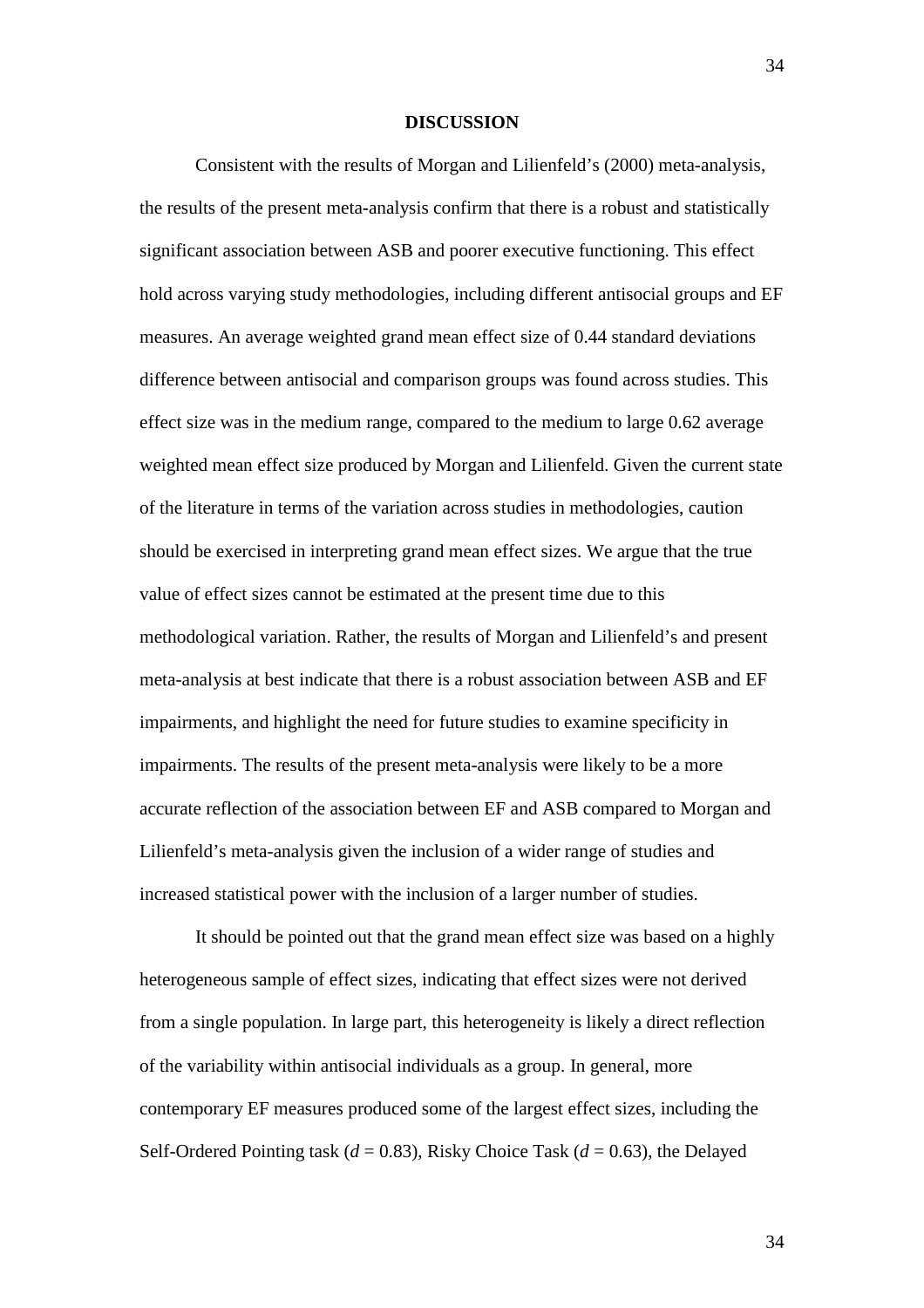## DISCUSSION

Consistent with the results of Morgan and Lilienfeld's (2000) meta-analysis, the results of the present meta-analysis confirm that there is a robust and statistically significant association between ASB and poorer executive functioning. This effect hold across varying study methodologies, including different antisocial groups and EF measures. An average weighted grand mean effect size of 0.44 standard deviations difference between antisocial and comparison groups was found across studies. This effect size was in the medium range, compared to the medium to large 0.62 average weighted mean effect size produced by Morgan and Lilienfeld. Given the current state of the literature in terms of the variation across studies in methodologies, caution should be exercised in interpreting grand mean effect sizes. We argue that the true value of effect sizes cannot be estimated at the present time due to this methodological variation. Rather, the results of Morgan and Lilienfeld's and present meta-analysis at best indicate that there is a robust association between ASB and EF impairments, and highlight the need for future studies to examine specificity in impairments. The results of the present meta-analysis were likely to be a more accurate reflection of the association between EF and ASB compared to Morgan and Lilienfeld's meta-analysis given the inclusion of a wider range of studies and increased statistical power with the inclusion of a larger number of studies.

It should be pointed out that the grand mean effect size was based on a highly heterogeneous sample of effect sizes, indicating that effect sizes were not derived from a single population. In large part, this heterogeneity is likely a direct reflection of the variability within antisocial individuals as a group. In general, more contemporary EF measures produced some of the largest effect sizes, including the Self-Ordered Pointing task ($d$ = 0.83), Risky Choice Task ($d$ = 0.63), the Delayed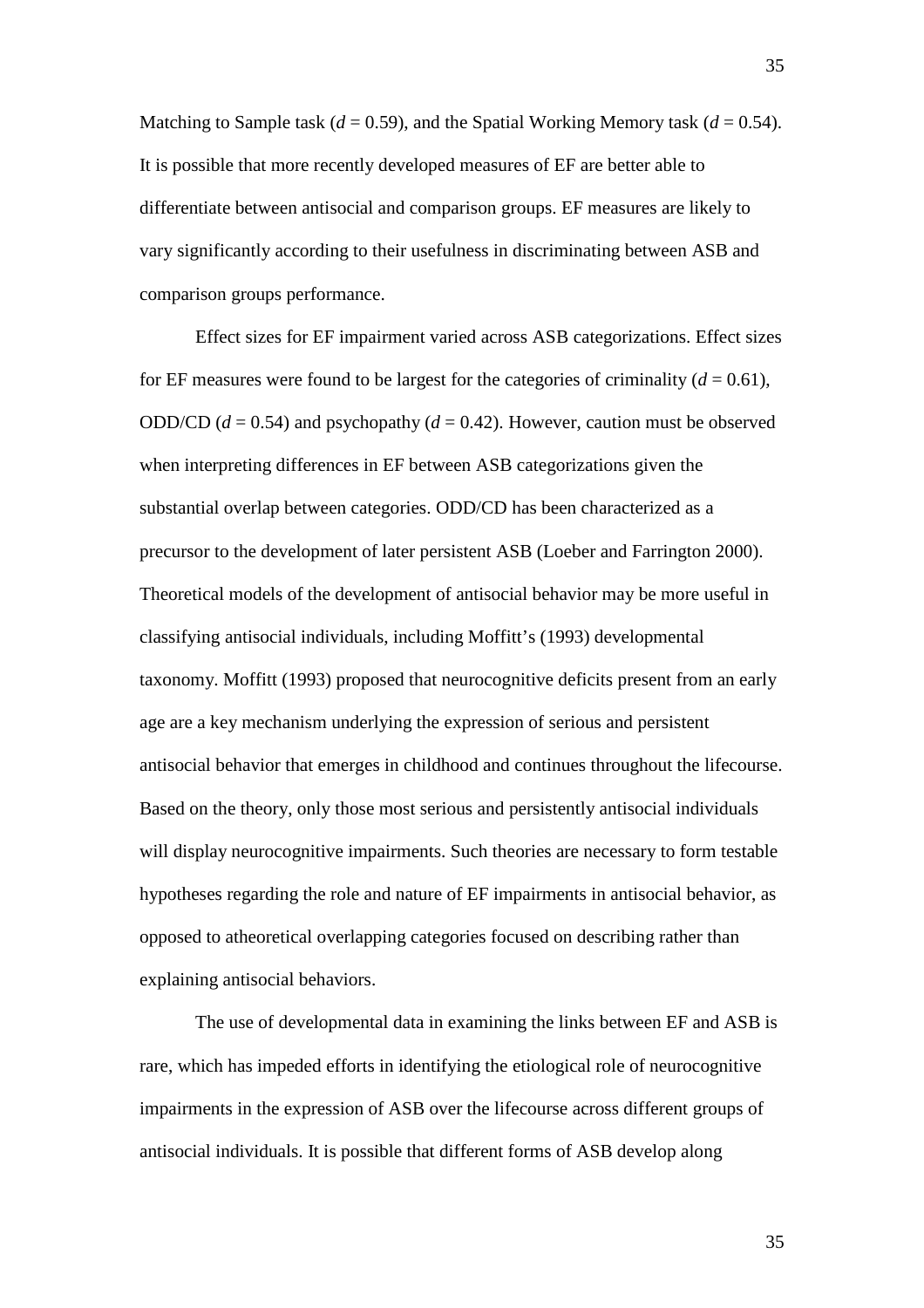Matching to Sample task ($d = 0.59$), and the Spatial Working Memory task ($d = 0.54$). It is possible that more recently developed measures of EF are better able to differentiate between antisocial and comparison groups. EF measures are likely to vary significantly according to their usefulness in discriminating between ASB and comparison groups performance.

Effect sizes for EF impairment varied across ASB categorizations. Effect sizes for EF measures were found to be largest for the categories of criminality ($d = 0.61$), ODD/CD ($d = 0.54$) and psychopathy ($d = 0.42$). However, caution must be observed when interpreting differences in EF between ASB categorizations given the substantial overlap between categories. ODD/CD has been characterized as a precursor to the development of later persistent ASB (Loeber and Farrington 2000). Theoretical models of the development of antisocial behavior may be more useful in classifying antisocial individuals, including Moffitt's (1993) developmental taxonomy. Moffitt (1993) proposed that neurocognitive deficits present from an early age are a key mechanism underlying the expression of serious and persistent antisocial behavior that emerges in childhood and continues throughout the lifecourse. Based on the theory, only those most serious and persistently antisocial individuals will display neurocognitive impairments. Such theories are necessary to form testable hypotheses regarding the role and nature of EF impairments in antisocial behavior, as opposed to atheoretical overlapping categories focused on describing rather than explaining antisocial behaviors.

The use of developmental data in examining the links between EF and ASB is rare, which has impeded efforts in identifying the etiological role of neurocognitive impairments in the expression of ASB over the lifecourse across different groups of antisocial individuals. It is possible that different forms of ASB develop along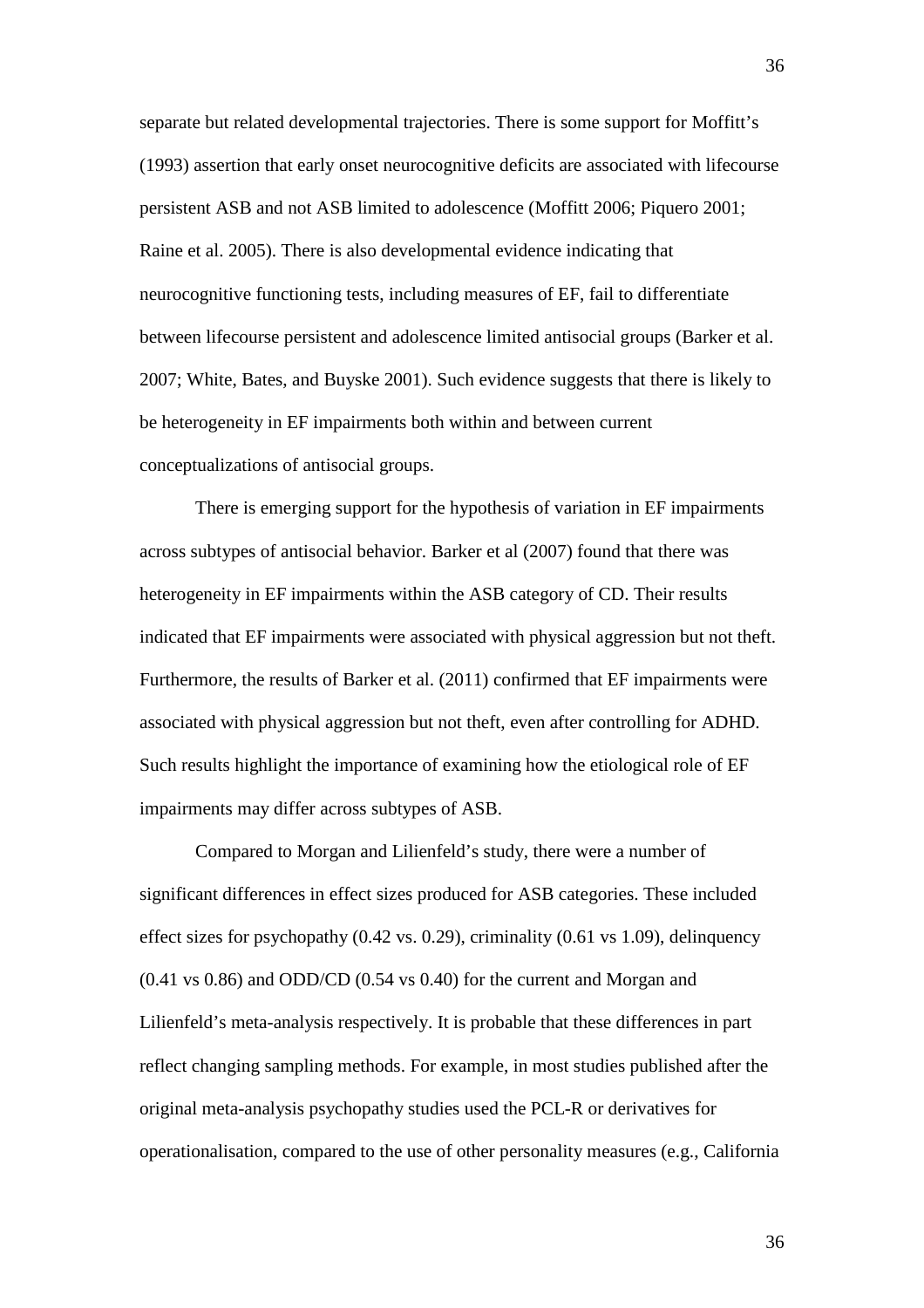separate but related developmental trajectories. There is some support for Moffitt's (1993) assertion that early onset neurocognitive deficits are associated with lifecourse persistent ASB and not ASB limited to adolescence (Moffitt 2006; Piquero 2001; Raine et al. 2005). There is also developmental evidence indicating that neurocognitive functioning tests, including measures of EF, fail to differentiate between lifecourse persistent and adolescence limited antisocial groups (Barker et al. 2007; White, Bates, and Buyske 2001). Such evidence suggests that there is likely to be heterogeneity in EF impairments both within and between current conceptualizations of antisocial groups.

There is emerging support for the hypothesis of variation in EF impairments across subtypes of antisocial behavior. Barker et al (2007) found that there was heterogeneity in EF impairments within the ASB category of CD. Their results indicated that EF impairments were associated with physical aggression but not theft. Furthermore, the results of Barker et al. (2011) confirmed that EF impairments were associated with physical aggression but not theft, even after controlling for ADHD. Such results highlight the importance of examining how the etiological role of EF impairments may differ across subtypes of ASB.

Compared to Morgan and Lilienfeld's study, there were a number of significant differences in effect sizes produced for ASB categories. These included effect sizes for psychopathy (0.42 vs. 0.29), criminality (0.61 vs 1.09), delinquency (0.41 vs 0.86) and ODD/CD (0.54 vs 0.40) for the current and Morgan and Lilienfeld's meta-analysis respectively. It is probable that these differences in part reflect changing sampling methods. For example, in most studies published after the original meta-analysis psychopathy studies used the PCL-R or derivatives for operationalisation, compared to the use of other personality measures (e.g., California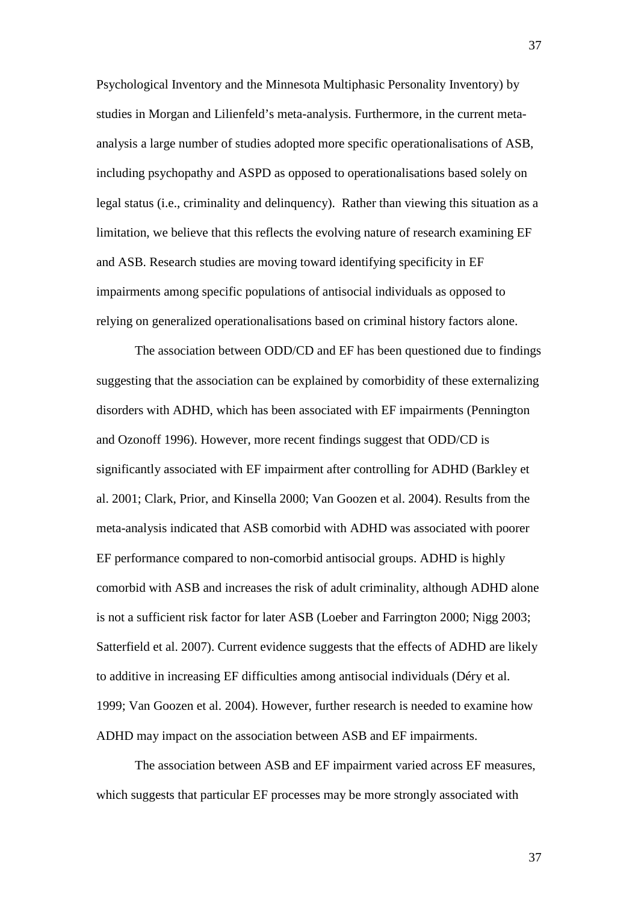Psychological Inventory and the Minnesota Multiphasic Personality Inventory) by studies in Morgan and Lilienfeld's meta-analysis. Furthermore, in the current meta-analysis a large number of studies adopted more specific operationalisations of ASB, including psychopathy and ASPD as opposed to operationalisations based solely on legal status (i.e., criminality and delinquency). Rather than viewing this situation as a limitation, we believe that this reflects the evolving nature of research examining EF and ASB. Research studies are moving toward identifying specificity in EF impairments among specific populations of antisocial individuals as opposed to relying on generalized operationalisations based on criminal history factors alone.

The association between ODD/CD and EF has been questioned due to findings suggesting that the association can be explained by comorbidity of these externalizing disorders with ADHD, which has been associated with EF impairments (Pennington and Ozonoff 1996). However, more recent findings suggest that ODD/CD is significantly associated with EF impairment after controlling for ADHD (Barkley et al. 2001; Clark, Prior, and Kinsella 2000; Van Goozen et al. 2004). Results from the meta-analysis indicated that ASB comorbid with ADHD was associated with poorer EF performance compared to non-comorbid antisocial groups. ADHD is highly comorbid with ASB and increases the risk of adult criminality, although ADHD alone is not a sufficient risk factor for later ASB (Loeber and Farrington 2000; Nigg 2003; Satterfield et al. 2007). Current evidence suggests that the effects of ADHD are likely to additive in increasing EF difficulties among antisocial individuals (Déry et al. 1999; Van Goozen et al. 2004). However, further research is needed to examine how ADHD may impact on the association between ASB and EF impairments.

The association between ASB and EF impairment varied across EF measures, which suggests that particular EF processes may be more strongly associated with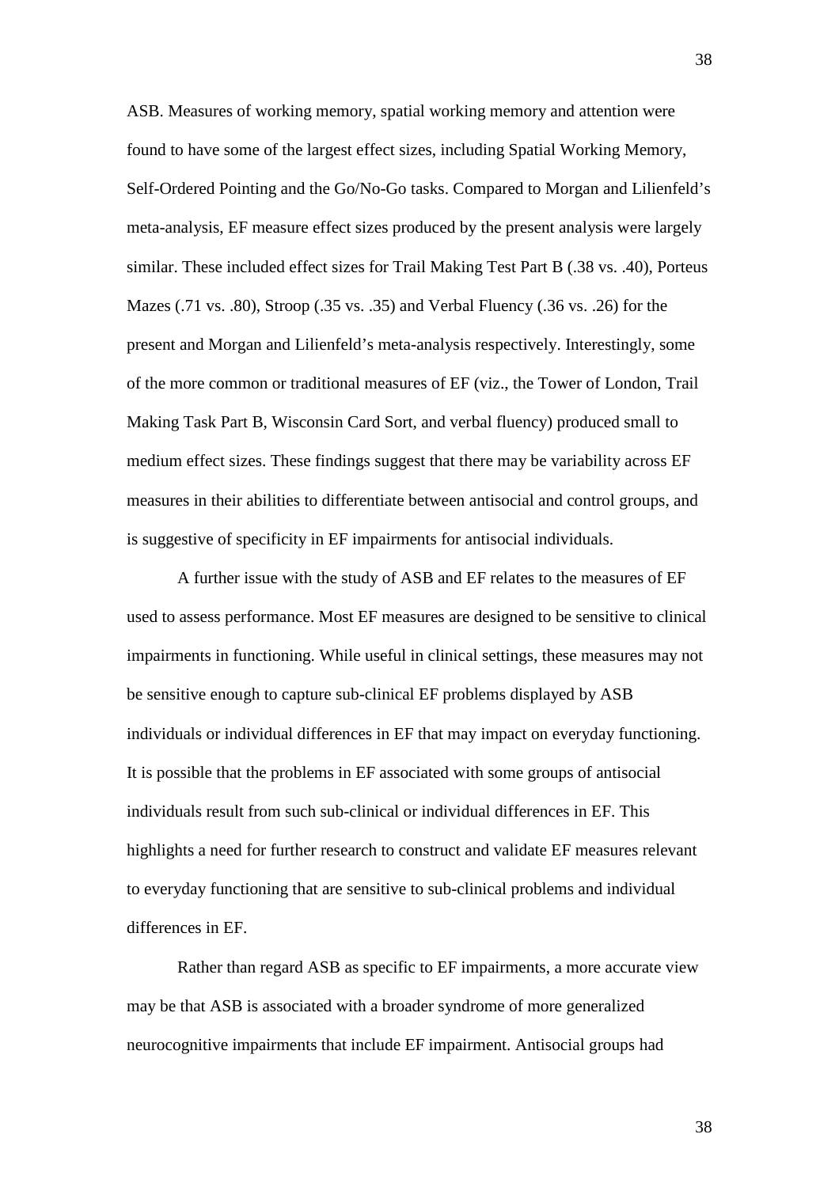ASB. Measures of working memory, spatial working memory and attention were found to have some of the largest effect sizes, including Spatial Working Memory, Self-Ordered Pointing and the Go/No-Go tasks. Compared to Morgan and Lilienfeld's meta-analysis, EF measure effect sizes produced by the present analysis were largely similar. These included effect sizes for Trail Making Test Part B (.38 vs. .40), Porteus Mazes (.71 vs. .80), Stroop (.35 vs. .35) and Verbal Fluency (.36 vs. .26) for the present and Morgan and Lilienfeld's meta-analysis respectively. Interestingly, some of the more common or traditional measures of EF (viz., the Tower of London, Trail Making Task Part B, Wisconsin Card Sort, and verbal fluency) produced small to medium effect sizes. These findings suggest that there may be variability across EF measures in their abilities to differentiate between antisocial and control groups, and is suggestive of specificity in EF impairments for antisocial individuals.

A further issue with the study of ASB and EF relates to the measures of EF used to assess performance. Most EF measures are designed to be sensitive to clinical impairments in functioning. While useful in clinical settings, these measures may not be sensitive enough to capture sub-clinical EF problems displayed by ASB individuals or individual differences in EF that may impact on everyday functioning. It is possible that the problems in EF associated with some groups of antisocial individuals result from such sub-clinical or individual differences in EF. This highlights a need for further research to construct and validate EF measures relevant to everyday functioning that are sensitive to sub-clinical problems and individual differences in EF.

Rather than regard ASB as specific to EF impairments, a more accurate view may be that ASB is associated with a broader syndrome of more generalized neurocognitive impairments that include EF impairment. Antisocial groups had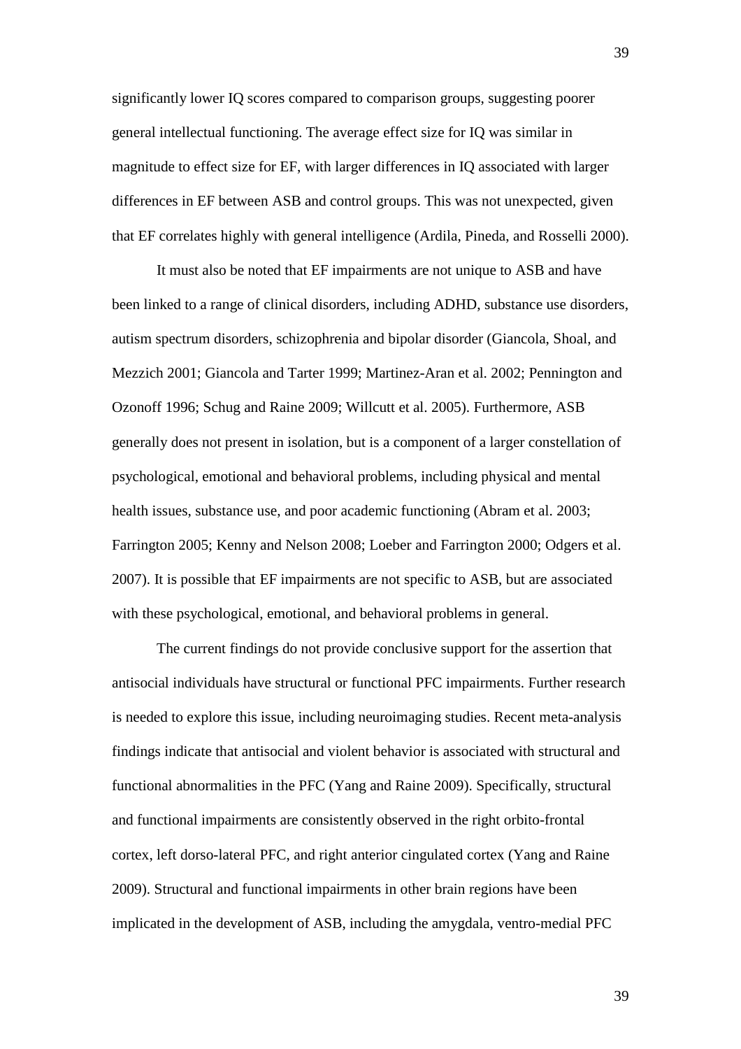significantly lower IQ scores compared to comparison groups, suggesting poorer general intellectual functioning. The average effect size for IQ was similar in magnitude to effect size for EF, with larger differences in IQ associated with larger differences in EF between ASB and control groups. This was not unexpected, given that EF correlates highly with general intelligence (Ardila, Pineda, and Rosselli 2000).

It must also be noted that EF impairments are not unique to ASB and have been linked to a range of clinical disorders, including ADHD, substance use disorders, autism spectrum disorders, schizophrenia and bipolar disorder (Giancola, Shoal, and Mezzich 2001; Giancola and Tarter 1999; Martinez-Aran et al. 2002; Pennington and Ozonoff 1996; Schug and Raine 2009; Willcutt et al. 2005). Furthermore, ASB generally does not present in isolation, but is a component of a larger constellation of psychological, emotional and behavioral problems, including physical and mental health issues, substance use, and poor academic functioning (Abram et al. 2003; Farrington 2005; Kenny and Nelson 2008; Loeber and Farrington 2000; Odgers et al. 2007). It is possible that EF impairments are not specific to ASB, but are associated with these psychological, emotional, and behavioral problems in general.

The current findings do not provide conclusive support for the assertion that antisocial individuals have structural or functional PFC impairments. Further research is needed to explore this issue, including neuroimaging studies. Recent meta-analysis findings indicate that antisocial and violent behavior is associated with structural and functional abnormalities in the PFC (Yang and Raine 2009). Specifically, structural and functional impairments are consistently observed in the right orbito-frontal cortex, left dorso-lateral PFC, and right anterior cingulated cortex (Yang and Raine 2009). Structural and functional impairments in other brain regions have been implicated in the development of ASB, including the amygdala, ventro-medial PFC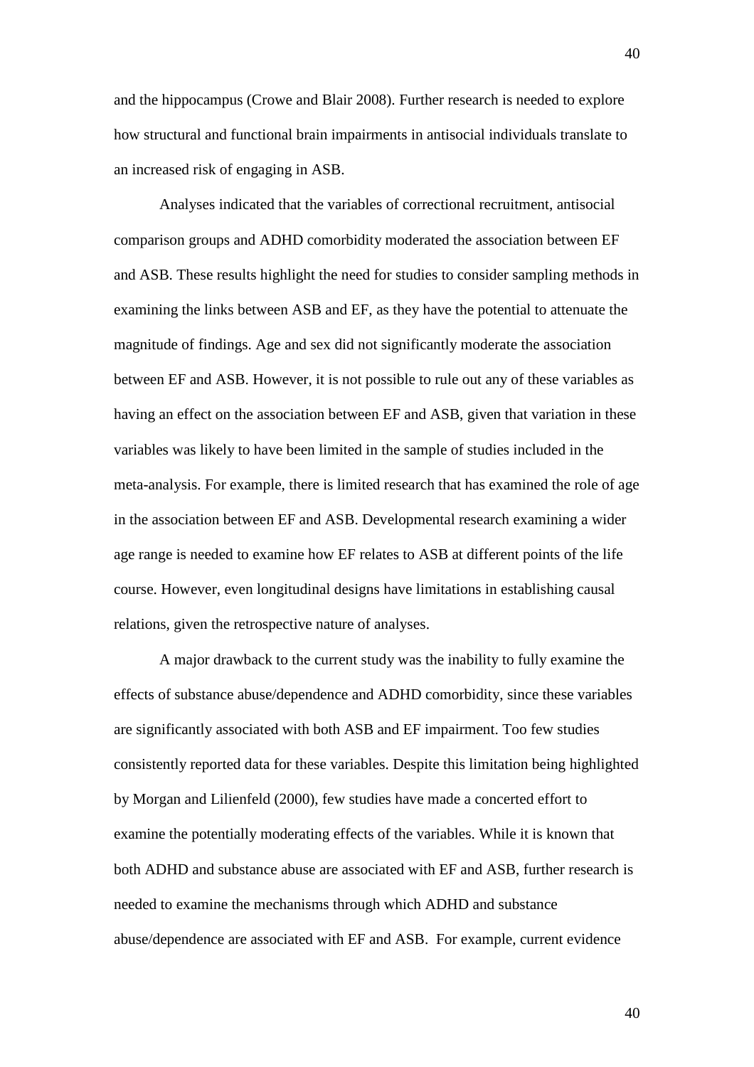and the hippocampus (Crowe and Blair 2008). Further research is needed to explore how structural and functional brain impairments in antisocial individuals translate to an increased risk of engaging in ASB.

Analyses indicated that the variables of correctional recruitment, antisocial comparison groups and ADHD comorbidity moderated the association between EF and ASB. These results highlight the need for studies to consider sampling methods in examining the links between ASB and EF, as they have the potential to attenuate the magnitude of findings. Age and sex did not significantly moderate the association between EF and ASB. However, it is not possible to rule out any of these variables as having an effect on the association between EF and ASB, given that variation in these variables was likely to have been limited in the sample of studies included in the meta-analysis. For example, there is limited research that has examined the role of age in the association between EF and ASB. Developmental research examining a wider age range is needed to examine how EF relates to ASB at different points of the life course. However, even longitudinal designs have limitations in establishing causal relations, given the retrospective nature of analyses.

A major drawback to the current study was the inability to fully examine the effects of substance abuse/dependence and ADHD comorbidity, since these variables are significantly associated with both ASB and EF impairment. Too few studies consistently reported data for these variables. Despite this limitation being highlighted by Morgan and Lilienfeld (2000), few studies have made a concerted effort to examine the potentially moderating effects of the variables. While it is known that both ADHD and substance abuse are associated with EF and ASB, further research is needed to examine the mechanisms through which ADHD and substance abuse/dependence are associated with EF and ASB. For example, current evidence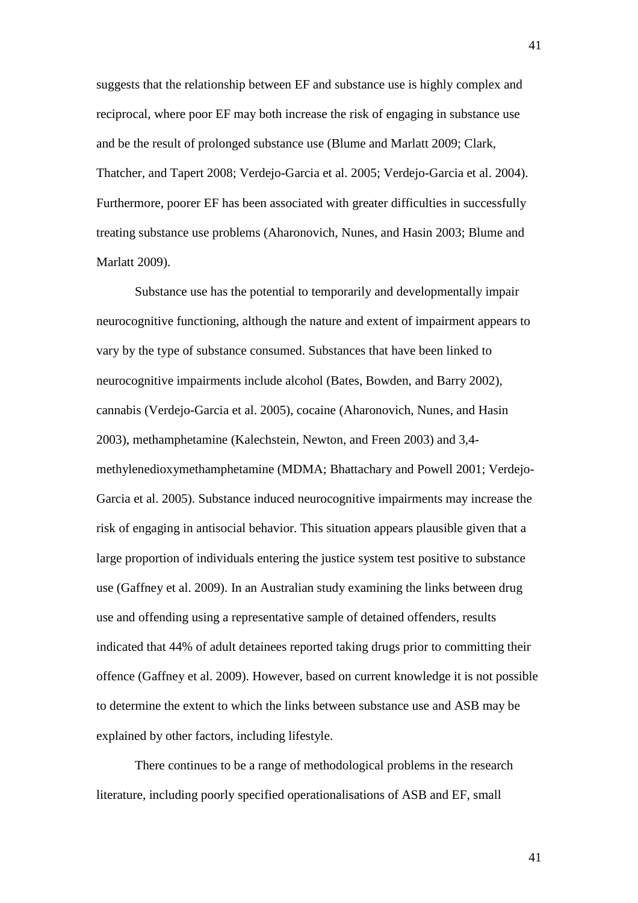suggests that the relationship between EF and substance use is highly complex and reciprocal, where poor EF may both increase the risk of engaging in substance use and be the result of prolonged substance use (Blume and Marlatt 2009; Clark, Thatcher, and Tapert 2008; Verdejo-Garcia et al. 2005; Verdejo-Garcia et al. 2004). Furthermore, poorer EF has been associated with greater difficulties in successfully treating substance use problems (Aharonovich, Nunes, and Hasin 2003; Blume and Marlatt 2009).

Substance use has the potential to temporarily and developmentally impair neurocognitive functioning, although the nature and extent of impairment appears to vary by the type of substance consumed. Substances that have been linked to neurocognitive impairments include alcohol (Bates, Bowden, and Barry 2002), cannabis (Verdejo-Garcia et al. 2005), cocaine (Aharonovich, Nunes, and Hasin 2003), methamphetamine (Kalechstein, Newton, and Freen 2003) and 3,4-methylenedioxymethamphetamine (MDMA; Bhattachary and Powell 2001; Verdejo-Garcia et al. 2005). Substance induced neurocognitive impairments may increase the risk of engaging in antisocial behavior. This situation appears plausible given that a large proportion of individuals entering the justice system test positive to substance use (Gaffney et al. 2009). In an Australian study examining the links between drug use and offending using a representative sample of detained offenders, results indicated that 44% of adult detainees reported taking drugs prior to committing their offence (Gaffney et al. 2009). However, based on current knowledge it is not possible to determine the extent to which the links between substance use and ASB may be explained by other factors, including lifestyle.

There continues to be a range of methodological problems in the research literature, including poorly specified operationalisations of ASB and EF, small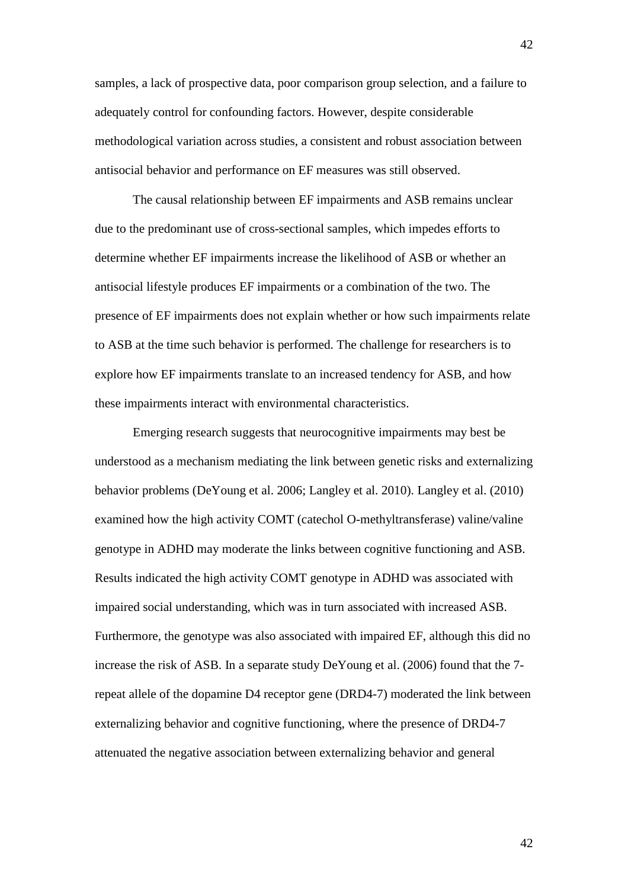samples, a lack of prospective data, poor comparison group selection, and a failure to adequately control for confounding factors. However, despite considerable methodological variation across studies, a consistent and robust association between antisocial behavior and performance on EF measures was still observed.

The causal relationship between EF impairments and ASB remains unclear due to the predominant use of cross-sectional samples, which impedes efforts to determine whether EF impairments increase the likelihood of ASB or whether an antisocial lifestyle produces EF impairments or a combination of the two. The presence of EF impairments does not explain whether or how such impairments relate to ASB at the time such behavior is performed. The challenge for researchers is to explore how EF impairments translate to an increased tendency for ASB, and how these impairments interact with environmental characteristics.

Emerging research suggests that neurocognitive impairments may best be understood as a mechanism mediating the link between genetic risks and externalizing behavior problems (DeYoung et al. 2006; Langley et al. 2010). Langley et al. (2010) examined how the high activity COMT (catechol O-methyltransferase) valine/valine genotype in ADHD may moderate the links between cognitive functioning and ASB. Results indicated the high activity COMT genotype in ADHD was associated with impaired social understanding, which was in turn associated with increased ASB. Furthermore, the genotype was also associated with impaired EF, although this did no increase the risk of ASB. In a separate study DeYoung et al. (2006) found that the 7-repeat allele of the dopamine D4 receptor gene (DRD4-7) moderated the link between externalizing behavior and cognitive functioning, where the presence of DRD4-7 attenuated the negative association between externalizing behavior and general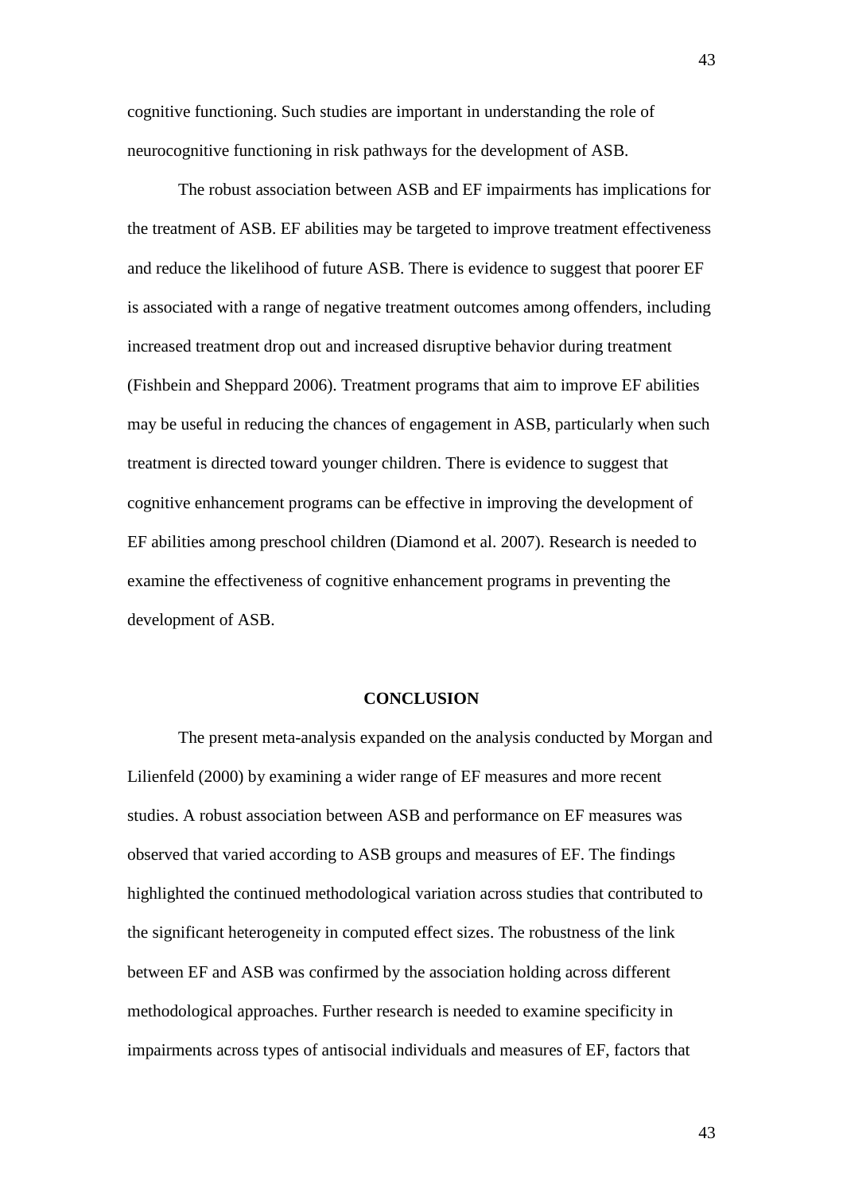cognitive functioning. Such studies are important in understanding the role of neurocognitive functioning in risk pathways for the development of ASB.

The robust association between ASB and EF impairments has implications for the treatment of ASB. EF abilities may be targeted to improve treatment effectiveness and reduce the likelihood of future ASB. There is evidence to suggest that poorer EF is associated with a range of negative treatment outcomes among offenders, including increased treatment drop out and increased disruptive behavior during treatment (Fishbein and Sheppard 2006). Treatment programs that aim to improve EF abilities may be useful in reducing the chances of engagement in ASB, particularly when such treatment is directed toward younger children. There is evidence to suggest that cognitive enhancement programs can be effective in improving the development of EF abilities among preschool children (Diamond et al. 2007). Research is needed to examine the effectiveness of cognitive enhancement programs in preventing the development of ASB.

## CONCLUSION

The present meta-analysis expanded on the analysis conducted by Morgan and Lilienfeld (2000) by examining a wider range of EF measures and more recent studies. A robust association between ASB and performance on EF measures was observed that varied according to ASB groups and measures of EF. The findings highlighted the continued methodological variation across studies that contributed to the significant heterogeneity in computed effect sizes. The robustness of the link between EF and ASB was confirmed by the association holding across different methodological approaches. Further research is needed to examine specificity in impairments across types of antisocial individuals and measures of EF, factors that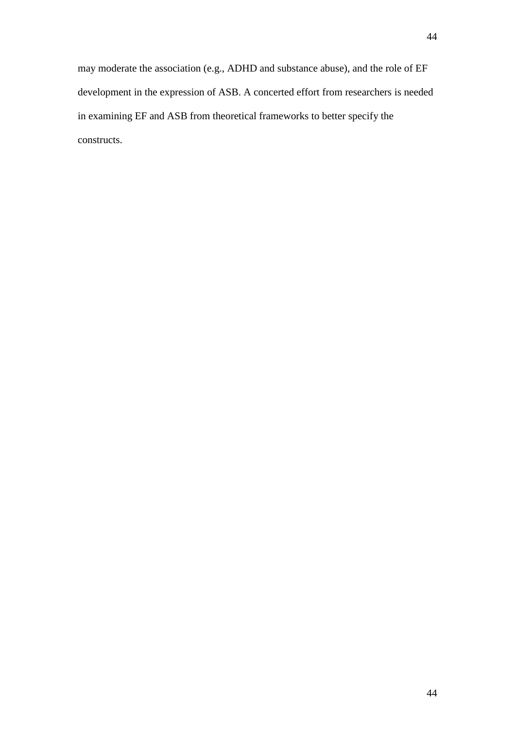may moderate the association (e.g., ADHD and substance abuse), and the role of EF development in the expression of ASB. A concerted effort from researchers is needed in examining EF and ASB from theoretical frameworks to better specify the constructs.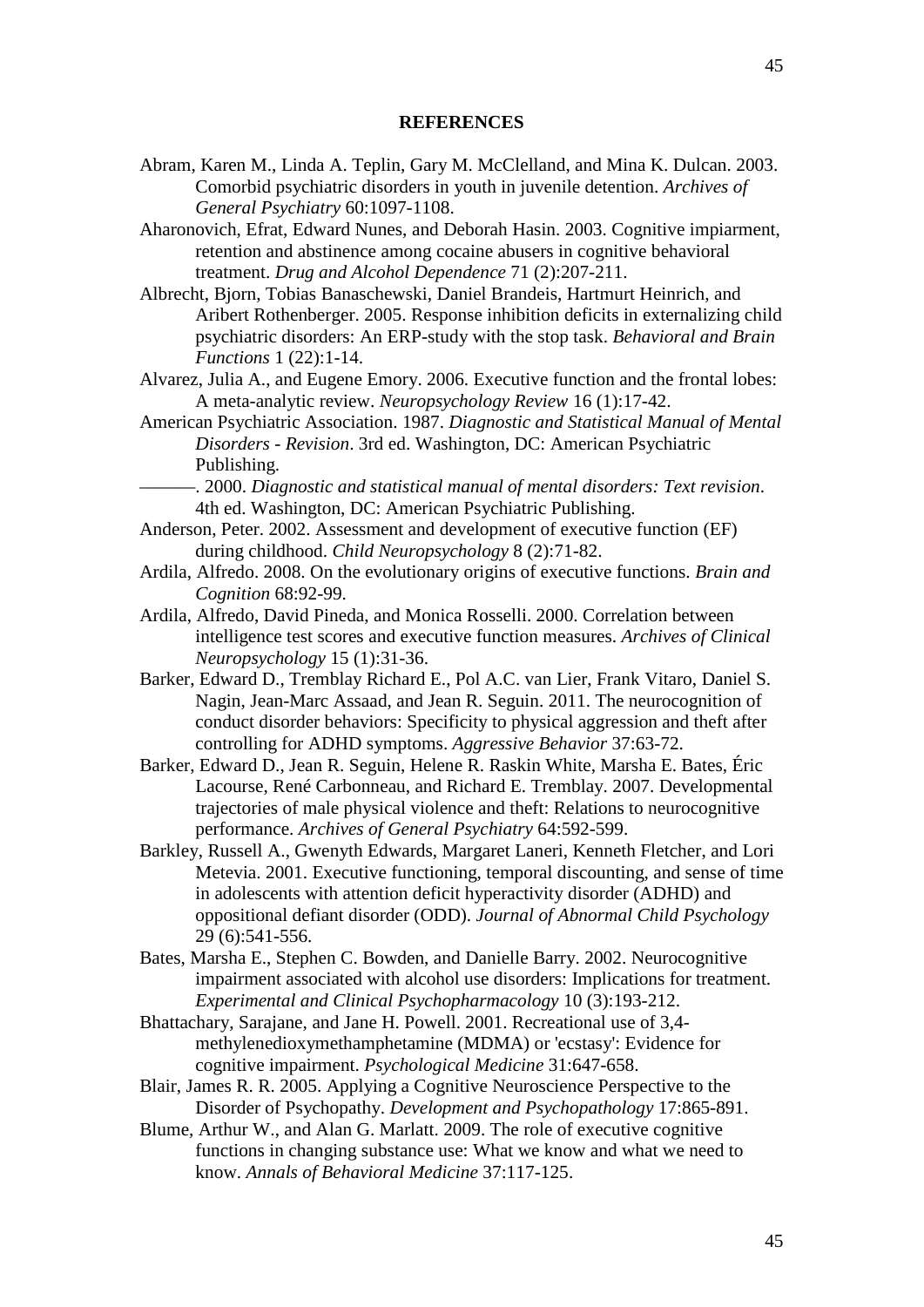**REFERENCES**

Abram, Karen M., Linda A. Teplin, Gary M. McClelland, and Mina K. Dulcan. 2003. Comorbid psychiatric disorders in youth in juvenile detention. *Archives of General Psychiatry* 60:1097-1108.

Aharonovich, Efrat, Edward Nunes, and Deborah Hasin. 2003. Cognitive impiarment, retention and abstinence among cocaine abusers in cognitive behavioral treatment. *Drug and Alcohol Dependence* 71 (2):207-211.

Albrecht, Bjorn, Tobias Banaschewski, Daniel Brandeis, Hartmurt Heinrich, and Aribert Rothenberger. 2005. Response inhibition deficits in externalizing child psychiatric disorders: An ERP-study with the stop task. *Behavioral and Brain Functions* 1 (22):1-14.

Alvarez, Julia A., and Eugene Emory. 2006. Executive function and the frontal lobes: A meta-analytic review. *Neuropsychology Review* 16 (1):17-42.

American Psychiatric Association. 1987. *Diagnostic and Statistical Manual of Mental Disorders - Revision*. 3rd ed. Washington, DC: American Psychiatric Publishing.

———. 2000. *Diagnostic and statistical manual of mental disorders: Text revision*. 4th ed. Washington, DC: American Psychiatric Publishing.

Anderson, Peter. 2002. Assessment and development of executive function (EF) during childhood. *Child Neuropsychology* 8 (2):71-82.

Ardila, Alfredo. 2008. On the evolutionary origins of executive functions. *Brain and Cognition* 68:92-99.

Ardila, Alfredo, David Pineda, and Monica Rosselli. 2000. Correlation between intelligence test scores and executive function measures. *Archives of Clinical Neuropsychology* 15 (1):31-36.

Barker, Edward D., Tremblay Richard E., Pol A.C. van Lier, Frank Vitaro, Daniel S. Nagin, Jean-Marc Assaad, and Jean R. Seguin. 2011. The neurocognition of conduct disorder behaviors: Specificity to physical aggression and theft after controlling for ADHD symptoms. *Aggressive Behavior* 37:63-72.

Barker, Edward D., Jean R. Seguin, Helene R. Raskin White, Marsha E. Bates, Éric Lacourse, René Carbonneau, and Richard E. Tremblay. 2007. Developmental trajectories of male physical violence and theft: Relations to neurocognitive performance. *Archives of General Psychiatry* 64:592-599.

Barkley, Russell A., Gwenyth Edwards, Margaret Laneri, Kenneth Fletcher, and Lori Metevia. 2001. Executive functioning, temporal discounting, and sense of time in adolescents with attention deficit hyperactivity disorder (ADHD) and oppositional defiant disorder (ODD). *Journal of Abnormal Child Psychology* 29 (6):541-556.

Bates, Marsha E., Stephen C. Bowden, and Danielle Barry. 2002. Neurocognitive impairment associated with alcohol use disorders: Implications for treatment. *Experimental and Clinical Psychopharmacology* 10 (3):193-212.

Bhattachary, Sarajane, and Jane H. Powell. 2001. Recreational use of 3,4-methylenedioxymethamphetamine (MDMA) or 'ecstasy': Evidence for cognitive impairment. *Psychological Medicine* 31:647-658.

Blair, James R. R. 2005. Applying a Cognitive Neuroscience Perspective to the Disorder of Psychopathy. *Development and Psychopathology* 17:865-891.

Blume, Arthur W., and Alan G. Marlatt. 2009. The role of executive cognitive functions in changing substance use: What we know and what we need to know. *Annals of Behavioral Medicine* 37:117-125.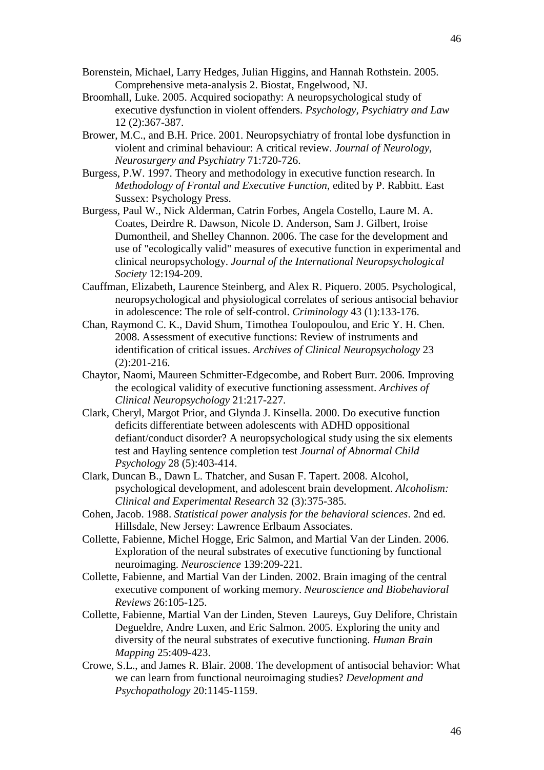Borenstein, Michael, Larry Hedges, Julian Higgins, and Hannah Rothstein. 2005. Comprehensive meta-analysis 2. Biostat, Engelwood, NJ.

Broomhall, Luke. 2005. Acquired sociopathy: A neuropsychological study of executive dysfunction in violent offenders. *Psychology, Psychiatry and Law* 12 (2):367-387.

Brower, M.C., and B.H. Price. 2001. Neuropsychiatry of frontal lobe dysfunction in violent and criminal behaviour: A critical review. *Journal of Neurology, Neurosurgery and Psychiatry* 71:720-726.

Burgess, P.W. 1997. Theory and methodology in executive function research. In *Methodology of Frontal and Executive Function*, edited by P. Rabbitt. East Sussex: Psychology Press.

Burgess, Paul W., Nick Alderman, Catrin Forbes, Angela Costello, Laure M. A. Coates, Deirdre R. Dawson, Nicole D. Anderson, Sam J. Gilbert, Iroise Dumontheil, and Shelley Channon. 2006. The case for the development and use of "ecologically valid" measures of executive function in experimental and clinical neuropsychology. *Journal of the International Neuropsychological Society* 12:194-209.

Cauffman, Elizabeth, Laurence Steinberg, and Alex R. Piquero. 2005. Psychological, neuropsychological and physiological correlates of serious antisocial behavior in adolescence: The role of self-control. *Criminology* 43 (1):133-176.

Chan, Raymond C. K., David Shum, Timothea Toulopoulou, and Eric Y. H. Chen. 2008. Assessment of executive functions: Review of instruments and identification of critical issues. *Archives of Clinical Neuropsychology* 23 (2):201-216.

Chaytor, Naomi, Maureen Schmitter-Edgecombe, and Robert Burr. 2006. Improving the ecological validity of executive functioning assessment. *Archives of Clinical Neuropsychology* 21:217-227.

Clark, Cheryl, Margot Prior, and Glynda J. Kinsella. 2000. Do executive function deficits differentiate between adolescents with ADHD oppositional defiant/conduct disorder? A neuropsychological study using the six elements test and Hayling sentence completion test *Journal of Abnormal Child Psychology* 28 (5):403-414.

Clark, Duncan B., Dawn L. Thatcher, and Susan F. Tapert. 2008. Alcohol, psychological development, and adolescent brain development. *Alcoholism: Clinical and Experimental Research* 32 (3):375-385.

Cohen, Jacob. 1988. *Statistical power analysis for the behavioral sciences*. 2nd ed. Hillsdale, New Jersey: Lawrence Erlbaum Associates.

Collette, Fabienne, Michel Hogge, Eric Salmon, and Martial Van der Linden. 2006. Exploration of the neural substrates of executive functioning by functional neuroimaging. *Neuroscience* 139:209-221.

Collette, Fabienne, and Martial Van der Linden. 2002. Brain imaging of the central executive component of working memory. *Neuroscience and Biobehavioral Reviews* 26:105-125.

Collette, Fabienne, Martial Van der Linden, Steven Laureys, Guy Delifore, Christain Degueldre, Andre Luxen, and Eric Salmon. 2005. Exploring the unity and diversity of the neural substrates of executive functioning. *Human Brain Mapping* 25:409-423.

Crowe, S.L., and James R. Blair. 2008. The development of antisocial behavior: What we can learn from functional neuroimaging studies? *Development and Psychopathology* 20:1145-1159.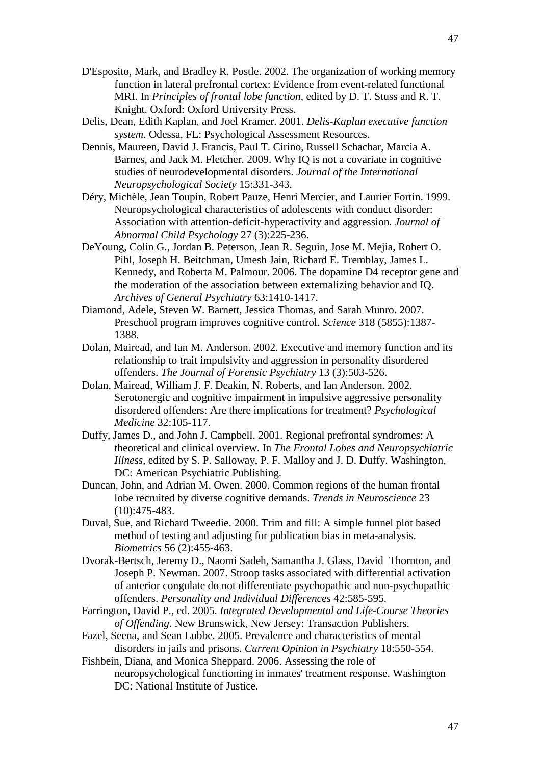D'Esposito, Mark, and Bradley R. Postle. 2002. The organization of working memory function in lateral prefrontal cortex: Evidence from event-related functional MRI. In *Principles of frontal lobe function*, edited by D. T. Stuss and R. T. Knight. Oxford: Oxford University Press.

Delis, Dean, Edith Kaplan, and Joel Kramer. 2001. *Delis-Kaplan executive function system*. Odessa, FL: Psychological Assessment Resources.

Dennis, Maureen, David J. Francis, Paul T. Cirino, Russell Schachar, Marcia A. Barnes, and Jack M. Fletcher. 2009. Why IQ is not a covariate in cognitive studies of neurodevelopmental disorders. *Journal of the International Neuropsychological Society* 15:331-343.

Déry, Michèle, Jean Toupin, Robert Pauze, Henri Mercier, and Laurier Fortin. 1999. Neuropsychological characteristics of adolescents with conduct disorder: Association with attention-deficit-hyperactivity and aggression. *Journal of Abnormal Child Psychology* 27 (3):225-236.

DeYoung, Colin G., Jordan B. Peterson, Jean R. Seguin, Jose M. Mejia, Robert O. Pihl, Joseph H. Beitchman, Umesh Jain, Richard E. Tremblay, James L. Kennedy, and Roberta M. Palmour. 2006. The dopamine D4 receptor gene and the moderation of the association between externalizing behavior and IQ. *Archives of General Psychiatry* 63:1410-1417.

Diamond, Adele, Steven W. Barnett, Jessica Thomas, and Sarah Munro. 2007. Preschool program improves cognitive control. *Science* 318 (5855):1387-1388.

Dolan, Mairead, and Ian M. Anderson. 2002. Executive and memory function and its relationship to trait impulsivity and aggression in personality disordered offenders. *The Journal of Forensic Psychiatry* 13 (3):503-526.

Dolan, Mairead, William J. F. Deakin, N. Roberts, and Ian Anderson. 2002. Serotonergic and cognitive impairment in impulsive aggressive personality disordered offenders: Are there implications for treatment? *Psychological Medicine* 32:105-117.

Duffy, James D., and John J. Campbell. 2001. Regional prefrontal syndromes: A theoretical and clinical overview. In *The Frontal Lobes and Neuropsychiatric Illness*, edited by S. P. Salloway, P. F. Malloy and J. D. Duffy. Washington, DC: American Psychiatric Publishing.

Duncan, John, and Adrian M. Owen. 2000. Common regions of the human frontal lobe recruited by diverse cognitive demands. *Trends in Neuroscience* 23 (10):475-483.

Duval, Sue, and Richard Tweedie. 2000. Trim and fill: A simple funnel plot based method of testing and adjusting for publication bias in meta-analysis. *Biometrics* 56 (2):455-463.

Dvorak-Bertsch, Jeremy D., Naomi Sadeh, Samantha J. Glass, David Thornton, and Joseph P. Newman. 2007. Stroop tasks associated with differential activation of anterior congulate do not differentiate psychopathic and non-psychopathic offenders. *Personality and Individual Differences* 42:585-595.

Farrington, David P., ed. 2005. *Integrated Developmental and Life-Course Theories of Offending*. New Brunswick, New Jersey: Transaction Publishers.

Fazel, Seena, and Sean Lubbe. 2005. Prevalence and characteristics of mental disorders in jails and prisons. *Current Opinion in Psychiatry* 18:550-554.

Fishbein, Diana, and Monica Sheppard. 2006. Assessing the role of neuropsychological functioning in inmates' treatment response. Washington DC: National Institute of Justice.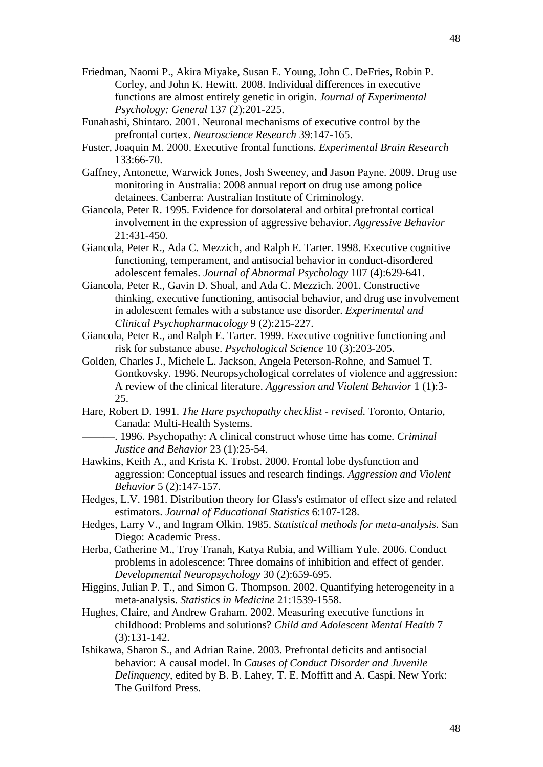Friedman, Naomi P., Akira Miyake, Susan E. Young, John C. DeFries, Robin P. Corley, and John K. Hewitt. 2008. Individual differences in executive functions are almost entirely genetic in origin. *Journal of Experimental Psychology: General* 137 (2):201-225.

Funahashi, Shintaro. 2001. Neuronal mechanisms of executive control by the prefrontal cortex. *Neuroscience Research* 39:147-165.

Fuster, Joaquin M. 2000. Executive frontal functions. *Experimental Brain Research* 133:66-70.

Gaffney, Antonette, Warwick Jones, Josh Sweeney, and Jason Payne. 2009. Drug use monitoring in Australia: 2008 annual report on drug use among police detainees. Canberra: Australian Institute of Criminology.

Giancola, Peter R. 1995. Evidence for dorsolateral and orbital prefrontal cortical involvement in the expression of aggressive behavior. *Aggressive Behavior* 21:431-450.

Giancola, Peter R., Ada C. Mezzich, and Ralph E. Tarter. 1998. Executive cognitive functioning, temperament, and antisocial behavior in conduct-disordered adolescent females. *Journal of Abnormal Psychology* 107 (4):629-641.

Giancola, Peter R., Gavin D. Shoal, and Ada C. Mezzich. 2001. Constructive thinking, executive functioning, antisocial behavior, and drug use involvement in adolescent females with a substance use disorder. *Experimental and Clinical Psychopharmacology* 9 (2):215-227.

Giancola, Peter R., and Ralph E. Tarter. 1999. Executive cognitive functioning and risk for substance abuse. *Psychological Science* 10 (3):203-205.

Golden, Charles J., Michele L. Jackson, Angela Peterson-Rohne, and Samuel T. Gontkovsky. 1996. Neuropsychological correlates of violence and aggression: A review of the clinical literature. *Aggression and Violent Behavior* 1 (1):3-25.

Hare, Robert D. 1991. *The Hare psychopathy checklist - revised*. Toronto, Ontario, Canada: Multi-Health Systems.

———. 1996. Psychopathy: A clinical construct whose time has come. *Criminal Justice and Behavior* 23 (1):25-54.

Hawkins, Keith A., and Krista K. Trobst. 2000. Frontal lobe dysfunction and aggression: Conceptual issues and research findings. *Aggression and Violent Behavior* 5 (2):147-157.

Hedges, L.V. 1981. Distribution theory for Glass's estimator of effect size and related estimators. *Journal of Educational Statistics* 6:107-128.

Hedges, Larry V., and Ingram Olkin. 1985. *Statistical methods for meta-analysis*. San Diego: Academic Press.

Herba, Catherine M., Troy Tranah, Katya Rubia, and William Yule. 2006. Conduct problems in adolescence: Three domains of inhibition and effect of gender. *Developmental Neuropsychology* 30 (2):659-695.

Higgins, Julian P. T., and Simon G. Thompson. 2002. Quantifying heterogeneity in a meta-analysis. *Statistics in Medicine* 21:1539-1558.

Hughes, Claire, and Andrew Graham. 2002. Measuring executive functions in childhood: Problems and solutions? *Child and Adolescent Mental Health* 7 (3):131-142.

Ishikawa, Sharon S., and Adrian Raine. 2003. Prefrontal deficits and antisocial behavior: A causal model. In *Causes of Conduct Disorder and Juvenile Delinquency*, edited by B. B. Lahey, T. E. Moffitt and A. Caspi. New York: The Guilford Press.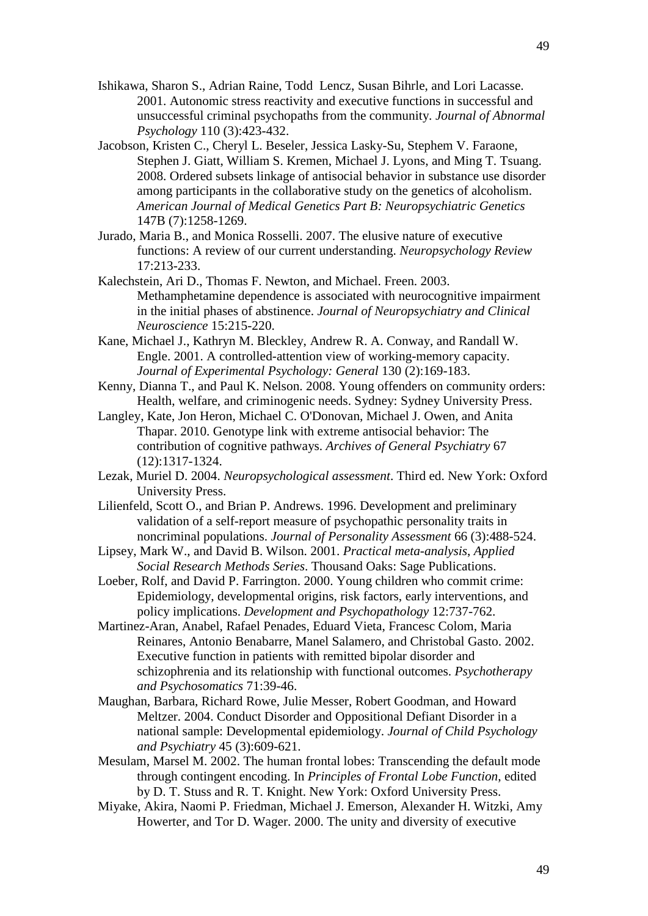Ishikawa, Sharon S., Adrian Raine, Todd Lencz, Susan Bihrle, and Lori Lacasse. 2001. Autonomic stress reactivity and executive functions in successful and unsuccessful criminal psychopaths from the community. *Journal of Abnormal Psychology* 110 (3):423-432.

Jacobson, Kristen C., Cheryl L. Beseler, Jessica Lasky-Su, Stephem V. Faraone, Stephen J. Giatt, William S. Kremen, Michael J. Lyons, and Ming T. Tsuang. 2008. Ordered subsets linkage of antisocial behavior in substance use disorder among participants in the collaborative study on the genetics of alcoholism. *American Journal of Medical Genetics Part B: Neuropsychiatric Genetics* 147B (7):1258-1269.

Jurado, Maria B., and Monica Rosselli. 2007. The elusive nature of executive functions: A review of our current understanding. *Neuropsychology Review* 17:213-233.

Kalechstein, Ari D., Thomas F. Newton, and Michael. Freen. 2003. Methamphetamine dependence is associated with neurocognitive impairment in the initial phases of abstinence. *Journal of Neuropsychiatry and Clinical Neuroscience* 15:215-220.

Kane, Michael J., Kathryn M. Bleckley, Andrew R. A. Conway, and Randall W. Engle. 2001. A controlled-attention view of working-memory capacity. *Journal of Experimental Psychology: General* 130 (2):169-183.

Kenny, Dianna T., and Paul K. Nelson. 2008. Young offenders on community orders: Health, welfare, and criminogenic needs. Sydney: Sydney University Press.

Langley, Kate, Jon Heron, Michael C. O'Donovan, Michael J. Owen, and Anita Thapar. 2010. Genotype link with extreme antisocial behavior: The contribution of cognitive pathways. *Archives of General Psychiatry* 67 (12):1317-1324.

Lezak, Muriel D. 2004. *Neuropsychological assessment*. Third ed. New York: Oxford University Press.

Lilienfeld, Scott O., and Brian P. Andrews. 1996. Development and preliminary validation of a self-report measure of psychopathic personality traits in noncriminal populations. *Journal of Personality Assessment* 66 (3):488-524.

Lipsey, Mark W., and David B. Wilson. 2001. *Practical meta-analysis*, *Applied Social Research Methods Series*. Thousand Oaks: Sage Publications.

Loeber, Rolf, and David P. Farrington. 2000. Young children who commit crime: Epidemiology, developmental origins, risk factors, early interventions, and policy implications. *Development and Psychopathology* 12:737-762.

Martinez-Aran, Anabel, Rafael Penades, Eduard Vieta, Francesc Colom, Maria Reinares, Antonio Benabarre, Manel Salamero, and Christobal Gasto. 2002. Executive function in patients with remitted bipolar disorder and schizophrenia and its relationship with functional outcomes. *Psychotherapy and Psychosomatics* 71:39-46.

Maughan, Barbara, Richard Rowe, Julie Messer, Robert Goodman, and Howard Meltzer. 2004. Conduct Disorder and Oppositional Defiant Disorder in a national sample: Developmental epidemiology. *Journal of Child Psychology and Psychiatry* 45 (3):609-621.

Mesulam, Marsel M. 2002. The human frontal lobes: Transcending the default mode through contingent encoding. In *Principles of Frontal Lobe Function*, edited by D. T. Stuss and R. T. Knight. New York: Oxford University Press.

Miyake, Akira, Naomi P. Friedman, Michael J. Emerson, Alexander H. Witzki, Amy Howerter, and Tor D. Wager. 2000. The unity and diversity of executive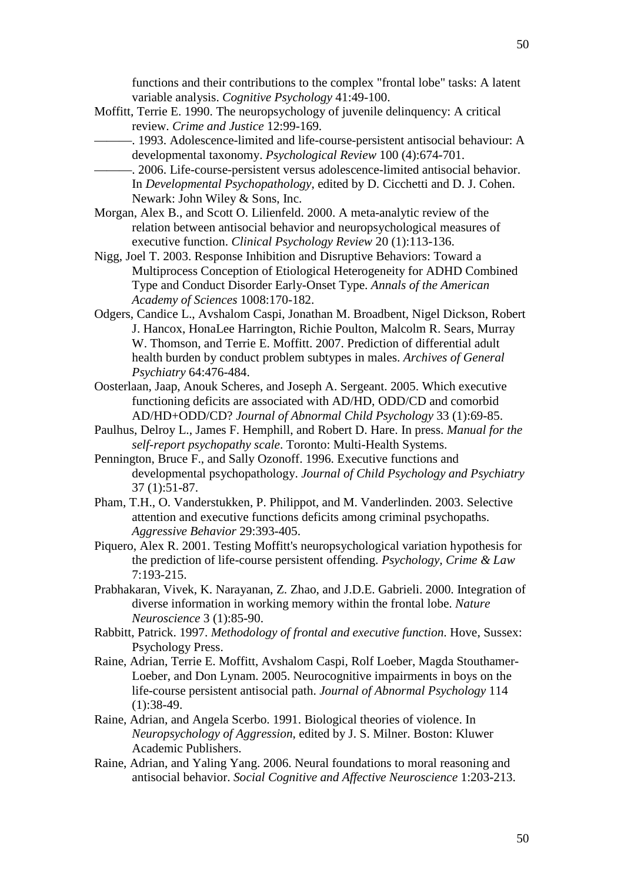functions and their contributions to the complex "frontal lobe" tasks: A latent variable analysis. *Cognitive Psychology* 41:49-100.

Moffitt, Terrie E. 1990. The neuropsychology of juvenile delinquency: A critical review. *Crime and Justice* 12:99-169.

———. 1993. Adolescence-limited and life-course-persistent antisocial behaviour: A developmental taxonomy. *Psychological Review* 100 (4):674-701.

———. 2006. Life-course-persistent versus adolescence-limited antisocial behavior. In *Developmental Psychopathology*, edited by D. Cicchetti and D. J. Cohen. Newark: John Wiley & Sons, Inc.

Morgan, Alex B., and Scott O. Lilienfeld. 2000. A meta-analytic review of the relation between antisocial behavior and neuropsychological measures of executive function. *Clinical Psychology Review* 20 (1):113-136.

Nigg, Joel T. 2003. Response Inhibition and Disruptive Behaviors: Toward a Multiprocess Conception of Etiological Heterogeneity for ADHD Combined Type and Conduct Disorder Early-Onset Type. *Annals of the American Academy of Sciences* 1008:170-182.

Odgers, Candice L., Avshalom Caspi, Jonathan M. Broadbent, Nigel Dickson, Robert J. Hancox, HonaLee Harrington, Richie Poulton, Malcolm R. Sears, Murray W. Thomson, and Terrie E. Moffitt. 2007. Prediction of differential adult health burden by conduct problem subtypes in males. *Archives of General Psychiatry* 64:476-484.

Oosterlaan, Jaap, Anouk Scheres, and Joseph A. Sergeant. 2005. Which executive functioning deficits are associated with AD/HD, ODD/CD and comorbid AD/HD+ODD/CD? *Journal of Abnormal Child Psychology* 33 (1):69-85.

Paulhus, Delroy L., James F. Hemphill, and Robert D. Hare. In press. *Manual for the self-report psychopathy scale*. Toronto: Multi-Health Systems.

Pennington, Bruce F., and Sally Ozonoff. 1996. Executive functions and developmental psychopathology. *Journal of Child Psychology and Psychiatry* 37 (1):51-87.

Pham, T.H., O. Vanderstukken, P. Philippot, and M. Vanderlinden. 2003. Selective attention and executive functions deficits among criminal psychopaths. *Aggressive Behavior* 29:393-405.

Piquero, Alex R. 2001. Testing Moffitt's neuropsychological variation hypothesis for the prediction of life-course persistent offending. *Psychology, Crime & Law* 7:193-215.

Prabhakaran, Vivek, K. Narayanan, Z. Zhao, and J.D.E. Gabrieli. 2000. Integration of diverse information in working memory within the frontal lobe. *Nature Neuroscience* 3 (1):85-90.

Rabbitt, Patrick. 1997. *Methodology of frontal and executive function*. Hove, Sussex: Psychology Press.

Raine, Adrian, Terrie E. Moffitt, Avshalom Caspi, Rolf Loeber, Magda Stouthamer-Loeber, and Don Lynam. 2005. Neurocognitive impairments in boys on the life-course persistent antisocial path. *Journal of Abnormal Psychology* 114 (1):38-49.

Raine, Adrian, and Angela Scerbo. 1991. Biological theories of violence. In *Neuropsychology of Aggression*, edited by J. S. Milner. Boston: Kluwer Academic Publishers.

Raine, Adrian, and Yaling Yang. 2006. Neural foundations to moral reasoning and antisocial behavior. *Social Cognitive and Affective Neuroscience* 1:203-213.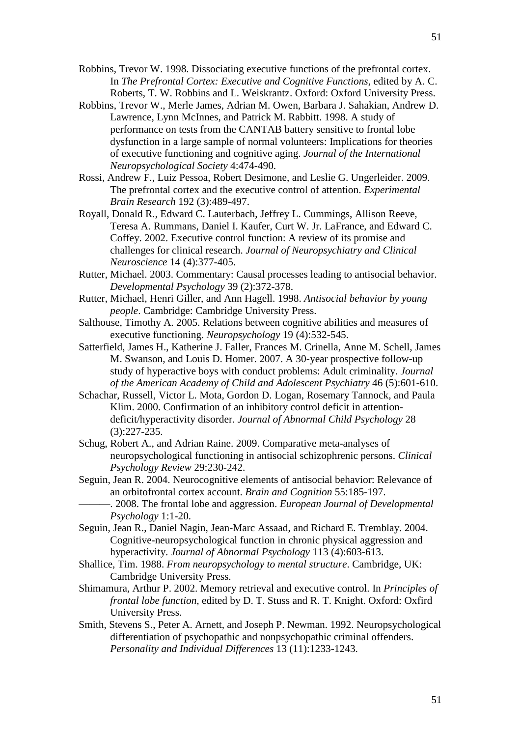Robbins, Trevor W. 1998. Dissociating executive functions of the prefrontal cortex. In *The Prefrontal Cortex: Executive and Cognitive Functions*, edited by A. C. Roberts, T. W. Robbins and L. Weiskrantz. Oxford: Oxford University Press.

Robbins, Trevor W., Merle James, Adrian M. Owen, Barbara J. Sahakian, Andrew D. Lawrence, Lynn McInnes, and Patrick M. Rabbitt. 1998. A study of performance on tests from the CANTAB battery sensitive to frontal lobe dysfunction in a large sample of normal volunteers: Implications for theories of executive functioning and cognitive aging. *Journal of the International Neuropsychological Society* 4:474-490.

Rossi, Andrew F., Luiz Pessoa, Robert Desimone, and Leslie G. Ungerleider. 2009. The prefrontal cortex and the executive control of attention. *Experimental Brain Research* 192 (3):489-497.

Royall, Donald R., Edward C. Lauterbach, Jeffrey L. Cummings, Allison Reeve, Teresa A. Rummans, Daniel I. Kaufer, Curt W. Jr. LaFrance, and Edward C. Coffey. 2002. Executive control function: A review of its promise and challenges for clinical research. *Journal of Neuropsychiatry and Clinical Neuroscience* 14 (4):377-405.

Rutter, Michael. 2003. Commentary: Causal processes leading to antisocial behavior. *Developmental Psychology* 39 (2):372-378.

Rutter, Michael, Henri Giller, and Ann Hagell. 1998. *Antisocial behavior by young people*. Cambridge: Cambridge University Press.

Salthouse, Timothy A. 2005. Relations between cognitive abilities and measures of executive functioning. *Neuropsychology* 19 (4):532-545.

Satterfield, James H., Katherine J. Faller, Frances M. Crinella, Anne M. Schell, James M. Swanson, and Louis D. Homer. 2007. A 30-year prospective follow-up study of hyperactive boys with conduct problems: Adult criminality. *Journal of the American Academy of Child and Adolescent Psychiatry* 46 (5):601-610.

Schachar, Russell, Victor L. Mota, Gordon D. Logan, Rosemary Tannock, and Paula Klim. 2000. Confirmation of an inhibitory control deficit in attention-deficit/hyperactivity disorder. *Journal of Abnormal Child Psychology* 28 (3):227-235.

Schug, Robert A., and Adrian Raine. 2009. Comparative meta-analyses of neuropsychological functioning in antisocial schizophrenic persons. *Clinical Psychology Review* 29:230-242.

Seguin, Jean R. 2004. Neurocognitive elements of antisocial behavior: Relevance of an orbitofrontal cortex account. *Brain and Cognition* 55:185-197.

———. 2008. The frontal lobe and aggression. *European Journal of Developmental Psychology* 1:1-20.

Seguin, Jean R., Daniel Nagin, Jean-Marc Assaad, and Richard E. Tremblay. 2004. Cognitive-neuropsychological function in chronic physical aggression and hyperactivity. *Journal of Abnormal Psychology* 113 (4):603-613.

Shallice, Tim. 1988. *From neuropsychology to mental structure*. Cambridge, UK: Cambridge University Press.

Shimamura, Arthur P. 2002. Memory retrieval and executive control. In *Principles of frontal lobe function*, edited by D. T. Stuss and R. T. Knight. Oxford: Oxfird University Press.

Smith, Stevens S., Peter A. Arnett, and Joseph P. Newman. 1992. Neuropsychological differentiation of psychopathic and nonpsychopathic criminal offenders. *Personality and Individual Differences* 13 (11):1233-1243.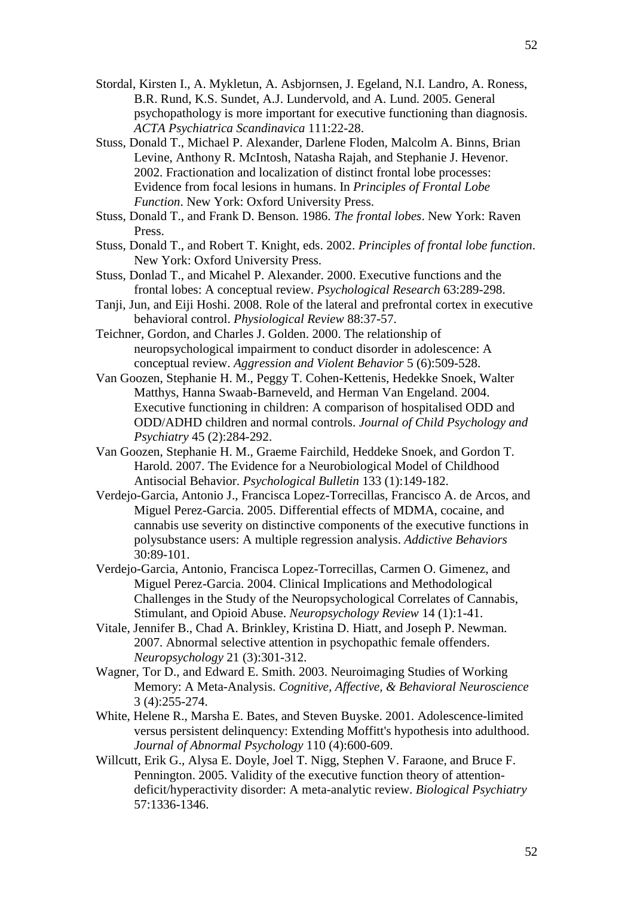Stordal, Kirsten I., A. Mykletun, A. Asbjornsen, J. Egeland, N.I. Landro, A. Roness, B.R. Rund, K.S. Sundet, A.J. Lundervold, and A. Lund. 2005. General psychopathology is more important for executive functioning than diagnosis. *ACTA Psychiatrica Scandinavica* 111:22-28.

Stuss, Donald T., Michael P. Alexander, Darlene Floden, Malcolm A. Binns, Brian Levine, Anthony R. McIntosh, Natasha Rajah, and Stephanie J. Hevenor. 2002. Fractionation and localization of distinct frontal lobe processes: Evidence from focal lesions in humans. In *Principles of Frontal Lobe Function*. New York: Oxford University Press.

Stuss, Donald T., and Frank D. Benson. 1986. *The frontal lobes*. New York: Raven Press.

Stuss, Donald T., and Robert T. Knight, eds. 2002. *Principles of frontal lobe function*. New York: Oxford University Press.

Stuss, Donlad T., and Micahel P. Alexander. 2000. Executive functions and the frontal lobes: A conceptual review. *Psychological Research* 63:289-298.

Tanji, Jun, and Eiji Hoshi. 2008. Role of the lateral and prefrontal cortex in executive behavioral control. *Physiological Review* 88:37-57.

Teichner, Gordon, and Charles J. Golden. 2000. The relationship of neuropsychological impairment to conduct disorder in adolescence: A conceptual review. *Aggression and Violent Behavior* 5 (6):509-528.

Van Goozen, Stephanie H. M., Peggy T. Cohen-Kettenis, Hedekke Snoek, Walter Matthys, Hanna Swaab-Barneveld, and Herman Van Engeland. 2004. Executive functioning in children: A comparison of hospitalised ODD and ODD/ADHD children and normal controls. *Journal of Child Psychology and Psychiatry* 45 (2):284-292.

Van Goozen, Stephanie H. M., Graeme Fairchild, Heddeke Snoek, and Gordon T. Harold. 2007. The Evidence for a Neurobiological Model of Childhood Antisocial Behavior. *Psychological Bulletin* 133 (1):149-182.

Verdejo-Garcia, Antonio J., Francisca Lopez-Torrecillas, Francisco A. de Arcos, and Miguel Perez-Garcia. 2005. Differential effects of MDMA, cocaine, and cannabis use severity on distinctive components of the executive functions in polysubstance users: A multiple regression analysis. *Addictive Behaviors* 30:89-101.

Verdejo-Garcia, Antonio, Francisca Lopez-Torrecillas, Carmen O. Gimenez, and Miguel Perez-Garcia. 2004. Clinical Implications and Methodological Challenges in the Study of the Neuropsychological Correlates of Cannabis, Stimulant, and Opioid Abuse. *Neuropsychology Review* 14 (1):1-41.

Vitale, Jennifer B., Chad A. Brinkley, Kristina D. Hiatt, and Joseph P. Newman. 2007. Abnormal selective attention in psychopathic female offenders. *Neuropsychology* 21 (3):301-312.

Wagner, Tor D., and Edward E. Smith. 2003. Neuroimaging Studies of Working Memory: A Meta-Analysis. *Cognitive, Affective, & Behavioral Neuroscience* 3 (4):255-274.

White, Helene R., Marsha E. Bates, and Steven Buyske. 2001. Adolescence-limited versus persistent delinquency: Extending Moffitt's hypothesis into adulthood. *Journal of Abnormal Psychology* 110 (4):600-609.

Willcutt, Erik G., Alysa E. Doyle, Joel T. Nigg, Stephen V. Faraone, and Bruce F. Pennington. 2005. Validity of the executive function theory of attention-deficit/hyperactivity disorder: A meta-analytic review. *Biological Psychiatry* 57:1336-1346.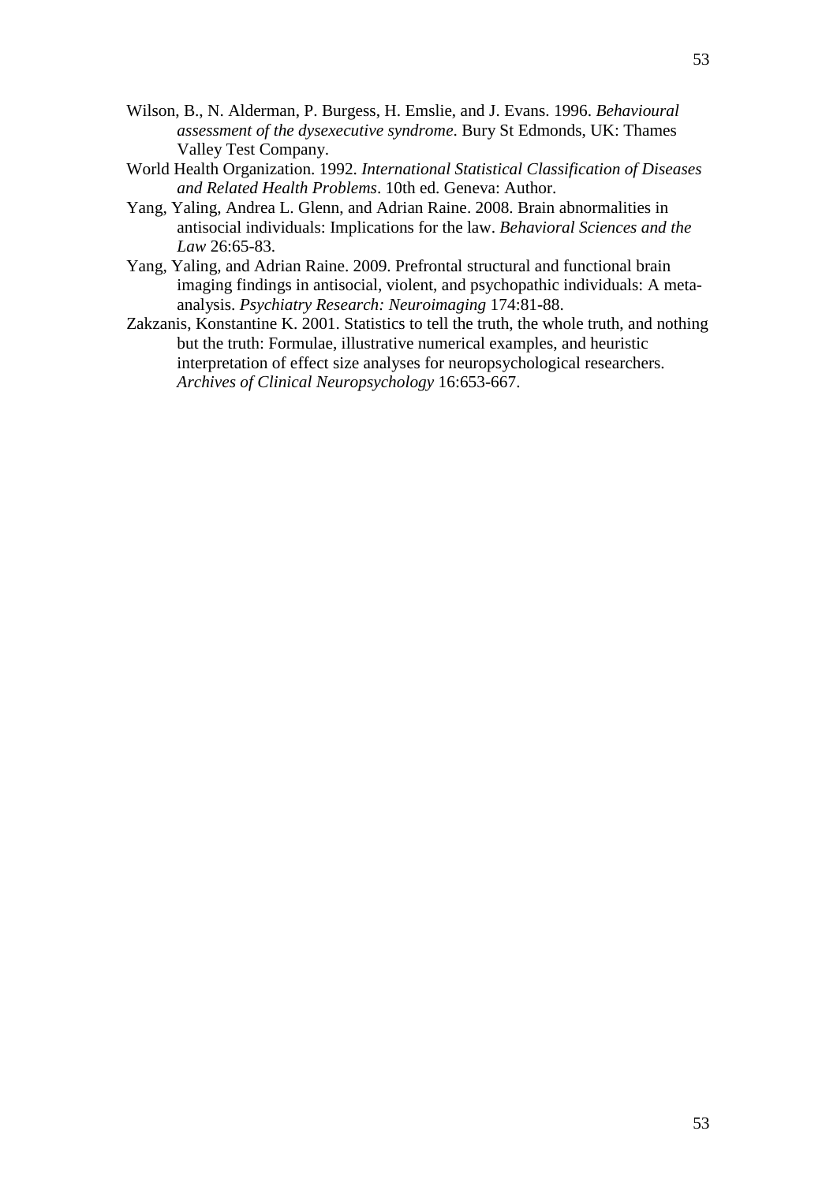Wilson, B., N. Alderman, P. Burgess, H. Emslie, and J. Evans. 1996. *Behavioural assessment of the dysexecutive syndrome*. Bury St Edmonds, UK: Thames Valley Test Company.

World Health Organization. 1992. *International Statistical Classification of Diseases and Related Health Problems*. 10th ed. Geneva: Author.

Yang, Yaling, Andrea L. Glenn, and Adrian Raine. 2008. Brain abnormalities in antisocial individuals: Implications for the law. *Behavioral Sciences and the Law* 26:65-83.

Yang, Yaling, and Adrian Raine. 2009. Prefrontal structural and functional brain imaging findings in antisocial, violent, and psychopathic individuals: A meta-analysis. *Psychiatry Research: Neuroimaging* 174:81-88.

Zakzanis, Konstantine K. 2001. Statistics to tell the truth, the whole truth, and nothing but the truth: Formulae, illustrative numerical examples, and heuristic interpretation of effect size analyses for neuropsychological researchers. *Archives of Clinical Neuropsychology* 16:653-667.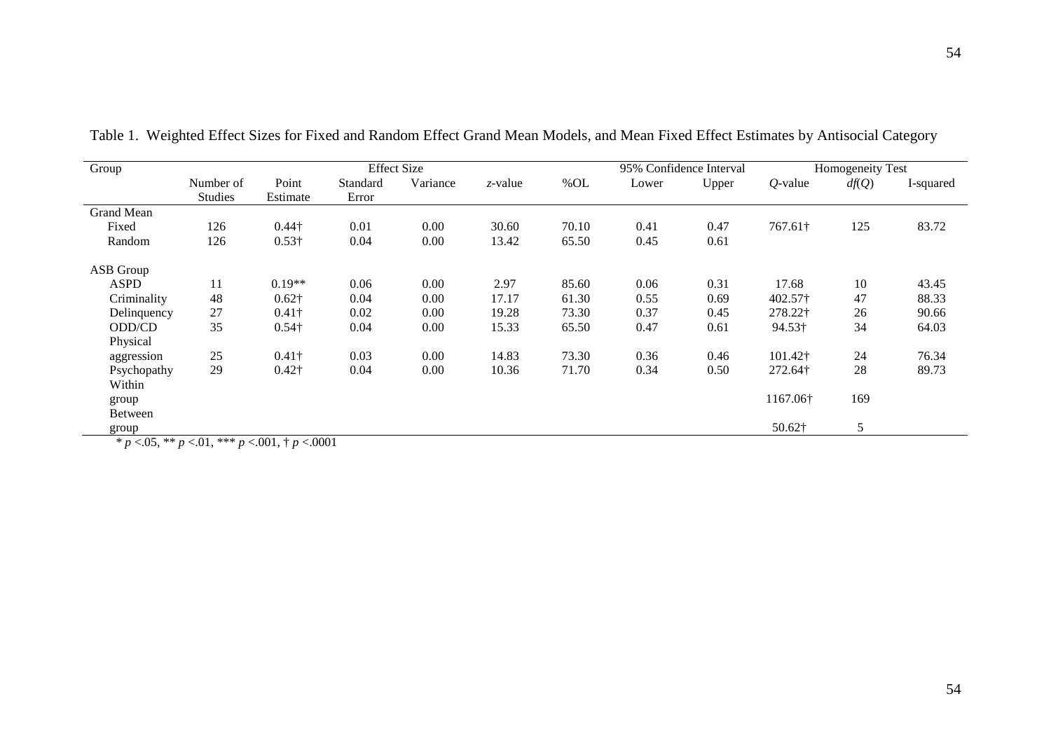Table 1. Weighted Effect Sizes for Fixed and Random Effect Grand Mean Models, and Mean Fixed Effect Estimates by Antisocial Category

| Group | | Effect Size | | | | | 95% Confidence Interval | | Homogeneity Test | | |
|---|---|---|---|---|---|---|---|---|---|---|---|
| | Number of Studies | Point Estimate | Standard Error | Variance | *z*-value | %OL | Lower | Upper | *Q*-value | *df*(*Q*) | I-squared |
| Grand Mean | | | | | | | | | | | |
| Fixed | 126 | 0.44† | 0.01 | 0.00 | 30.60 | 70.10 | 0.41 | 0.47 | 767.61† | 125 | 83.72 |
| Random | 126 | 0.53† | 0.04 | 0.00 | 13.42 | 65.50 | 0.45 | 0.61 | | | |
| ASB Group | | | | | | | | | | | |
| ASPD | 11 | 0.19** | 0.06 | 0.00 | 2.97 | 85.60 | 0.06 | 0.31 | 17.68 | 10 | 43.45 |
| Criminality | 48 | 0.62† | 0.04 | 0.00 | 17.17 | 61.30 | 0.55 | 0.69 | 402.57† | 47 | 88.33 |
| Delinquency | 27 | 0.41† | 0.02 | 0.00 | 19.28 | 73.30 | 0.37 | 0.45 | 278.22† | 26 | 90.66 |
| ODD/CD | 35 | 0.54† | 0.04 | 0.00 | 15.33 | 65.50 | 0.47 | 0.61 | 94.53† | 34 | 64.03 |
| Physical aggression | 25 | 0.41† | 0.03 | 0.00 | 14.83 | 73.30 | 0.36 | 0.46 | 101.42† | 24 | 76.34 |
| Psychopathy | 29 | 0.42† | 0.04 | 0.00 | 10.36 | 71.70 | 0.34 | 0.50 | 272.64† | 28 | 89.73 |
| Within group | | | | | | | | | 1167.06† | 169 | |
| Between group | | | | | | | | | 50.62† | 5 | |

\* $p$ <.05, ** $p$ <.01, *** $p$ <.001, † $p$ <.0001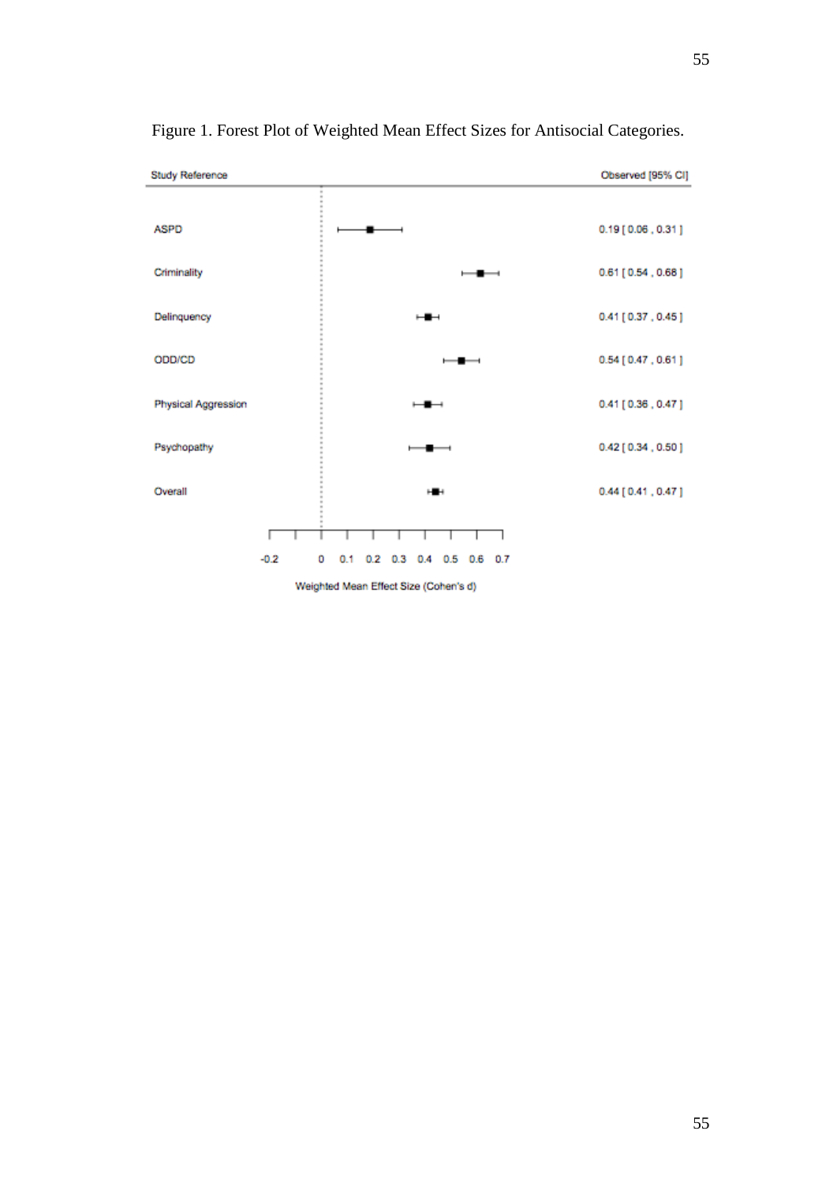Figure 1. Forest Plot of Weighted Mean Effect Sizes for Antisocial Categories.

| Study Reference | Observed [95% CI] |
| --- | --- |
| ASPD | 0.19 [ 0.06 , 0.31 ] |
| Criminality | 0.61 [ 0.54 , 0.68 ] |
| Delinquency | 0.41 [ 0.37 , 0.45 ] |
| ODD/CD | 0.54 [ 0.47 , 0.61 ] |
| Physical Aggression | 0.41 [ 0.36 , 0.47 ] |
| Psychopathy | 0.42 [ 0.34 , 0.50 ] |
| Overall | 0.44 [ 0.41 , 0.47 ] |

Weighted Mean Effect Size (Cohen's d)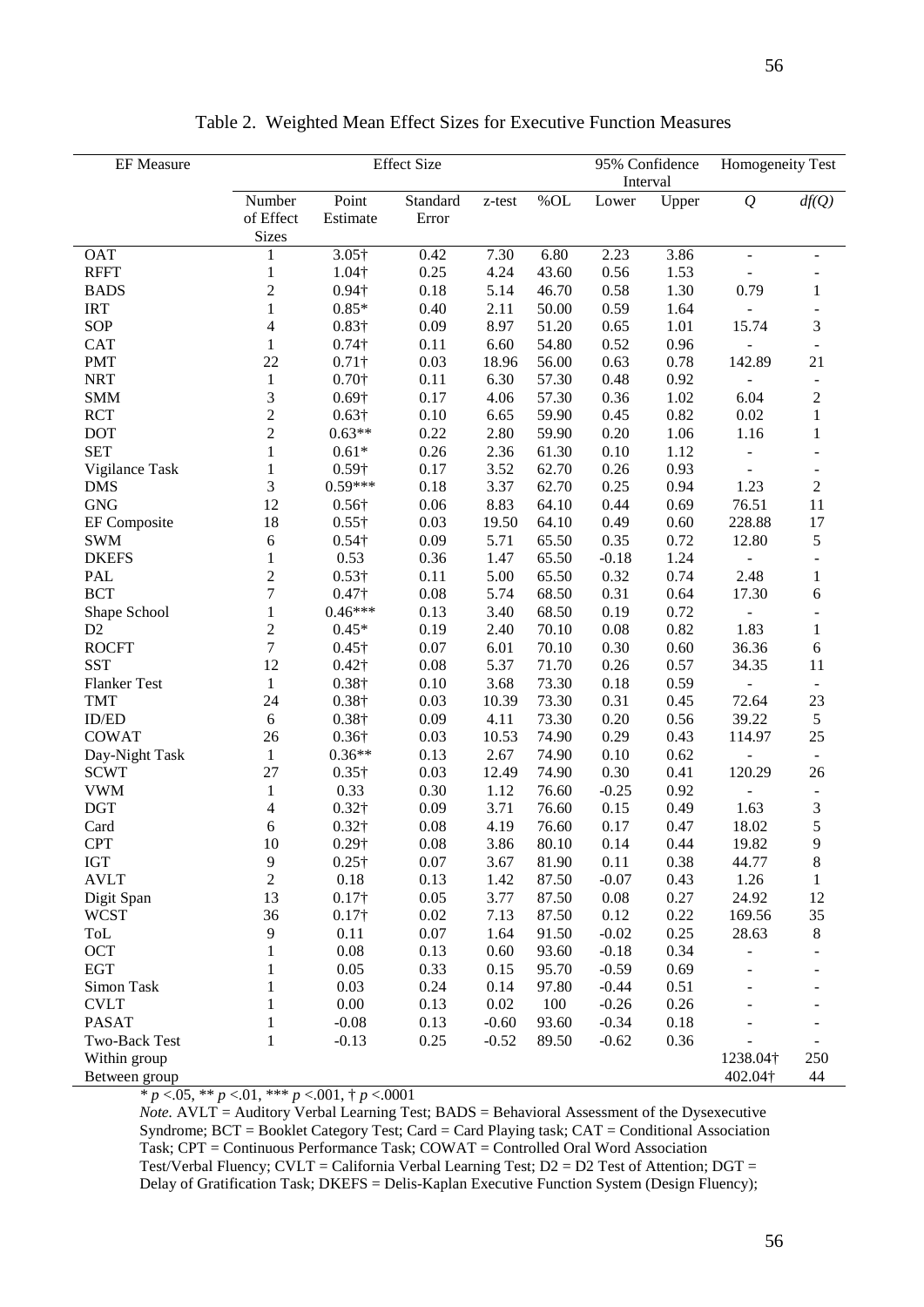Table 2. Weighted Mean Effect Sizes for Executive Function Measures

| EF Measure | Effect Size | | | | | 95% Confidence Interval | | Homogeneity Test | |
|---|---|---|---|---|---|---|---|---|---|
| | Number of Effect Sizes | Point Estimate | Standard Error | z-test | %OL | Lower | Upper | *Q* | *df(Q)* |
| OAT | 1 | 3.05† | 0.42 | 7.30 | 6.80 | 2.23 | 3.86 | - | - |
| RFFT | 1 | 1.04† | 0.25 | 4.24 | 43.60 | 0.56 | 1.53 | - | - |
| BADS | 2 | 0.94† | 0.18 | 5.14 | 46.70 | 0.58 | 1.30 | 0.79 | 1 |
| IRT | 1 | 0.85* | 0.40 | 2.11 | 50.00 | 0.59 | 1.64 | - | - |
| SOP | 4 | 0.83† | 0.09 | 8.97 | 51.20 | 0.65 | 1.01 | 15.74 | 3 |
| CAT | 1 | 0.74† | 0.11 | 6.60 | 54.80 | 0.52 | 0.96 | - | - |
| PMT | 22 | 0.71† | 0.03 | 18.96 | 56.00 | 0.63 | 0.78 | 142.89 | 21 |
| NRT | 1 | 0.70† | 0.11 | 6.30 | 57.30 | 0.48 | 0.92 | - | - |
| SMM | 3 | 0.69† | 0.17 | 4.06 | 57.30 | 0.36 | 1.02 | 6.04 | 2 |
| RCT | 2 | 0.63† | 0.10 | 6.65 | 59.90 | 0.45 | 0.82 | 0.02 | 1 |
| DOT | 2 | 0.63** | 0.22 | 2.80 | 59.90 | 0.20 | 1.06 | 1.16 | 1 |
| SET | 1 | 0.61* | 0.26 | 2.36 | 61.30 | 0.10 | 1.12 | - | - |
| Vigilance Task | 1 | 0.59† | 0.17 | 3.52 | 62.70 | 0.26 | 0.93 | - | - |
| DMS | 3 | 0.59*** | 0.18 | 3.37 | 62.70 | 0.25 | 0.94 | 1.23 | 2 |
| GNG | 12 | 0.56† | 0.06 | 8.83 | 64.10 | 0.44 | 0.69 | 76.51 | 11 |
| EF Composite | 18 | 0.55† | 0.03 | 19.50 | 64.10 | 0.49 | 0.60 | 228.88 | 17 |
| SWM | 6 | 0.54† | 0.09 | 5.71 | 65.50 | 0.35 | 0.72 | 12.80 | 5 |
| DKEFS | 1 | 0.53 | 0.36 | 1.47 | 65.50 | -0.18 | 1.24 | - | - |
| PAL | 2 | 0.53† | 0.11 | 5.00 | 65.50 | 0.32 | 0.74 | 2.48 | 1 |
| BCT | 7 | 0.47† | 0.08 | 5.74 | 68.50 | 0.31 | 0.64 | 17.30 | 6 |
| Shape School | 1 | 0.46*** | 0.13 | 3.40 | 68.50 | 0.19 | 0.72 | - | - |
| D2 | 2 | 0.45* | 0.19 | 2.40 | 70.10 | 0.08 | 0.82 | 1.83 | 1 |
| ROCFT | 7 | 0.45† | 0.07 | 6.01 | 70.10 | 0.30 | 0.60 | 36.36 | 6 |
| SST | 12 | 0.42† | 0.08 | 5.37 | 71.70 | 0.26 | 0.57 | 34.35 | 11 |
| Flanker Test | 1 | 0.38† | 0.10 | 3.68 | 73.30 | 0.18 | 0.59 | - | - |
| TMT | 24 | 0.38† | 0.03 | 10.39 | 73.30 | 0.31 | 0.45 | 72.64 | 23 |
| ID/ED | 6 | 0.38† | 0.09 | 4.11 | 73.30 | 0.20 | 0.56 | 39.22 | 5 |
| COWAT | 26 | 0.36† | 0.03 | 10.53 | 74.90 | 0.29 | 0.43 | 114.97 | 25 |
| Day-Night Task | 1 | 0.36** | 0.13 | 2.67 | 74.90 | 0.10 | 0.62 | - | - |
| SCWT | 27 | 0.35† | 0.03 | 12.49 | 74.90 | 0.30 | 0.41 | 120.29 | 26 |
| VWM | 1 | 0.33 | 0.30 | 1.12 | 76.60 | -0.25 | 0.92 | - | - |
| DGT | 4 | 0.32† | 0.09 | 3.71 | 76.60 | 0.15 | 0.49 | 1.63 | 3 |
| Card | 6 | 0.32† | 0.08 | 4.19 | 76.60 | 0.17 | 0.47 | 18.02 | 5 |
| CPT | 10 | 0.29† | 0.08 | 3.86 | 80.10 | 0.14 | 0.44 | 19.82 | 9 |
| IGT | 9 | 0.25† | 0.07 | 3.67 | 81.90 | 0.11 | 0.38 | 44.77 | 8 |
| AVLT | 2 | 0.18 | 0.13 | 1.42 | 87.50 | -0.07 | 0.43 | 1.26 | 1 |
| Digit Span | 13 | 0.17† | 0.05 | 3.77 | 87.50 | 0.08 | 0.27 | 24.92 | 12 |
| WCST | 36 | 0.17† | 0.02 | 7.13 | 87.50 | 0.12 | 0.22 | 169.56 | 35 |
| ToL | 9 | 0.11 | 0.07 | 1.64 | 91.50 | -0.02 | 0.25 | 28.63 | 8 |
| OCT | 1 | 0.08 | 0.13 | 0.60 | 93.60 | -0.18 | 0.34 | - | - |
| EGT | 1 | 0.05 | 0.33 | 0.15 | 95.70 | -0.59 | 0.69 | - | - |
| Simon Task | 1 | 0.03 | 0.24 | 0.14 | 97.80 | -0.44 | 0.51 | - | - |
| CVLT | 1 | 0.00 | 0.13 | 0.02 | 100 | -0.26 | 0.26 | - | - |
| PASAT | 1 | -0.08 | 0.13 | -0.60 | 93.60 | -0.34 | 0.18 | - | - |
| Two-Back Test | 1 | -0.13 | 0.25 | -0.52 | 89.50 | -0.62 | 0.36 | - | - |
| Within group | | | | | | | | 1238.04† | 250 |
| Between group | | | | | | | | 402.04† | 44 |

\* $p < .05$, \*\* $p < .01$, \*\*\* $p < .001$, † $p < .0001$

*Note.* AVLT = Auditory Verbal Learning Test; BADS = Behavioral Assessment of the Dysexecutive Syndrome; BCT = Booklet Category Test; Card = Card Playing task; CAT = Conditional Association Task; CPT = Continuous Performance Task; COWAT = Controlled Oral Word Association Test/Verbal Fluency; CVLT = California Verbal Learning Test; D2 = D2 Test of Attention; DGT = Delay of Gratification Task; DKEFS = Delis-Kaplan Executive Function System (Design Fluency);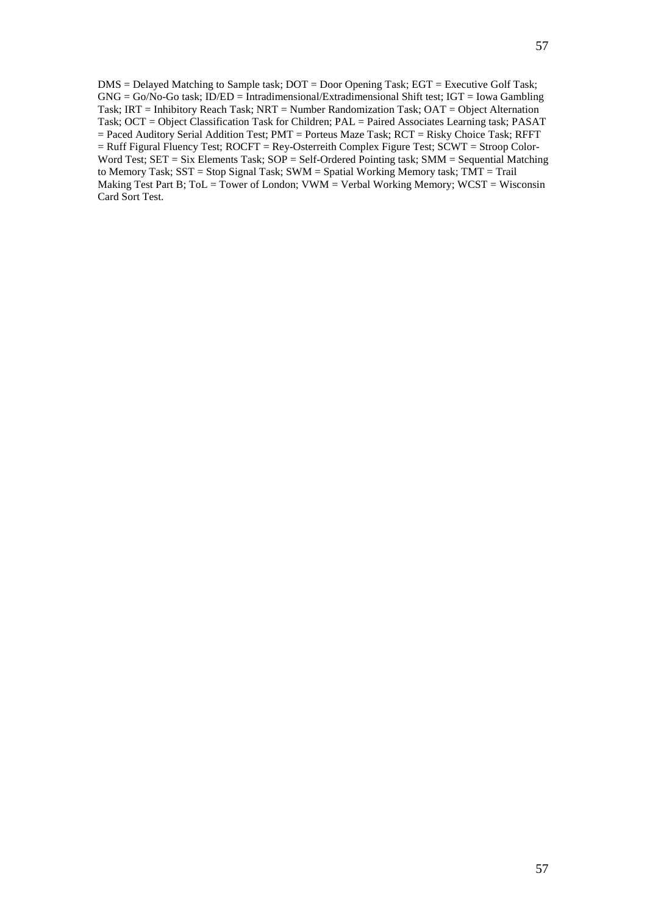DMS = Delayed Matching to Sample task; DOT = Door Opening Task; EGT = Executive Golf Task; GNG = Go/No-Go task; ID/ED = Intradimensional/Extradimensional Shift test; IGT = Iowa Gambling Task; IRT = Inhibitory Reach Task; NRT = Number Randomization Task; OAT = Object Alternation Task; OCT = Object Classification Task for Children; PAL = Paired Associates Learning task; PASAT = Paced Auditory Serial Addition Test; PMT = Porteus Maze Task; RCT = Risky Choice Task; RFFT = Ruff Figural Fluency Test; ROCFT = Rey-Osterreith Complex Figure Test; SCWT = Stroop Color-Word Test; SET = Six Elements Task; SOP = Self-Ordered Pointing task; SMM = Sequential Matching to Memory Task; SST = Stop Signal Task; SWM = Spatial Working Memory task; TMT = Trail Making Test Part B; ToL = Tower of London; VWM = Verbal Working Memory; WCST = Wisconsin Card Sort Test.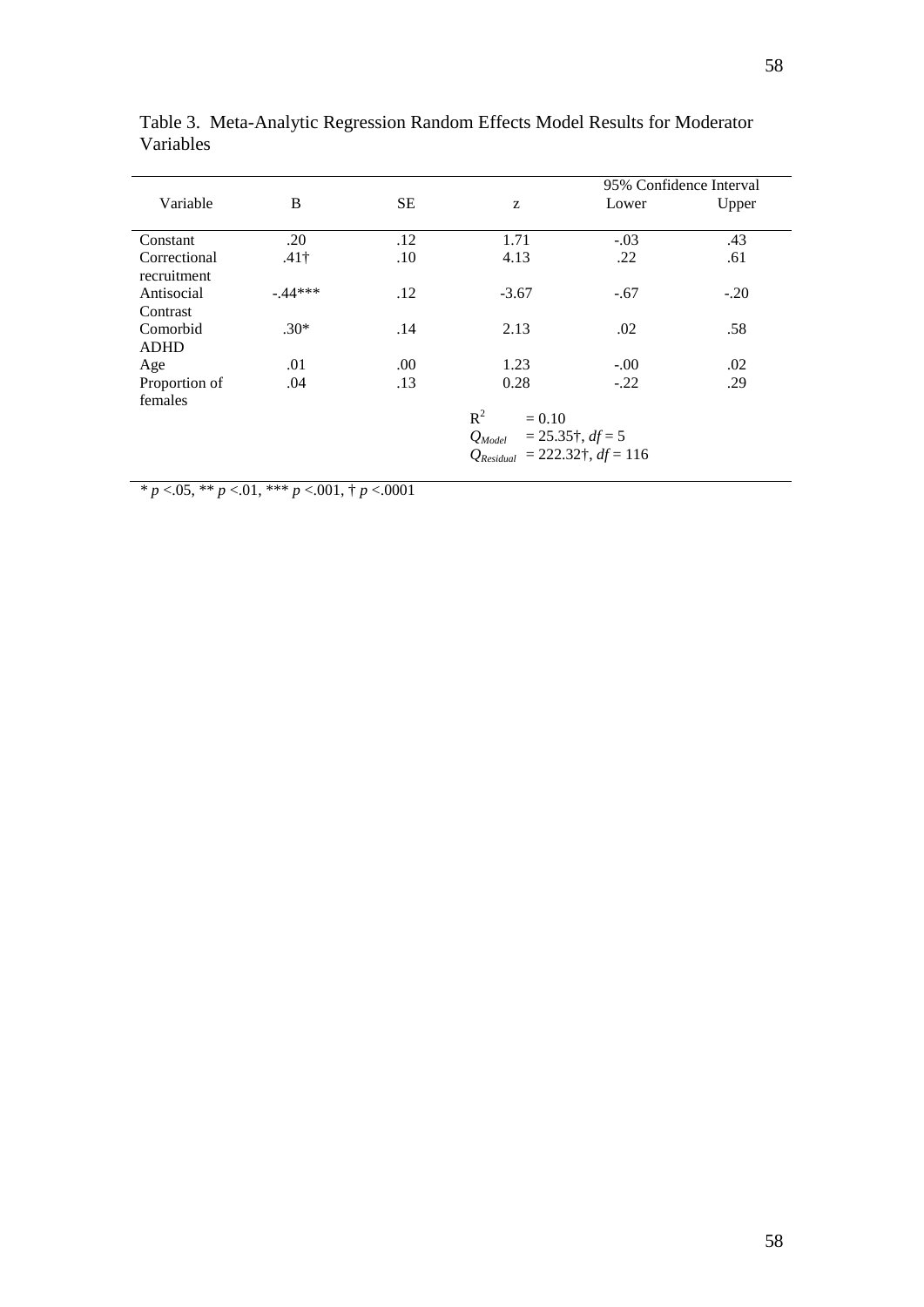Table 3. Meta-Analytic Regression Random Effects Model Results for Moderator Variables

| Variable | B | SE | z | 95% Confidence Interval | |
|---|---|---|---|---|---|
| | | | | Lower | Upper |
| Constant | .20 | .12 | 1.71 | -.03 | .43 |
| Correctional recruitment | .41† | .10 | 4.13 | .22 | .61 |
| Antisocial Contrast | -.44*** | .12 | -3.67 | -.67 | -.20 |
| Comorbid ADHD | .30* | .14 | 2.13 | .02 | .58 |
| Age | .01 | .00 | 1.23 | -.00 | .02 |
| Proportion of females | .04 | .13 | 0.28 | -.22 | .29 |
| | | | $R^2$ = 0.10 | | |
| | | | $Q_{Model}$ = 25.35†, $df$ = 5 | | |
| | | | $Q_{Residual}$ = 222.32†, $df$ = 116 | | |

\* $p$ <.05, ** $p$ <.01, *** $p$ <.001, † $p$ <.0001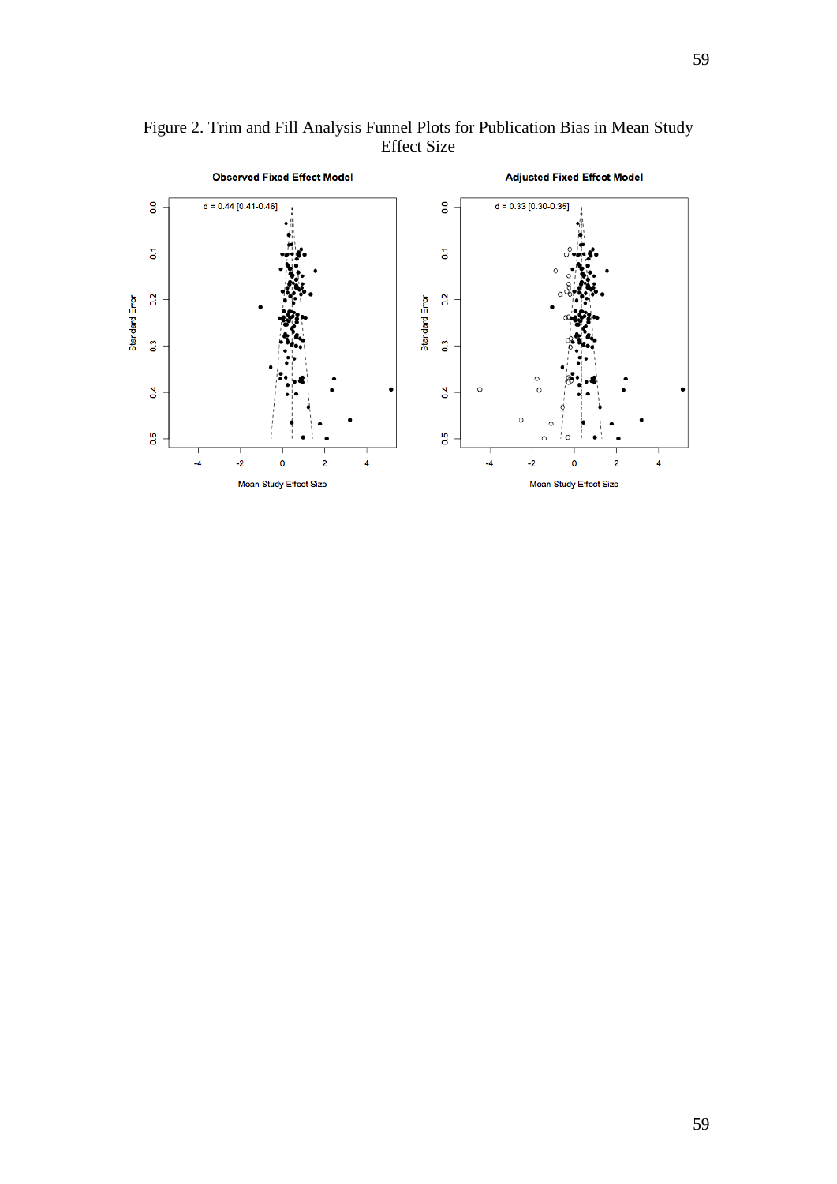Figure 2. Trim and Fill Analysis Funnel Plots for Publication Bias in Mean Study Effect Size

Observed Fixed Effect Model

d = 0.44 [0.41-0.46]

Standard Error

0.0
0.1
0.2
0.3
0.4
0.5

-4
-2
0
2
4

Mean Study Effect Size

Adjusted Fixed Effect Model

d = 0.33 [0.30-0.35]

Standard Error

0.0
0.1
0.2
0.3
0.4
0.5

-4
-2
0
2
4

Mean Study Effect Size